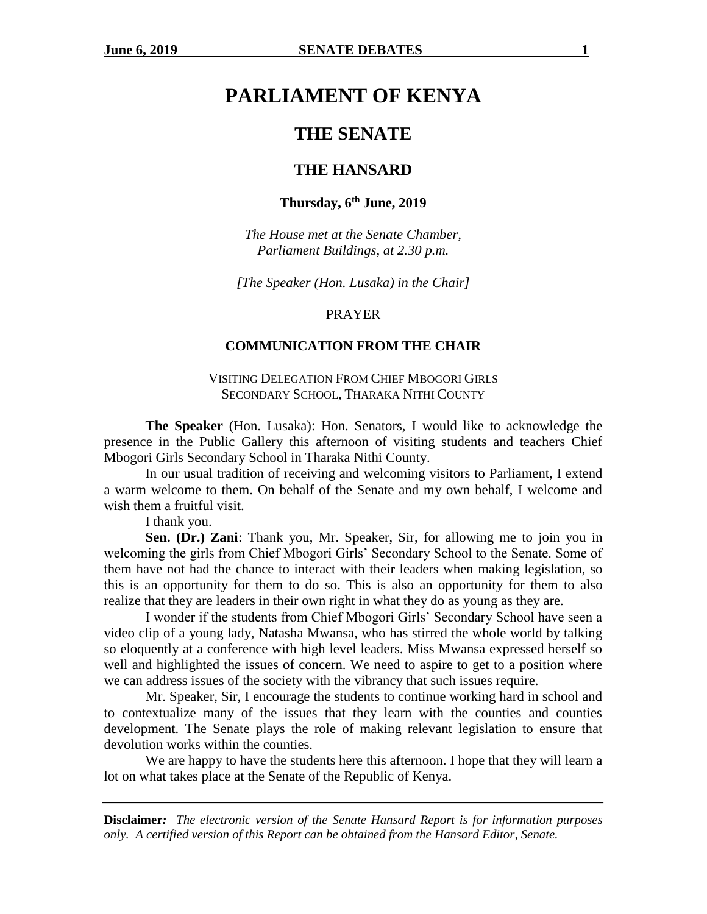# PARLIAMENT OF KENYA

## THE SENATE

## THE HANSARD

**Thursday, 6th June, 2019**

*The House met at the Senate Chamber, Parliament Buildings, at 2.30 p.m.*

*[The Speaker (Hon. Lusaka) in the Chair]*

PRAYER

**COMMUNICATION FROM THE CHAIR**

VISITING DELEGATION FROM CHIEF MBOGORI GIRLS SECONDARY SCHOOL, THARAKA NITHI COUNTY

**The Speaker** (Hon. Lusaka): Hon. Senators, I would like to acknowledge the presence in the Public Gallery this afternoon of visiting students and teachers Chief Mbogori Girls Secondary School in Tharaka Nithi County.

In our usual tradition of receiving and welcoming visitors to Parliament, I extend a warm welcome to them. On behalf of the Senate and my own behalf, I welcome and wish them a fruitful visit.

I thank you.

**Sen. (Dr.) Zani**: Thank you, Mr. Speaker, Sir, for allowing me to join you in welcoming the girls from Chief Mbogori Girls' Secondary School to the Senate. Some of them have not had the chance to interact with their leaders when making legislation, so this is an opportunity for them to do so. This is also an opportunity for them to also realize that they are leaders in their own right in what they do as young as they are.

I wonder if the students from Chief Mbogori Girls' Secondary School have seen a video clip of a young lady, Natasha Mwansa, who has stirred the whole world by talking so eloquently at a conference with high level leaders. Miss Mwansa expressed herself so well and highlighted the issues of concern. We need to aspire to get to a position where we can address issues of the society with the vibrancy that such issues require.

Mr. Speaker, Sir, I encourage the students to continue working hard in school and to contextualize many of the issues that they learn with the counties and counties development. The Senate plays the role of making relevant legislation to ensure that devolution works within the counties.

We are happy to have the students here this afternoon. I hope that they will learn a lot on what takes place at the Senate of the Republic of Kenya.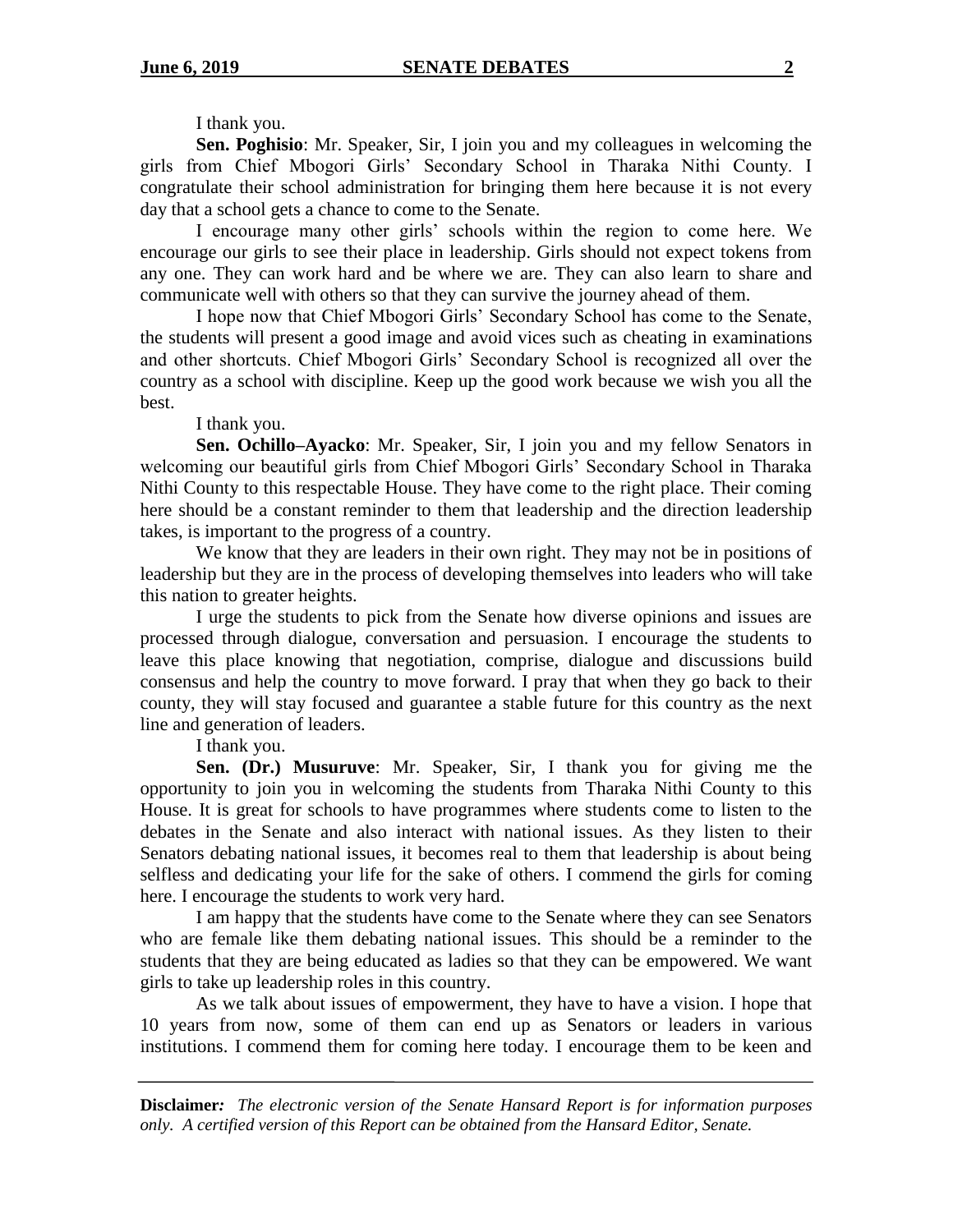I thank you.

**Sen. Poghisio**: Mr. Speaker, Sir, I join you and my colleagues in welcoming the girls from Chief Mbogori Girls' Secondary School in Tharaka Nithi County. I congratulate their school administration for bringing them here because it is not every day that a school gets a chance to come to the Senate.

I encourage many other girls' schools within the region to come here. We encourage our girls to see their place in leadership. Girls should not expect tokens from any one. They can work hard and be where we are. They can also learn to share and communicate well with others so that they can survive the journey ahead of them.

I hope now that Chief Mbogori Girls' Secondary School has come to the Senate, the students will present a good image and avoid vices such as cheating in examinations and other shortcuts. Chief Mbogori Girls' Secondary School is recognized all over the country as a school with discipline. Keep up the good work because we wish you all the best.

I thank you.

**Sen. Ochillo–Ayacko**: Mr. Speaker, Sir, I join you and my fellow Senators in welcoming our beautiful girls from Chief Mbogori Girls' Secondary School in Tharaka Nithi County to this respectable House. They have come to the right place. Their coming here should be a constant reminder to them that leadership and the direction leadership takes, is important to the progress of a country.

We know that they are leaders in their own right. They may not be in positions of leadership but they are in the process of developing themselves into leaders who will take this nation to greater heights.

I urge the students to pick from the Senate how diverse opinions and issues are processed through dialogue, conversation and persuasion. I encourage the students to leave this place knowing that negotiation, comprise, dialogue and discussions build consensus and help the country to move forward. I pray that when they go back to their county, they will stay focused and guarantee a stable future for this country as the next line and generation of leaders.

I thank you.

**Sen. (Dr.) Musuruve**: Mr. Speaker, Sir, I thank you for giving me the opportunity to join you in welcoming the students from Tharaka Nithi County to this House. It is great for schools to have programmes where students come to listen to the debates in the Senate and also interact with national issues. As they listen to their Senators debating national issues, it becomes real to them that leadership is about being selfless and dedicating your life for the sake of others. I commend the girls for coming here. I encourage the students to work very hard.

I am happy that the students have come to the Senate where they can see Senators who are female like them debating national issues. This should be a reminder to the students that they are being educated as ladies so that they can be empowered. We want girls to take up leadership roles in this country.

As we talk about issues of empowerment, they have to have a vision. I hope that 10 years from now, some of them can end up as Senators or leaders in various institutions. I commend them for coming here today. I encourage them to be keen and

**Disclaimer***: The electronic version of the Senate Hansard Report is for information purposes only. A certified version of this Report can be obtained from the Hansard Editor, Senate.*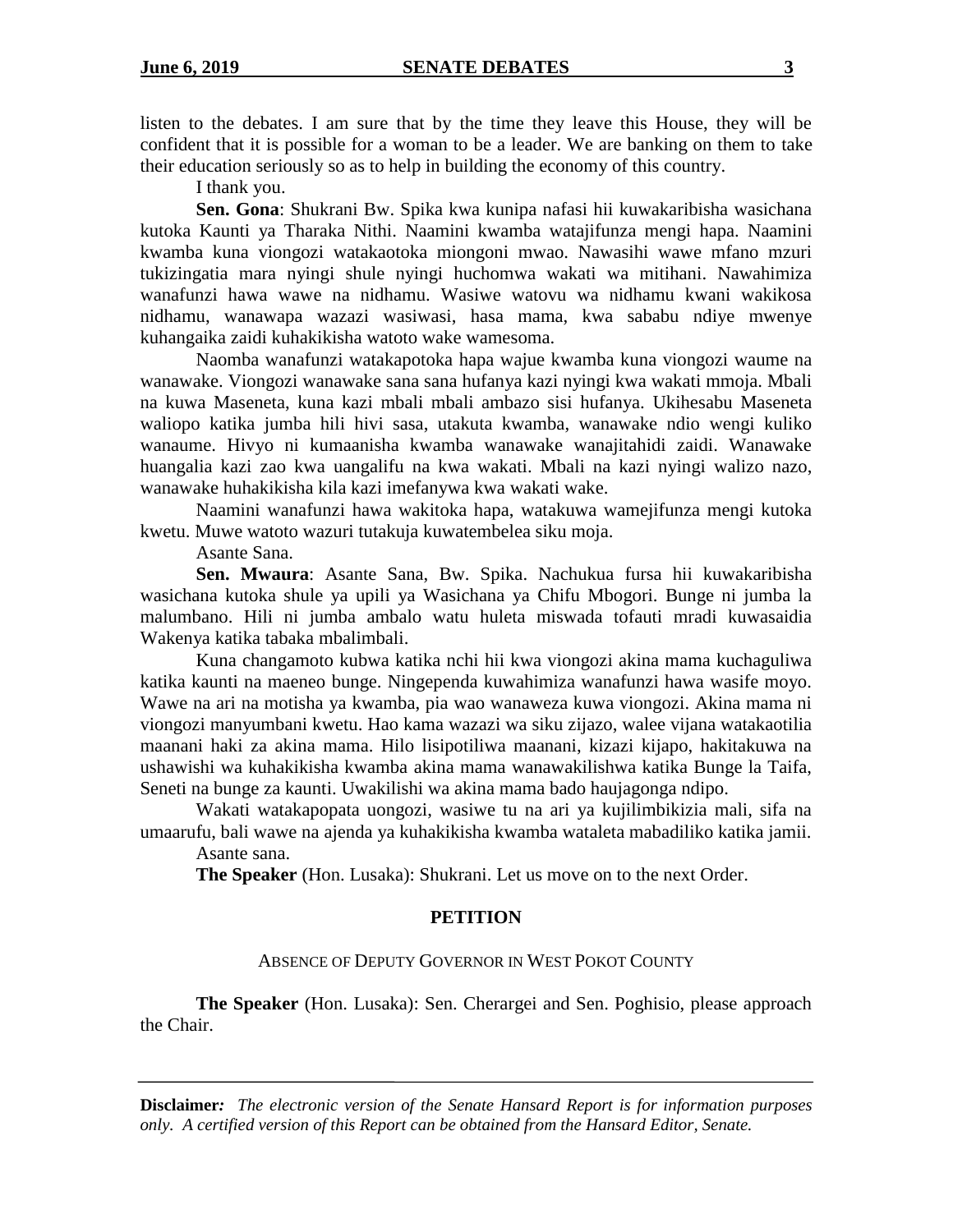listen to the debates. I am sure that by the time they leave this House, they will be confident that it is possible for a woman to be a leader. We are banking on them to take their education seriously so as to help in building the economy of this country.

I thank you.

**Sen. Gona**: Shukrani Bw. Spika kwa kunipa nafasi hii kuwakaribisha wasichana kutoka Kaunti ya Tharaka Nithi. Naamini kwamba watajifunza mengi hapa. Naamini kwamba kuna viongozi watakaotoka miongoni mwao. Nawasihi wawe mfano mzuri tukizingatia mara nyingi shule nyingi huchomwa wakati wa mitihani. Nawahimiza wanafunzi hawa wawe na nidhamu. Wasiwe watovu wa nidhamu kwani wakikosa nidhamu, wanawapa wazazi wasiwasi, hasa mama, kwa sababu ndiye mwenye kuhangaika zaidi kuhakikisha watoto wake wamesoma.

Naomba wanafunzi watakapotoka hapa wajue kwamba kuna viongozi waume na wanawake. Viongozi wanawake sana sana hufanya kazi nyingi kwa wakati mmoja. Mbali na kuwa Maseneta, kuna kazi mbali mbali ambazo sisi hufanya. Ukihesabu Maseneta waliopo katika jumba hili hivi sasa, utakuta kwamba, wanawake ndio wengi kuliko wanaume. Hivyo ni kumaanisha kwamba wanawake wanajitahidi zaidi. Wanawake huangalia kazi zao kwa uangalifu na kwa wakati. Mbali na kazi nyingi walizo nazo, wanawake huhakikisha kila kazi imefanywa kwa wakati wake.

Naamini wanafunzi hawa wakitoka hapa, watakuwa wamejifunza mengi kutoka kwetu. Muwe watoto wazuri tutakuja kuwatembelea siku moja.

Asante Sana.

**Sen. Mwaura**: Asante Sana, Bw. Spika. Nachukua fursa hii kuwakaribisha wasichana kutoka shule ya upili ya Wasichana ya Chifu Mbogori. Bunge ni jumba la malumbano. Hili ni jumba ambalo watu huleta miswada tofauti mradi kuwasaidia Wakenya katika tabaka mbalimbali.

Kuna changamoto kubwa katika nchi hii kwa viongozi akina mama kuchaguliwa katika kaunti na maeneo bunge. Ningependa kuwahimiza wanafunzi hawa wasife moyo. Wawe na ari na motisha ya kwamba, pia wao wanaweza kuwa viongozi. Akina mama ni viongozi manyumbani kwetu. Hao kama wazazi wa siku zijazo, walee vijana watakaotilia maanani haki za akina mama. Hilo lisipotiliwa maanani, kizazi kijapo, hakitakuwa na ushawishi wa kuhakikisha kwamba akina mama wanawakilishwa katika Bunge la Taifa, Seneti na bunge za kaunti. Uwakilishi wa akina mama bado haujagonga ndipo.

Wakati watakapopata uongozi, wasiwe tu na ari ya kujilimbikizia mali, sifa na umaarufu, bali wawe na ajenda ya kuhakikisha kwamba wataleta mabadiliko katika jamii.

Asante sana.

**The Speaker** (Hon. Lusaka): Shukrani. Let us move on to the next Order.

## PETITION

### ABSENCE OF DEPUTY GOVERNOR IN WEST POKOT COUNTY

**The Speaker** (Hon. Lusaka): Sen. Cherargei and Sen. Poghisio, please approach the Chair.

---

**Disclaimer:** *The electronic version of the Senate Hansard Report is for information purposes only. A certified version of this Report can be obtained from the Hansard Editor, Senate.*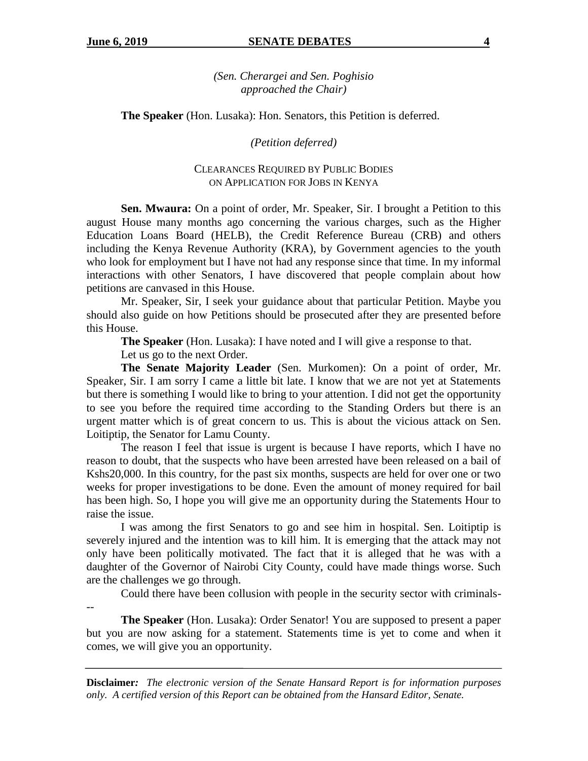*(Sen. Cherargei and Sen. Poghisio approached the Chair)*

**The Speaker** (Hon. Lusaka): Hon. Senators, this Petition is deferred.

*(Petition deferred)*

CLEARANCES REQUIRED BY PUBLIC BODIES ON APPLICATION FOR JOBS IN KENYA

**Sen. Mwaura:** On a point of order, Mr. Speaker, Sir. I brought a Petition to this august House many months ago concerning the various charges, such as the Higher Education Loans Board (HELB), the Credit Reference Bureau (CRB) and others including the Kenya Revenue Authority (KRA), by Government agencies to the youth who look for employment but I have not had any response since that time. In my informal interactions with other Senators, I have discovered that people complain about how petitions are canvased in this House.

Mr. Speaker, Sir, I seek your guidance about that particular Petition. Maybe you should also guide on how Petitions should be prosecuted after they are presented before this House.

**The Speaker** (Hon. Lusaka): I have noted and I will give a response to that.

Let us go to the next Order.

**The Senate Majority Leader** (Sen. Murkomen): On a point of order, Mr. Speaker, Sir. I am sorry I came a little bit late. I know that we are not yet at Statements but there is something I would like to bring to your attention. I did not get the opportunity to see you before the required time according to the Standing Orders but there is an urgent matter which is of great concern to us. This is about the vicious attack on Sen. Loitiptip, the Senator for Lamu County.

The reason I feel that issue is urgent is because I have reports, which I have no reason to doubt, that the suspects who have been arrested have been released on a bail of Kshs20,000. In this country, for the past six months, suspects are held for over one or two weeks for proper investigations to be done. Even the amount of money required for bail has been high. So, I hope you will give me an opportunity during the Statements Hour to raise the issue.

I was among the first Senators to go and see him in hospital. Sen. Loitiptip is severely injured and the intention was to kill him. It is emerging that the attack may not only have been politically motivated. The fact that it is alleged that he was with a daughter of the Governor of Nairobi City County, could have made things worse. Such are the challenges we go through.

Could there have been collusion with people in the security sector with criminals---

**The Speaker** (Hon. Lusaka): Order Senator! You are supposed to present a paper but you are now asking for a statement. Statements time is yet to come and when it comes, we will give you an opportunity.

---

**Disclaimer:** *The electronic version of the Senate Hansard Report is for information purposes only. A certified version of this Report can be obtained from the Hansard Editor, Senate.*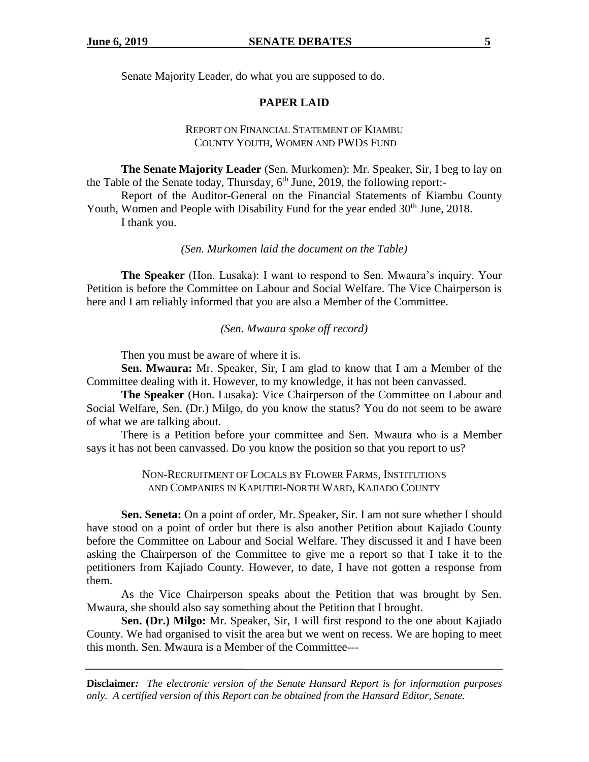Senate Majority Leader, do what you are supposed to do.

## PAPER LAID

### REPORT ON FINANCIAL STATEMENT OF KIAMBU COUNTY YOUTH, WOMEN AND PWDS FUND

**The Senate Majority Leader** (Sen. Murkomen): Mr. Speaker, Sir, I beg to lay on the Table of the Senate today, Thursday, 6th June, 2019, the following report:-

Report of the Auditor-General on the Financial Statements of Kiambu County Youth, Women and People with Disability Fund for the year ended 30th June, 2018.

I thank you.

*(Sen. Murkomen laid the document on the Table)*

**The Speaker** (Hon. Lusaka): I want to respond to Sen. Mwaura's inquiry. Your Petition is before the Committee on Labour and Social Welfare. The Vice Chairperson is here and I am reliably informed that you are also a Member of the Committee.

*(Sen. Mwaura spoke off record)*

Then you must be aware of where it is.

**Sen. Mwaura:** Mr. Speaker, Sir, I am glad to know that I am a Member of the Committee dealing with it. However, to my knowledge, it has not been canvassed.

**The Speaker** (Hon. Lusaka): Vice Chairperson of the Committee on Labour and Social Welfare, Sen. (Dr.) Milgo, do you know the status? You do not seem to be aware of what we are talking about.

There is a Petition before your committee and Sen. Mwaura who is a Member says it has not been canvassed. Do you know the position so that you report to us?

### NON-RECRUITMENT OF LOCALS BY FLOWER FARMS, INSTITUTIONS AND COMPANIES IN KAPUTIEI-NORTH WARD, KAJIADO COUNTY

**Sen. Seneta:** On a point of order, Mr. Speaker, Sir. I am not sure whether I should have stood on a point of order but there is also another Petition about Kajiado County before the Committee on Labour and Social Welfare. They discussed it and I have been asking the Chairperson of the Committee to give me a report so that I take it to the petitioners from Kajiado County. However, to date, I have not gotten a response from them.

As the Vice Chairperson speaks about the Petition that was brought by Sen. Mwaura, she should also say something about the Petition that I brought.

**Sen. (Dr.) Milgo:** Mr. Speaker, Sir, I will first respond to the one about Kajiado County. We had organised to visit the area but we went on recess. We are hoping to meet this month. Sen. Mwaura is a Member of the Committee---

**Disclaimer:** *The electronic version of the Senate Hansard Report is for information purposes only. A certified version of this Report can be obtained from the Hansard Editor, Senate.*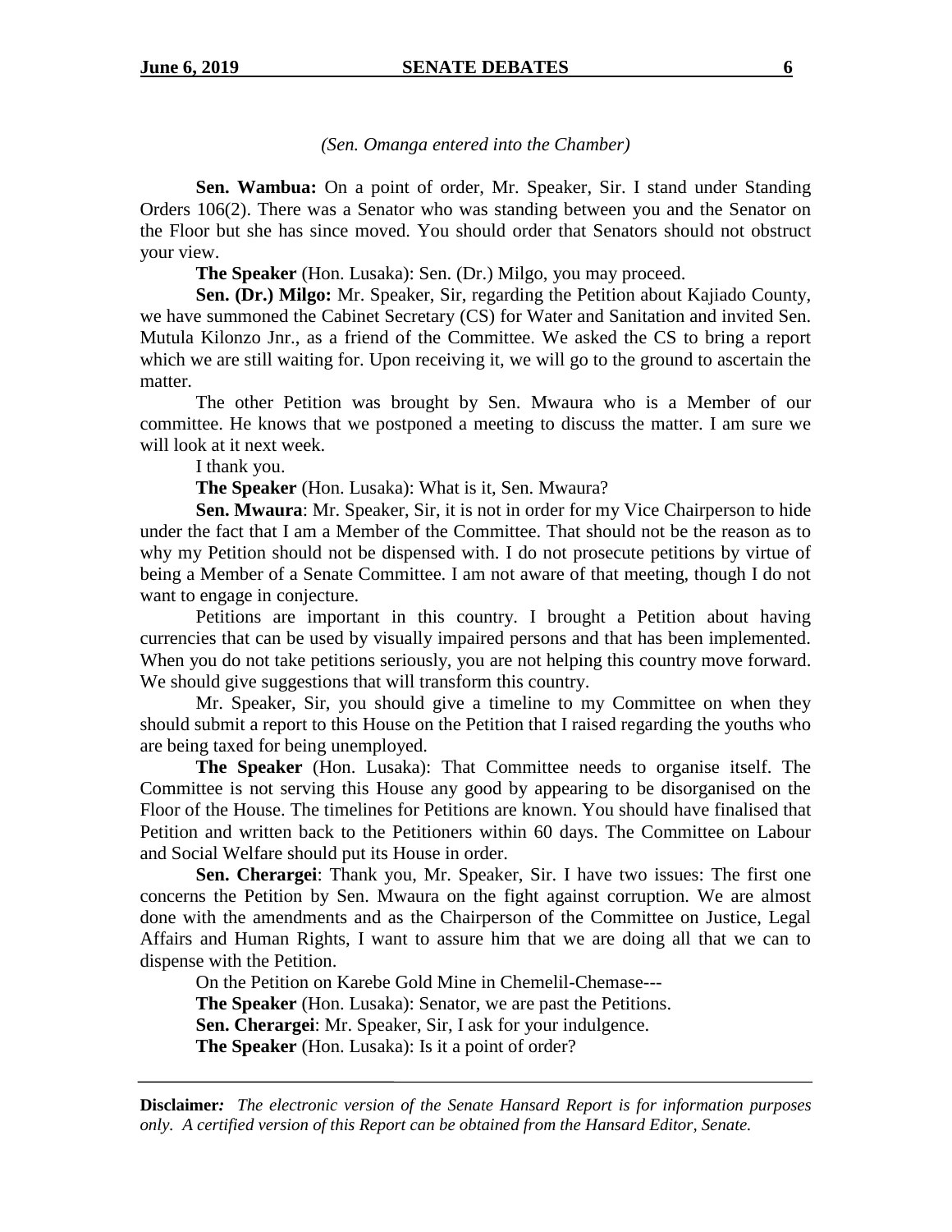*(Sen. Omanga entered into the Chamber)*

**Sen. Wambua:** On a point of order, Mr. Speaker, Sir. I stand under Standing Orders 106(2). There was a Senator who was standing between you and the Senator on the Floor but she has since moved. You should order that Senators should not obstruct your view.

**The Speaker** (Hon. Lusaka): Sen. (Dr.) Milgo, you may proceed.

**Sen. (Dr.) Milgo:** Mr. Speaker, Sir, regarding the Petition about Kajiado County, we have summoned the Cabinet Secretary (CS) for Water and Sanitation and invited Sen. Mutula Kilonzo Jnr., as a friend of the Committee. We asked the CS to bring a report which we are still waiting for. Upon receiving it, we will go to the ground to ascertain the matter.

The other Petition was brought by Sen. Mwaura who is a Member of our committee. He knows that we postponed a meeting to discuss the matter. I am sure we will look at it next week.

I thank you.

**The Speaker** (Hon. Lusaka): What is it, Sen. Mwaura?

**Sen. Mwaura**: Mr. Speaker, Sir, it is not in order for my Vice Chairperson to hide under the fact that I am a Member of the Committee. That should not be the reason as to why my Petition should not be dispensed with. I do not prosecute petitions by virtue of being a Member of a Senate Committee. I am not aware of that meeting, though I do not want to engage in conjecture.

Petitions are important in this country. I brought a Petition about having currencies that can be used by visually impaired persons and that has been implemented. When you do not take petitions seriously, you are not helping this country move forward. We should give suggestions that will transform this country.

Mr. Speaker, Sir, you should give a timeline to my Committee on when they should submit a report to this House on the Petition that I raised regarding the youths who are being taxed for being unemployed.

**The Speaker** (Hon. Lusaka): That Committee needs to organise itself. The Committee is not serving this House any good by appearing to be disorganised on the Floor of the House. The timelines for Petitions are known. You should have finalised that Petition and written back to the Petitioners within 60 days. The Committee on Labour and Social Welfare should put its House in order.

**Sen. Cherargei**: Thank you, Mr. Speaker, Sir. I have two issues: The first one concerns the Petition by Sen. Mwaura on the fight against corruption. We are almost done with the amendments and as the Chairperson of the Committee on Justice, Legal Affairs and Human Rights, I want to assure him that we are doing all that we can to dispense with the Petition.

On the Petition on Karebe Gold Mine in Chemelil-Chemase---

**The Speaker** (Hon. Lusaka): Senator, we are past the Petitions.

**Sen. Cherargei**: Mr. Speaker, Sir, I ask for your indulgence.

**The Speaker** (Hon. Lusaka): Is it a point of order?

**Disclaimer***:* *The electronic version of the Senate Hansard Report is for information purposes only. A certified version of this Report can be obtained from the Hansard Editor, Senate.*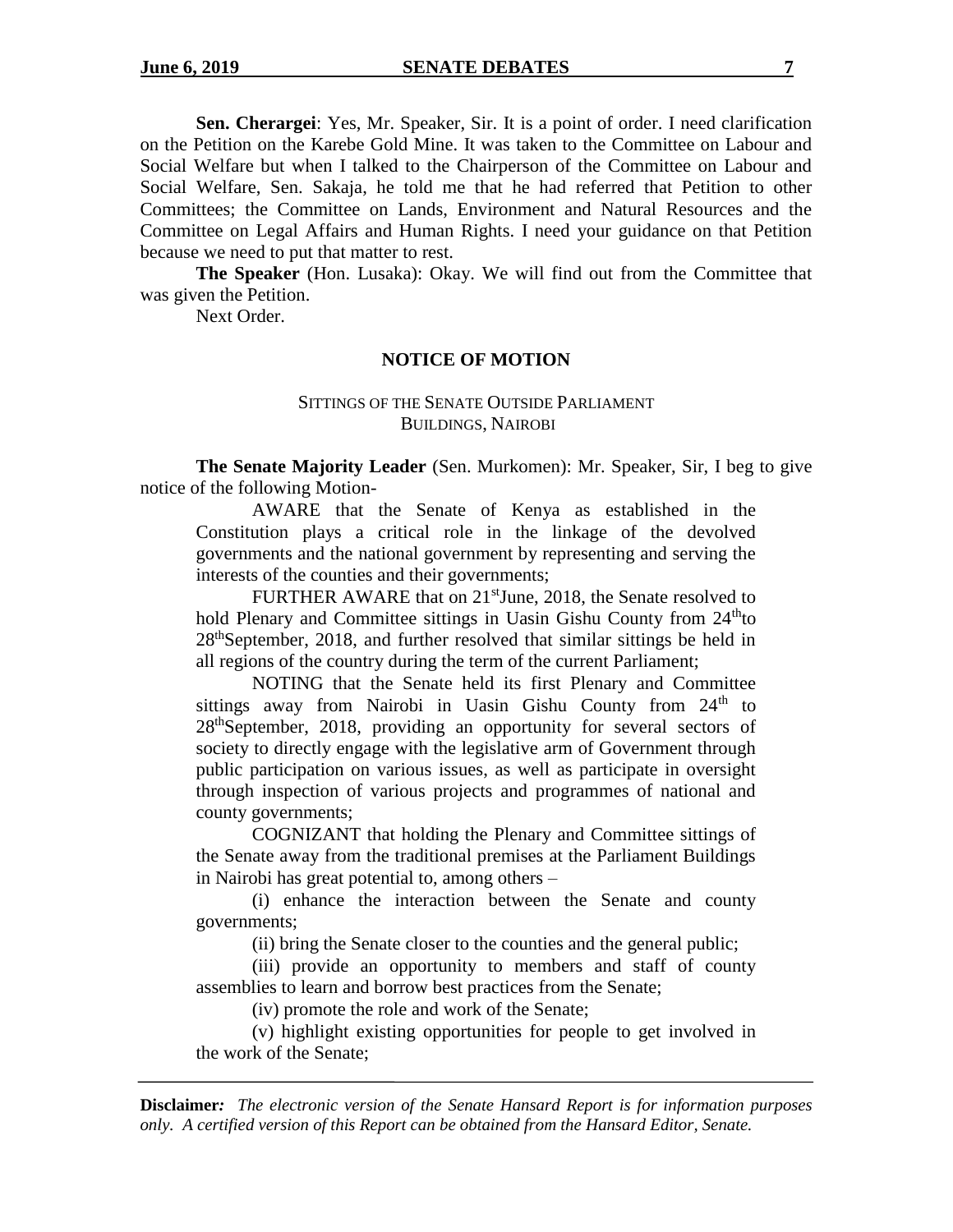**Sen. Cherargei**: Yes, Mr. Speaker, Sir. It is a point of order. I need clarification on the Petition on the Karebe Gold Mine. It was taken to the Committee on Labour and Social Welfare but when I talked to the Chairperson of the Committee on Labour and Social Welfare, Sen. Sakaja, he told me that he had referred that Petition to other Committees; the Committee on Lands, Environment and Natural Resources and the Committee on Legal Affairs and Human Rights. I need your guidance on that Petition because we need to put that matter to rest.

**The Speaker** (Hon. Lusaka): Okay. We will find out from the Committee that was given the Petition.

Next Order.

## NOTICE OF MOTION

### SITTINGS OF THE SENATE OUTSIDE PARLIAMENT BUILDINGS, NAIROBI

**The Senate Majority Leader** (Sen. Murkomen): Mr. Speaker, Sir, I beg to give notice of the following Motion-

> AWARE that the Senate of Kenya as established in the Constitution plays a critical role in the linkage of the devolved governments and the national government by representing and serving the interests of the counties and their governments;
>
> FURTHER AWARE that on 21st June, 2018, the Senate resolved to hold Plenary and Committee sittings in Uasin Gishu County from 24th to 28th September, 2018, and further resolved that similar sittings be held in all regions of the country during the term of the current Parliament;
>
> NOTING that the Senate held its first Plenary and Committee sittings away from Nairobi in Uasin Gishu County from 24th to 28th September, 2018, providing an opportunity for several sectors of society to directly engage with the legislative arm of Government through public participation on various issues, as well as participate in oversight through inspection of various projects and programmes of national and county governments;
>
> COGNIZANT that holding the Plenary and Committee sittings of the Senate away from the traditional premises at the Parliament Buildings in Nairobi has great potential to, among others –
>
> (i) enhance the interaction between the Senate and county governments;
>
> (ii) bring the Senate closer to the counties and the general public;
>
> (iii) provide an opportunity to members and staff of county assemblies to learn and borrow best practices from the Senate;
>
> (iv) promote the role and work of the Senate;
>
> (v) highlight existing opportunities for people to get involved in the work of the Senate;

**Disclaimer:** *The electronic version of the Senate Hansard Report is for information purposes only. A certified version of this Report can be obtained from the Hansard Editor, Senate.*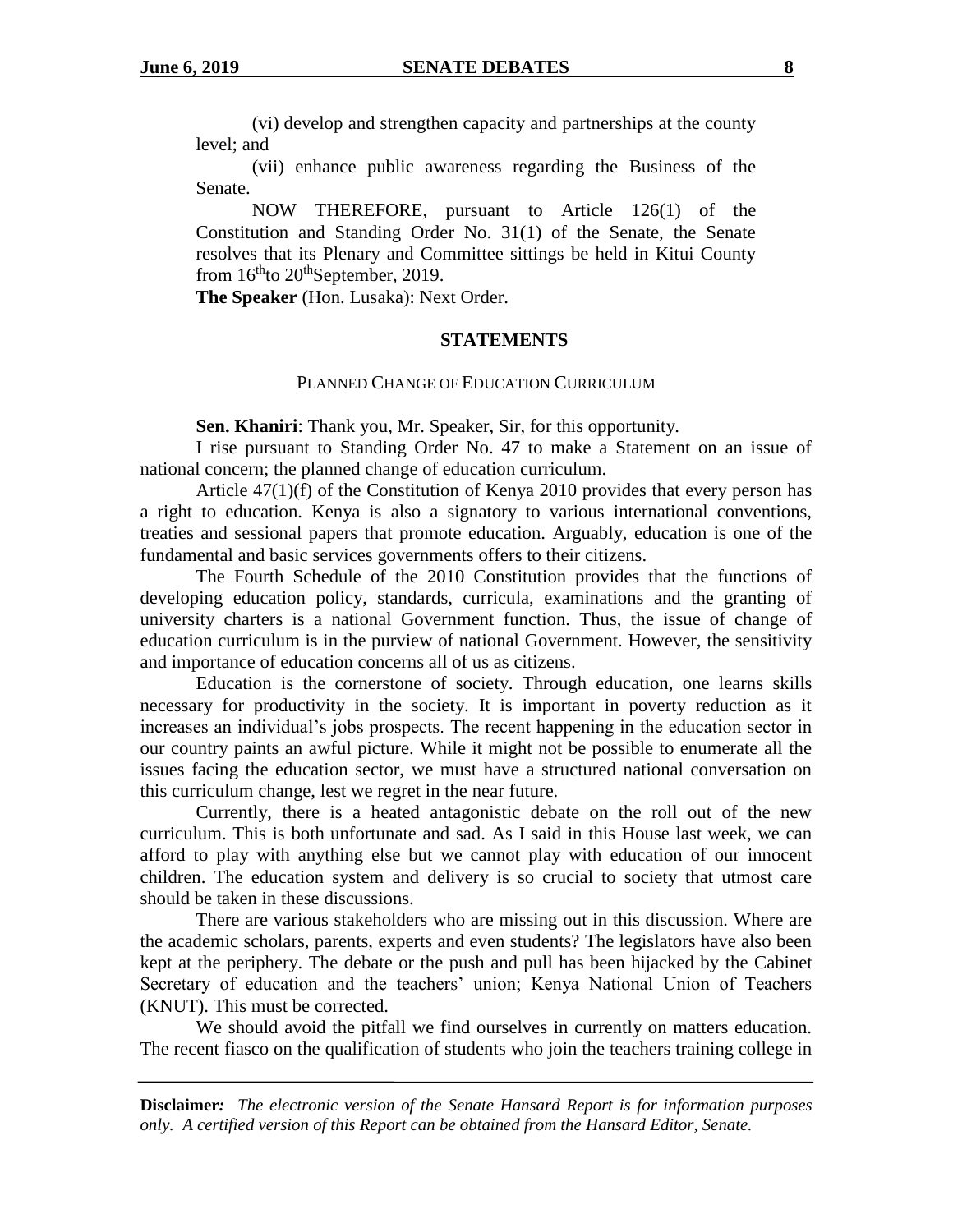(vi) develop and strengthen capacity and partnerships at the county level; and

(vii) enhance public awareness regarding the Business of the Senate.

NOW THEREFORE, pursuant to Article 126(1) of the Constitution and Standing Order No. 31(1) of the Senate, the Senate resolves that its Plenary and Committee sittings be held in Kitui County from 16th to 20th September, 2019.

**The Speaker** (Hon. Lusaka): Next Order.

## STATEMENTS

### PLANNED CHANGE OF EDUCATION CURRICULUM

**Sen. Khaniri**: Thank you, Mr. Speaker, Sir, for this opportunity.

I rise pursuant to Standing Order No. 47 to make a Statement on an issue of national concern; the planned change of education curriculum.

Article 47(1)(f) of the Constitution of Kenya 2010 provides that every person has a right to education. Kenya is also a signatory to various international conventions, treaties and sessional papers that promote education. Arguably, education is one of the fundamental and basic services governments offers to their citizens.

The Fourth Schedule of the 2010 Constitution provides that the functions of developing education policy, standards, curricula, examinations and the granting of university charters is a national Government function. Thus, the issue of change of education curriculum is in the purview of national Government. However, the sensitivity and importance of education concerns all of us as citizens.

Education is the cornerstone of society. Through education, one learns skills necessary for productivity in the society. It is important in poverty reduction as it increases an individual's jobs prospects. The recent happening in the education sector in our country paints an awful picture. While it might not be possible to enumerate all the issues facing the education sector, we must have a structured national conversation on this curriculum change, lest we regret in the near future.

Currently, there is a heated antagonistic debate on the roll out of the new curriculum. This is both unfortunate and sad. As I said in this House last week, we can afford to play with anything else but we cannot play with education of our innocent children. The education system and delivery is so crucial to society that utmost care should be taken in these discussions.

There are various stakeholders who are missing out in this discussion. Where are the academic scholars, parents, experts and even students? The legislators have also been kept at the periphery. The debate or the push and pull has been hijacked by the Cabinet Secretary of education and the teachers' union; Kenya National Union of Teachers (KNUT). This must be corrected.

We should avoid the pitfall we find ourselves in currently on matters education. The recent fiasco on the qualification of students who join the teachers training college in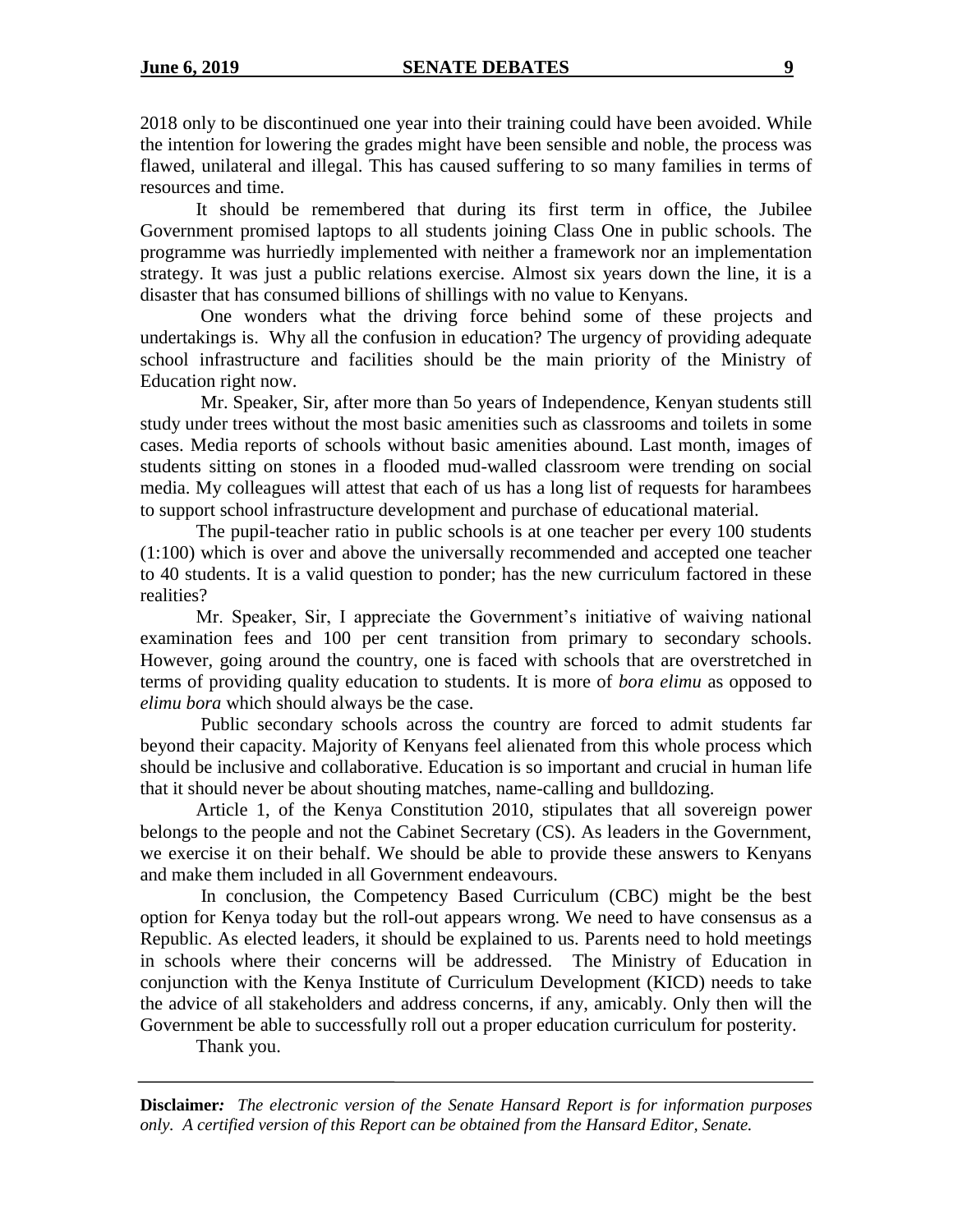2018 only to be discontinued one year into their training could have been avoided. While the intention for lowering the grades might have been sensible and noble, the process was flawed, unilateral and illegal. This has caused suffering to so many families in terms of resources and time.

It should be remembered that during its first term in office, the Jubilee Government promised laptops to all students joining Class One in public schools. The programme was hurriedly implemented with neither a framework nor an implementation strategy. It was just a public relations exercise. Almost six years down the line, it is a disaster that has consumed billions of shillings with no value to Kenyans.

One wonders what the driving force behind some of these projects and undertakings is. Why all the confusion in education? The urgency of providing adequate school infrastructure and facilities should be the main priority of the Ministry of Education right now.

Mr. Speaker, Sir, after more than 5o years of Independence, Kenyan students still study under trees without the most basic amenities such as classrooms and toilets in some cases. Media reports of schools without basic amenities abound. Last month, images of students sitting on stones in a flooded mud-walled classroom were trending on social media. My colleagues will attest that each of us has a long list of requests for harambees to support school infrastructure development and purchase of educational material.

The pupil-teacher ratio in public schools is at one teacher per every 100 students (1:100) which is over and above the universally recommended and accepted one teacher to 40 students. It is a valid question to ponder; has the new curriculum factored in these realities?

Mr. Speaker, Sir, I appreciate the Government's initiative of waiving national examination fees and 100 per cent transition from primary to secondary schools. However, going around the country, one is faced with schools that are overstretched in terms of providing quality education to students. It is more of *bora elimu* as opposed to *elimu bora* which should always be the case.

Public secondary schools across the country are forced to admit students far beyond their capacity. Majority of Kenyans feel alienated from this whole process which should be inclusive and collaborative. Education is so important and crucial in human life that it should never be about shouting matches, name-calling and bulldozing.

Article 1, of the Kenya Constitution 2010, stipulates that all sovereign power belongs to the people and not the Cabinet Secretary (CS). As leaders in the Government, we exercise it on their behalf. We should be able to provide these answers to Kenyans and make them included in all Government endeavours.

In conclusion, the Competency Based Curriculum (CBC) might be the best option for Kenya today but the roll-out appears wrong. We need to have consensus as a Republic. As elected leaders, it should be explained to us. Parents need to hold meetings in schools where their concerns will be addressed. The Ministry of Education in conjunction with the Kenya Institute of Curriculum Development (KICD) needs to take the advice of all stakeholders and address concerns, if any, amicably. Only then will the Government be able to successfully roll out a proper education curriculum for posterity.

Thank you.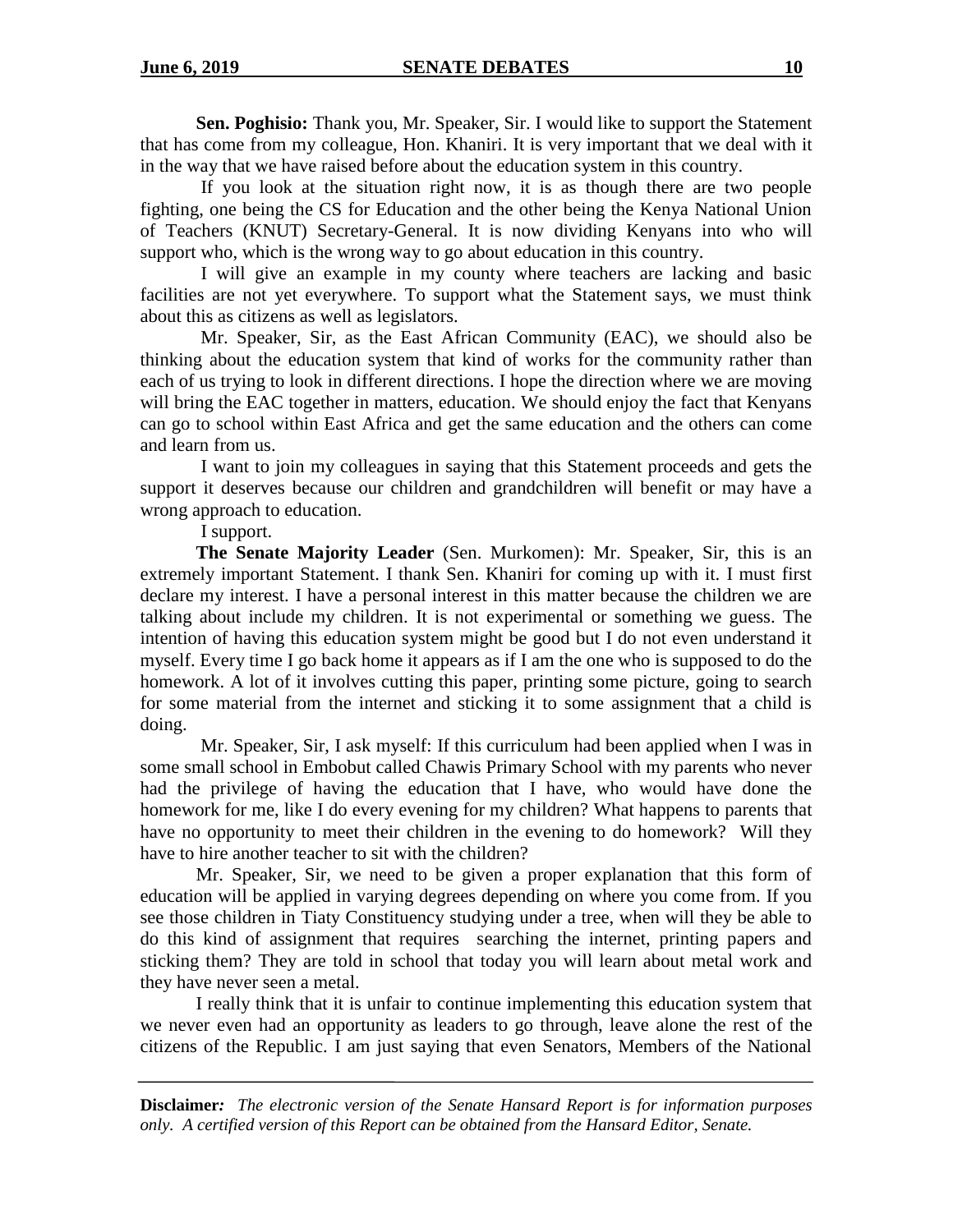**Sen. Poghisio:** Thank you, Mr. Speaker, Sir. I would like to support the Statement that has come from my colleague, Hon. Khaniri. It is very important that we deal with it in the way that we have raised before about the education system in this country.

If you look at the situation right now, it is as though there are two people fighting, one being the CS for Education and the other being the Kenya National Union of Teachers (KNUT) Secretary-General. It is now dividing Kenyans into who will support who, which is the wrong way to go about education in this country.

I will give an example in my county where teachers are lacking and basic facilities are not yet everywhere. To support what the Statement says, we must think about this as citizens as well as legislators.

Mr. Speaker, Sir, as the East African Community (EAC), we should also be thinking about the education system that kind of works for the community rather than each of us trying to look in different directions. I hope the direction where we are moving will bring the EAC together in matters, education. We should enjoy the fact that Kenyans can go to school within East Africa and get the same education and the others can come and learn from us.

I want to join my colleagues in saying that this Statement proceeds and gets the support it deserves because our children and grandchildren will benefit or may have a wrong approach to education.

I support.

**The Senate Majority Leader** (Sen. Murkomen): Mr. Speaker, Sir, this is an extremely important Statement. I thank Sen. Khaniri for coming up with it. I must first declare my interest. I have a personal interest in this matter because the children we are talking about include my children. It is not experimental or something we guess. The intention of having this education system might be good but I do not even understand it myself. Every time I go back home it appears as if I am the one who is supposed to do the homework. A lot of it involves cutting this paper, printing some picture, going to search for some material from the internet and sticking it to some assignment that a child is doing.

Mr. Speaker, Sir, I ask myself: If this curriculum had been applied when I was in some small school in Embobut called Chawis Primary School with my parents who never had the privilege of having the education that I have, who would have done the homework for me, like I do every evening for my children? What happens to parents that have no opportunity to meet their children in the evening to do homework? Will they have to hire another teacher to sit with the children?

Mr. Speaker, Sir, we need to be given a proper explanation that this form of education will be applied in varying degrees depending on where you come from. If you see those children in Tiaty Constituency studying under a tree, when will they be able to do this kind of assignment that requires searching the internet, printing papers and sticking them? They are told in school that today you will learn about metal work and they have never seen a metal.

I really think that it is unfair to continue implementing this education system that we never even had an opportunity as leaders to go through, leave alone the rest of the citizens of the Republic. I am just saying that even Senators, Members of the National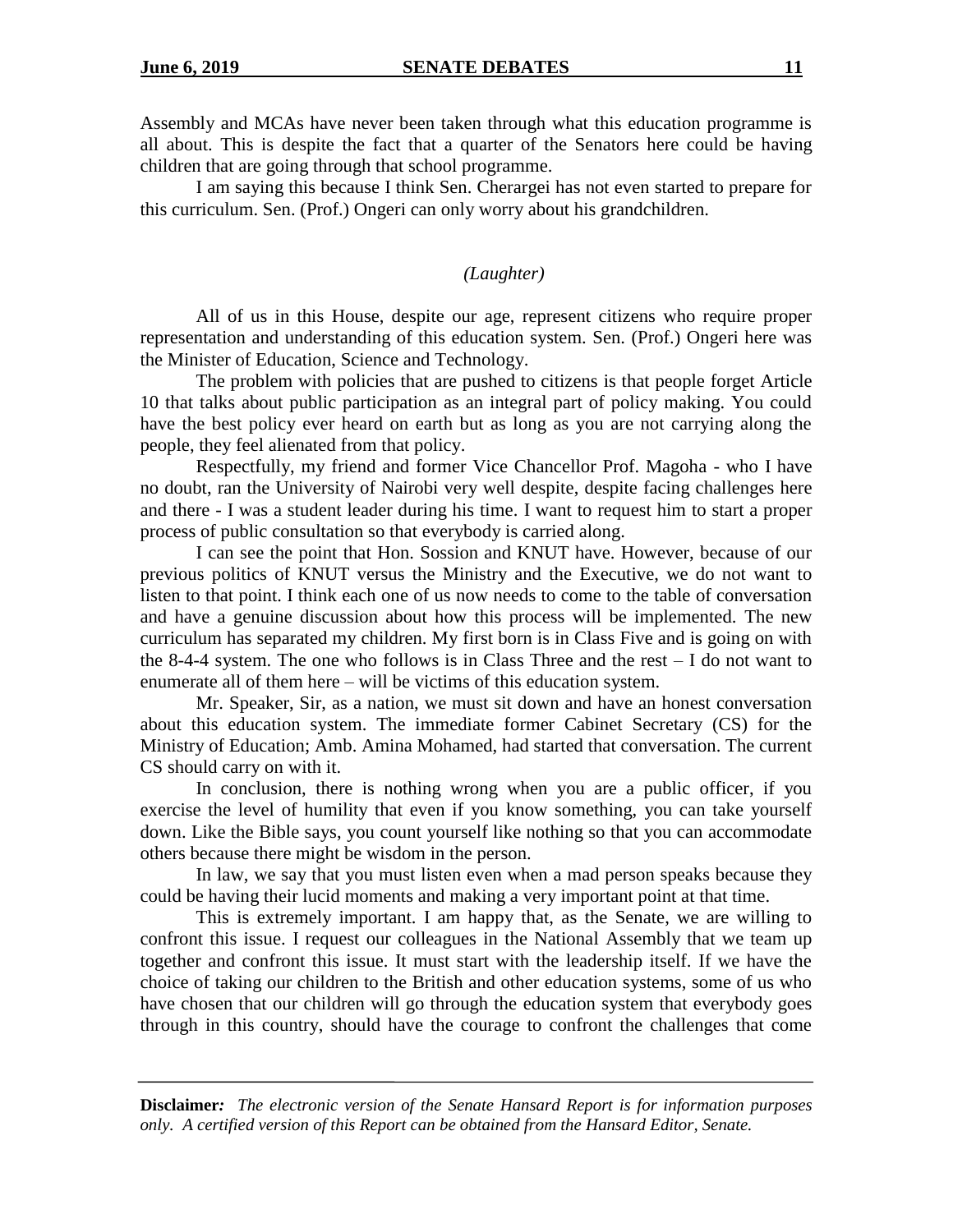Assembly and MCAs have never been taken through what this education programme is all about. This is despite the fact that a quarter of the Senators here could be having children that are going through that school programme.

I am saying this because I think Sen. Cherargei has not even started to prepare for this curriculum. Sen. (Prof.) Ongeri can only worry about his grandchildren.

*(Laughter)*

All of us in this House, despite our age, represent citizens who require proper representation and understanding of this education system. Sen. (Prof.) Ongeri here was the Minister of Education, Science and Technology.

The problem with policies that are pushed to citizens is that people forget Article 10 that talks about public participation as an integral part of policy making. You could have the best policy ever heard on earth but as long as you are not carrying along the people, they feel alienated from that policy.

Respectfully, my friend and former Vice Chancellor Prof. Magoha - who I have no doubt, ran the University of Nairobi very well despite, despite facing challenges here and there - I was a student leader during his time. I want to request him to start a proper process of public consultation so that everybody is carried along.

I can see the point that Hon. Sossion and KNUT have. However, because of our previous politics of KNUT versus the Ministry and the Executive, we do not want to listen to that point. I think each one of us now needs to come to the table of conversation and have a genuine discussion about how this process will be implemented. The new curriculum has separated my children. My first born is in Class Five and is going on with the 8-4-4 system. The one who follows is in Class Three and the rest – I do not want to enumerate all of them here – will be victims of this education system.

Mr. Speaker, Sir, as a nation, we must sit down and have an honest conversation about this education system. The immediate former Cabinet Secretary (CS) for the Ministry of Education; Amb. Amina Mohamed, had started that conversation. The current CS should carry on with it.

In conclusion, there is nothing wrong when you are a public officer, if you exercise the level of humility that even if you know something, you can take yourself down. Like the Bible says, you count yourself like nothing so that you can accommodate others because there might be wisdom in the person.

In law, we say that you must listen even when a mad person speaks because they could be having their lucid moments and making a very important point at that time.

This is extremely important. I am happy that, as the Senate, we are willing to confront this issue. I request our colleagues in the National Assembly that we team up together and confront this issue. It must start with the leadership itself. If we have the choice of taking our children to the British and other education systems, some of us who have chosen that our children will go through the education system that everybody goes through in this country, should have the courage to confront the challenges that come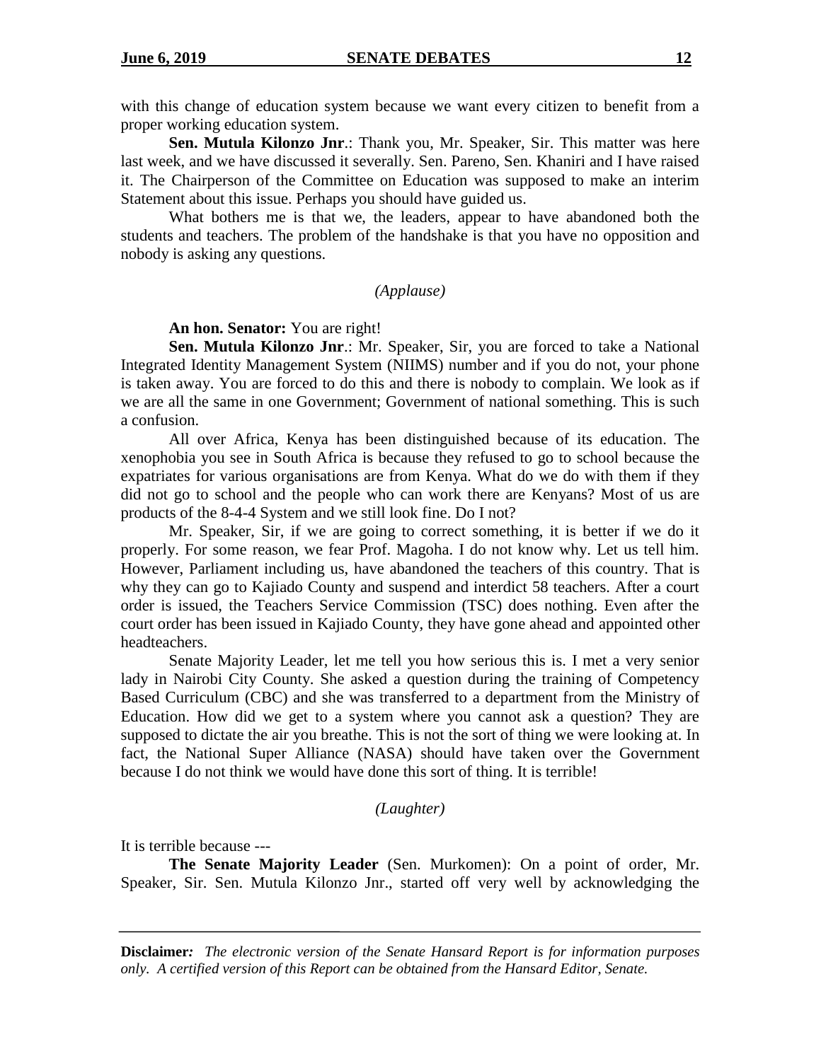with this change of education system because we want every citizen to benefit from a proper working education system.

**Sen. Mutula Kilonzo Jnr**.: Thank you, Mr. Speaker, Sir. This matter was here last week, and we have discussed it severally. Sen. Pareno, Sen. Khaniri and I have raised it. The Chairperson of the Committee on Education was supposed to make an interim Statement about this issue. Perhaps you should have guided us.

What bothers me is that we, the leaders, appear to have abandoned both the students and teachers. The problem of the handshake is that you have no opposition and nobody is asking any questions.

*(Applause)*

**An hon. Senator:** You are right!

**Sen. Mutula Kilonzo Jnr**.: Mr. Speaker, Sir, you are forced to take a National Integrated Identity Management System (NIIMS) number and if you do not, your phone is taken away. You are forced to do this and there is nobody to complain. We look as if we are all the same in one Government; Government of national something. This is such a confusion.

All over Africa, Kenya has been distinguished because of its education. The xenophobia you see in South Africa is because they refused to go to school because the expatriates for various organisations are from Kenya. What do we do with them if they did not go to school and the people who can work there are Kenyans? Most of us are products of the 8-4-4 System and we still look fine. Do I not?

Mr. Speaker, Sir, if we are going to correct something, it is better if we do it properly. For some reason, we fear Prof. Magoha. I do not know why. Let us tell him. However, Parliament including us, have abandoned the teachers of this country. That is why they can go to Kajiado County and suspend and interdict 58 teachers. After a court order is issued, the Teachers Service Commission (TSC) does nothing. Even after the court order has been issued in Kajiado County, they have gone ahead and appointed other headteachers.

Senate Majority Leader, let me tell you how serious this is. I met a very senior lady in Nairobi City County. She asked a question during the training of Competency Based Curriculum (CBC) and she was transferred to a department from the Ministry of Education. How did we get to a system where you cannot ask a question? They are supposed to dictate the air you breathe. This is not the sort of thing we were looking at. In fact, the National Super Alliance (NASA) should have taken over the Government because I do not think we would have done this sort of thing. It is terrible!

*(Laughter)*

It is terrible because ---

**The Senate Majority Leader** (Sen. Murkomen): On a point of order, Mr. Speaker, Sir. Sen. Mutula Kilonzo Jnr., started off very well by acknowledging the

**Disclaimer***:* *The electronic version of the Senate Hansard Report is for information purposes only. A certified version of this Report can be obtained from the Hansard Editor, Senate.*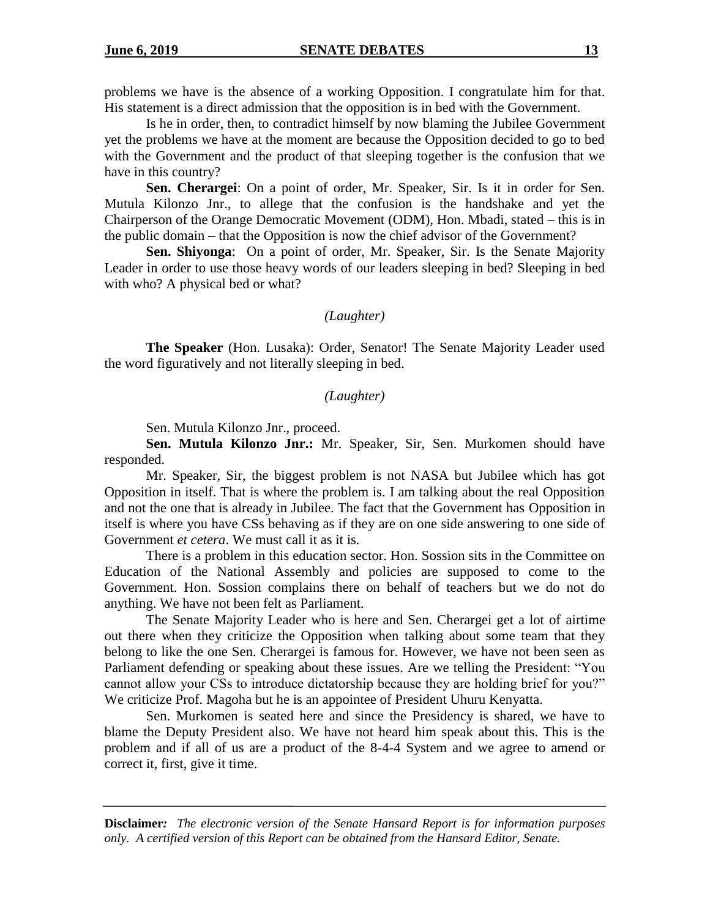problems we have is the absence of a working Opposition. I congratulate him for that. His statement is a direct admission that the opposition is in bed with the Government.

Is he in order, then, to contradict himself by now blaming the Jubilee Government yet the problems we have at the moment are because the Opposition decided to go to bed with the Government and the product of that sleeping together is the confusion that we have in this country?

**Sen. Cherargei**: On a point of order, Mr. Speaker, Sir. Is it in order for Sen. Mutula Kilonzo Jnr., to allege that the confusion is the handshake and yet the Chairperson of the Orange Democratic Movement (ODM), Hon. Mbadi, stated – this is in the public domain – that the Opposition is now the chief advisor of the Government?

**Sen. Shiyonga**: On a point of order, Mr. Speaker, Sir. Is the Senate Majority Leader in order to use those heavy words of our leaders sleeping in bed? Sleeping in bed with who? A physical bed or what?

*(Laughter)*

**The Speaker** (Hon. Lusaka): Order, Senator! The Senate Majority Leader used the word figuratively and not literally sleeping in bed.

*(Laughter)*

Sen. Mutula Kilonzo Jnr., proceed.

**Sen. Mutula Kilonzo Jnr.:** Mr. Speaker, Sir, Sen. Murkomen should have responded.

Mr. Speaker, Sir, the biggest problem is not NASA but Jubilee which has got Opposition in itself. That is where the problem is. I am talking about the real Opposition and not the one that is already in Jubilee. The fact that the Government has Opposition in itself is where you have CSs behaving as if they are on one side answering to one side of Government *et cetera*. We must call it as it is.

There is a problem in this education sector. Hon. Sossion sits in the Committee on Education of the National Assembly and policies are supposed to come to the Government. Hon. Sossion complains there on behalf of teachers but we do not do anything. We have not been felt as Parliament.

The Senate Majority Leader who is here and Sen. Cherargei get a lot of airtime out there when they criticize the Opposition when talking about some team that they belong to like the one Sen. Cherargei is famous for. However, we have not been seen as Parliament defending or speaking about these issues. Are we telling the President: "You cannot allow your CSs to introduce dictatorship because they are holding brief for you?" We criticize Prof. Magoha but he is an appointee of President Uhuru Kenyatta.

Sen. Murkomen is seated here and since the Presidency is shared, we have to blame the Deputy President also. We have not heard him speak about this. This is the problem and if all of us are a product of the 8-4-4 System and we agree to amend or correct it, first, give it time.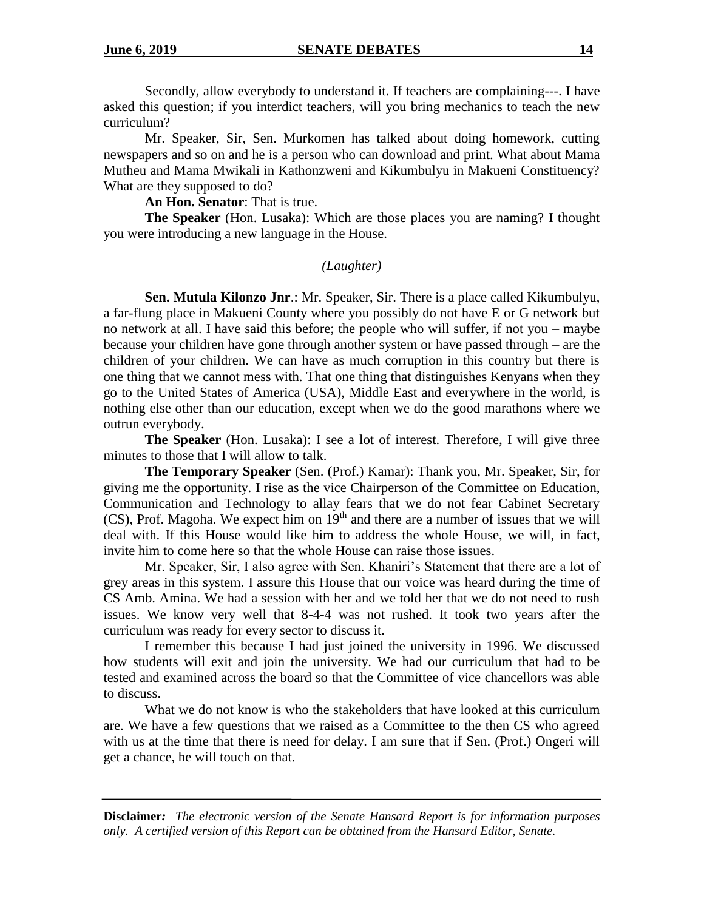Secondly, allow everybody to understand it. If teachers are complaining---. I have asked this question; if you interdict teachers, will you bring mechanics to teach the new curriculum?

Mr. Speaker, Sir, Sen. Murkomen has talked about doing homework, cutting newspapers and so on and he is a person who can download and print. What about Mama Mutheu and Mama Mwikali in Kathonzweni and Kikumbulyu in Makueni Constituency? What are they supposed to do?

**An Hon. Senator**: That is true.

**The Speaker** (Hon. Lusaka): Which are those places you are naming? I thought you were introducing a new language in the House.

*(Laughter)*

**Sen. Mutula Kilonzo Jnr**.: Mr. Speaker, Sir. There is a place called Kikumbulyu, a far-flung place in Makueni County where you possibly do not have E or G network but no network at all. I have said this before; the people who will suffer, if not you – maybe because your children have gone through another system or have passed through – are the children of your children. We can have as much corruption in this country but there is one thing that we cannot mess with. That one thing that distinguishes Kenyans when they go to the United States of America (USA), Middle East and everywhere in the world, is nothing else other than our education, except when we do the good marathons where we outrun everybody.

**The Speaker** (Hon. Lusaka): I see a lot of interest. Therefore, I will give three minutes to those that I will allow to talk.

**The Temporary Speaker** (Sen. (Prof.) Kamar): Thank you, Mr. Speaker, Sir, for giving me the opportunity. I rise as the vice Chairperson of the Committee on Education, Communication and Technology to allay fears that we do not fear Cabinet Secretary (CS), Prof. Magoha. We expect him on 19th and there are a number of issues that we will deal with. If this House would like him to address the whole House, we will, in fact, invite him to come here so that the whole House can raise those issues.

Mr. Speaker, Sir, I also agree with Sen. Khaniri's Statement that there are a lot of grey areas in this system. I assure this House that our voice was heard during the time of CS Amb. Amina. We had a session with her and we told her that we do not need to rush issues. We know very well that 8-4-4 was not rushed. It took two years after the curriculum was ready for every sector to discuss it.

I remember this because I had just joined the university in 1996. We discussed how students will exit and join the university. We had our curriculum that had to be tested and examined across the board so that the Committee of vice chancellors was able to discuss.

What we do not know is who the stakeholders that have looked at this curriculum are. We have a few questions that we raised as a Committee to the then CS who agreed with us at the time that there is need for delay. I am sure that if Sen. (Prof.) Ongeri will get a chance, he will touch on that.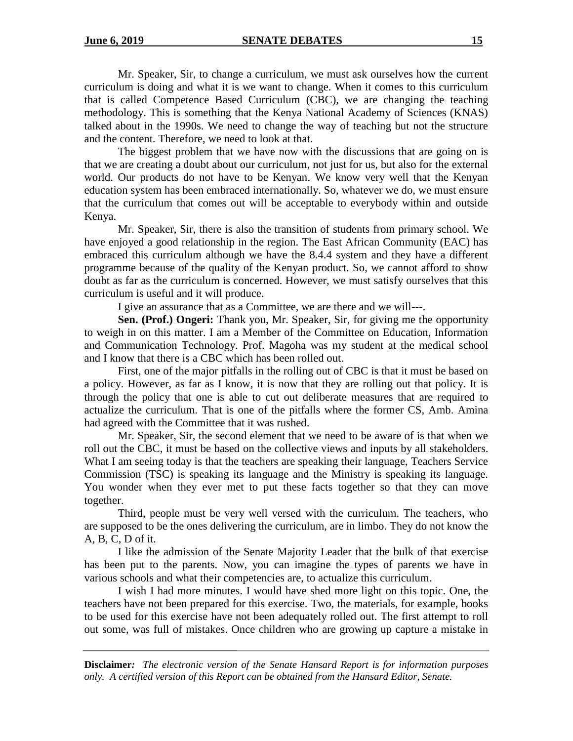Mr. Speaker, Sir, to change a curriculum, we must ask ourselves how the current curriculum is doing and what it is we want to change. When it comes to this curriculum that is called Competence Based Curriculum (CBC), we are changing the teaching methodology. This is something that the Kenya National Academy of Sciences (KNAS) talked about in the 1990s. We need to change the way of teaching but not the structure and the content. Therefore, we need to look at that.

The biggest problem that we have now with the discussions that are going on is that we are creating a doubt about our curriculum, not just for us, but also for the external world. Our products do not have to be Kenyan. We know very well that the Kenyan education system has been embraced internationally. So, whatever we do, we must ensure that the curriculum that comes out will be acceptable to everybody within and outside Kenya.

Mr. Speaker, Sir, there is also the transition of students from primary school. We have enjoyed a good relationship in the region. The East African Community (EAC) has embraced this curriculum although we have the 8.4.4 system and they have a different programme because of the quality of the Kenyan product. So, we cannot afford to show doubt as far as the curriculum is concerned. However, we must satisfy ourselves that this curriculum is useful and it will produce.

I give an assurance that as a Committee, we are there and we will---.

**Sen. (Prof.) Ongeri:** Thank you, Mr. Speaker, Sir, for giving me the opportunity to weigh in on this matter. I am a Member of the Committee on Education, Information and Communication Technology. Prof. Magoha was my student at the medical school and I know that there is a CBC which has been rolled out.

First, one of the major pitfalls in the rolling out of CBC is that it must be based on a policy. However, as far as I know, it is now that they are rolling out that policy. It is through the policy that one is able to cut out deliberate measures that are required to actualize the curriculum. That is one of the pitfalls where the former CS, Amb. Amina had agreed with the Committee that it was rushed.

Mr. Speaker, Sir, the second element that we need to be aware of is that when we roll out the CBC, it must be based on the collective views and inputs by all stakeholders. What I am seeing today is that the teachers are speaking their language, Teachers Service Commission (TSC) is speaking its language and the Ministry is speaking its language. You wonder when they ever met to put these facts together so that they can move together.

Third, people must be very well versed with the curriculum. The teachers, who are supposed to be the ones delivering the curriculum, are in limbo. They do not know the A, B, C, D of it.

I like the admission of the Senate Majority Leader that the bulk of that exercise has been put to the parents. Now, you can imagine the types of parents we have in various schools and what their competencies are, to actualize this curriculum.

I wish I had more minutes. I would have shed more light on this topic. One, the teachers have not been prepared for this exercise. Two, the materials, for example, books to be used for this exercise have not been adequately rolled out. The first attempt to roll out some, was full of mistakes. Once children who are growing up capture a mistake in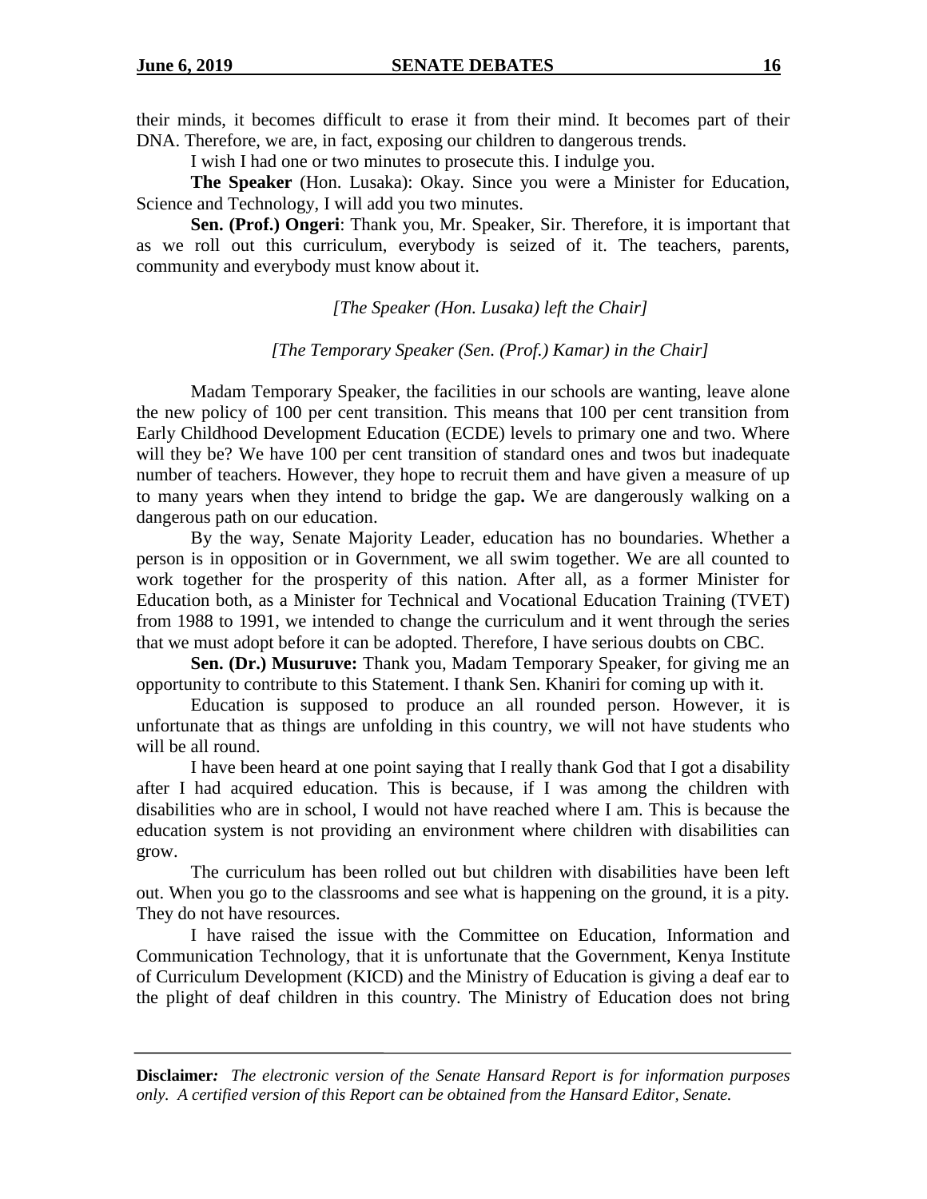their minds, it becomes difficult to erase it from their mind. It becomes part of their DNA. Therefore, we are, in fact, exposing our children to dangerous trends.

I wish I had one or two minutes to prosecute this. I indulge you.

**The Speaker** (Hon. Lusaka): Okay. Since you were a Minister for Education, Science and Technology, I will add you two minutes.

**Sen. (Prof.) Ongeri**: Thank you, Mr. Speaker, Sir. Therefore, it is important that as we roll out this curriculum, everybody is seized of it. The teachers, parents, community and everybody must know about it.

*[The Speaker (Hon. Lusaka) left the Chair]*

*[The Temporary Speaker (Sen. (Prof.) Kamar) in the Chair]*

Madam Temporary Speaker, the facilities in our schools are wanting, leave alone the new policy of 100 per cent transition. This means that 100 per cent transition from Early Childhood Development Education (ECDE) levels to primary one and two. Where will they be? We have 100 per cent transition of standard ones and twos but inadequate number of teachers. However, they hope to recruit them and have given a measure of up to many years when they intend to bridge the gap**.** We are dangerously walking on a dangerous path on our education.

By the way, Senate Majority Leader, education has no boundaries. Whether a person is in opposition or in Government, we all swim together. We are all counted to work together for the prosperity of this nation. After all, as a former Minister for Education both, as a Minister for Technical and Vocational Education Training (TVET) from 1988 to 1991, we intended to change the curriculum and it went through the series that we must adopt before it can be adopted. Therefore, I have serious doubts on CBC.

**Sen. (Dr.) Musuruve:** Thank you, Madam Temporary Speaker, for giving me an opportunity to contribute to this Statement. I thank Sen. Khaniri for coming up with it.

Education is supposed to produce an all rounded person. However, it is unfortunate that as things are unfolding in this country, we will not have students who will be all round.

I have been heard at one point saying that I really thank God that I got a disability after I had acquired education. This is because, if I was among the children with disabilities who are in school, I would not have reached where I am. This is because the education system is not providing an environment where children with disabilities can grow.

The curriculum has been rolled out but children with disabilities have been left out. When you go to the classrooms and see what is happening on the ground, it is a pity. They do not have resources.

I have raised the issue with the Committee on Education, Information and Communication Technology, that it is unfortunate that the Government, Kenya Institute of Curriculum Development (KICD) and the Ministry of Education is giving a deaf ear to the plight of deaf children in this country. The Ministry of Education does not bring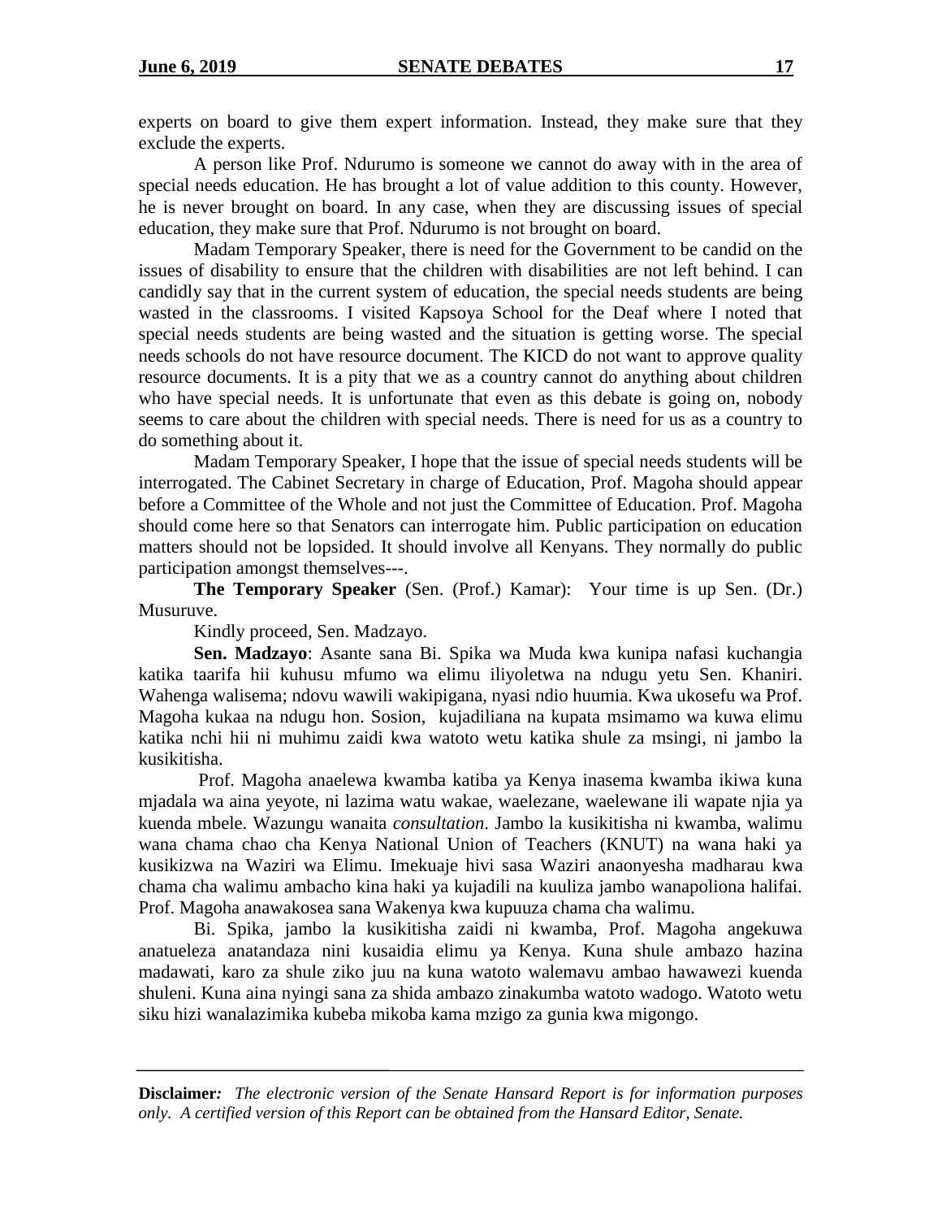experts on board to give them expert information. Instead, they make sure that they exclude the experts.

A person like Prof. Ndurumo is someone we cannot do away with in the area of special needs education. He has brought a lot of value addition to this county. However, he is never brought on board. In any case, when they are discussing issues of special education, they make sure that Prof. Ndurumo is not brought on board.

Madam Temporary Speaker, there is need for the Government to be candid on the issues of disability to ensure that the children with disabilities are not left behind. I can candidly say that in the current system of education, the special needs students are being wasted in the classrooms. I visited Kapsoya School for the Deaf where I noted that special needs students are being wasted and the situation is getting worse. The special needs schools do not have resource document. The KICD do not want to approve quality resource documents. It is a pity that we as a country cannot do anything about children who have special needs. It is unfortunate that even as this debate is going on, nobody seems to care about the children with special needs. There is need for us as a country to do something about it.

Madam Temporary Speaker, I hope that the issue of special needs students will be interrogated. The Cabinet Secretary in charge of Education, Prof. Magoha should appear before a Committee of the Whole and not just the Committee of Education. Prof. Magoha should come here so that Senators can interrogate him. Public participation on education matters should not be lopsided. It should involve all Kenyans. They normally do public participation amongst themselves---.

**The Temporary Speaker** (Sen. (Prof.) Kamar): Your time is up Sen. (Dr.) Musuruve.

Kindly proceed, Sen. Madzayo.

**Sen. Madzayo**: Asante sana Bi. Spika wa Muda kwa kunipa nafasi kuchangia katika taarifa hii kuhusu mfumo wa elimu iliyoletwa na ndugu yetu Sen. Khaniri. Wahenga walisema; ndovu wawili wakipigana, nyasi ndio huumia. Kwa ukosefu wa Prof. Magoha kukaa na ndugu hon. Sosion, kujadiliana na kupata msimamo wa kuwa elimu katika nchi hii ni muhimu zaidi kwa watoto wetu katika shule za msingi, ni jambo la kusikitisha.

Prof. Magoha anaelewa kwamba katiba ya Kenya inasema kwamba ikiwa kuna mjadala wa aina yeyote, ni lazima watu wakae, waelezane, waelewane ili wapate njia ya kuenda mbele. Wazungu wanaita *consultation*. Jambo la kusikitisha ni kwamba, walimu wana chama chao cha Kenya National Union of Teachers (KNUT) na wana haki ya kusikizwa na Waziri wa Elimu. Imekuaje hivi sasa Waziri anaonyesha madharau kwa chama cha walimu ambacho kina haki ya kujadili na kuuliza jambo wanapoliona halifai. Prof. Magoha anawakosea sana Wakenya kwa kupuuza chama cha walimu.

Bi. Spika, jambo la kusikitisha zaidi ni kwamba, Prof. Magoha angekuwa anatueleza anatandaza nini kusaidia elimu ya Kenya. Kuna shule ambazo hazina madawati, karo za shule ziko juu na kuna watoto walemavu ambao hawawezi kuenda shuleni. Kuna aina nyingi sana za shida ambazo zinakumba watoto wadogo. Watoto wetu siku hizi wanalazimika kubeba mikoba kama mzigo za gunia kwa migongo.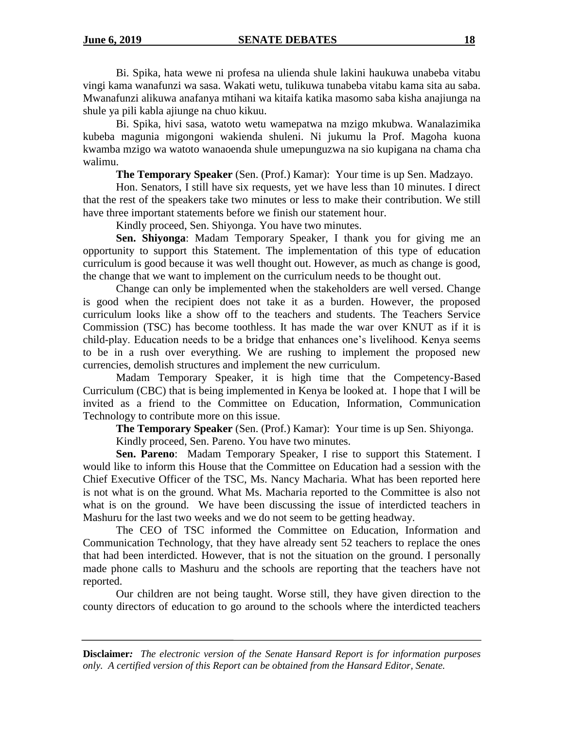Bi. Spika, hata wewe ni profesa na ulienda shule lakini haukuwa unabeba vitabu vingi kama wanafunzi wa sasa. Wakati wetu, tulikuwa tunabeba vitabu kama sita au saba. Mwanafunzi alikuwa anafanya mtihani wa kitaifa katika masomo saba kisha anajiunga na shule ya pili kabla ajiunge na chuo kikuu.

Bi. Spika, hivi sasa, watoto wetu wamepatwa na mzigo mkubwa. Wanalazimika kubeba magunia migongoni wakienda shuleni. Ni jukumu la Prof. Magoha kuona kwamba mzigo wa watoto wanaoenda shule umepunguzwa na sio kupigana na chama cha walimu.

**The Temporary Speaker** (Sen. (Prof.) Kamar): Your time is up Sen. Madzayo.

Hon. Senators, I still have six requests, yet we have less than 10 minutes. I direct that the rest of the speakers take two minutes or less to make their contribution. We still have three important statements before we finish our statement hour.

Kindly proceed, Sen. Shiyonga. You have two minutes.

**Sen. Shiyonga**: Madam Temporary Speaker, I thank you for giving me an opportunity to support this Statement. The implementation of this type of education curriculum is good because it was well thought out. However, as much as change is good, the change that we want to implement on the curriculum needs to be thought out.

Change can only be implemented when the stakeholders are well versed. Change is good when the recipient does not take it as a burden. However, the proposed curriculum looks like a show off to the teachers and students. The Teachers Service Commission (TSC) has become toothless. It has made the war over KNUT as if it is child-play. Education needs to be a bridge that enhances one's livelihood. Kenya seems to be in a rush over everything. We are rushing to implement the proposed new currencies, demolish structures and implement the new curriculum.

Madam Temporary Speaker, it is high time that the Competency-Based Curriculum (CBC) that is being implemented in Kenya be looked at. I hope that I will be invited as a friend to the Committee on Education, Information, Communication Technology to contribute more on this issue.

**The Temporary Speaker** (Sen. (Prof.) Kamar): Your time is up Sen. Shiyonga.

Kindly proceed, Sen. Pareno. You have two minutes.

**Sen. Pareno**: Madam Temporary Speaker, I rise to support this Statement. I would like to inform this House that the Committee on Education had a session with the Chief Executive Officer of the TSC, Ms. Nancy Macharia. What has been reported here is not what is on the ground. What Ms. Macharia reported to the Committee is also not what is on the ground. We have been discussing the issue of interdicted teachers in Mashuru for the last two weeks and we do not seem to be getting headway.

The CEO of TSC informed the Committee on Education, Information and Communication Technology, that they have already sent 52 teachers to replace the ones that had been interdicted. However, that is not the situation on the ground. I personally made phone calls to Mashuru and the schools are reporting that the teachers have not reported.

Our children are not being taught. Worse still, they have given direction to the county directors of education to go around to the schools where the interdicted teachers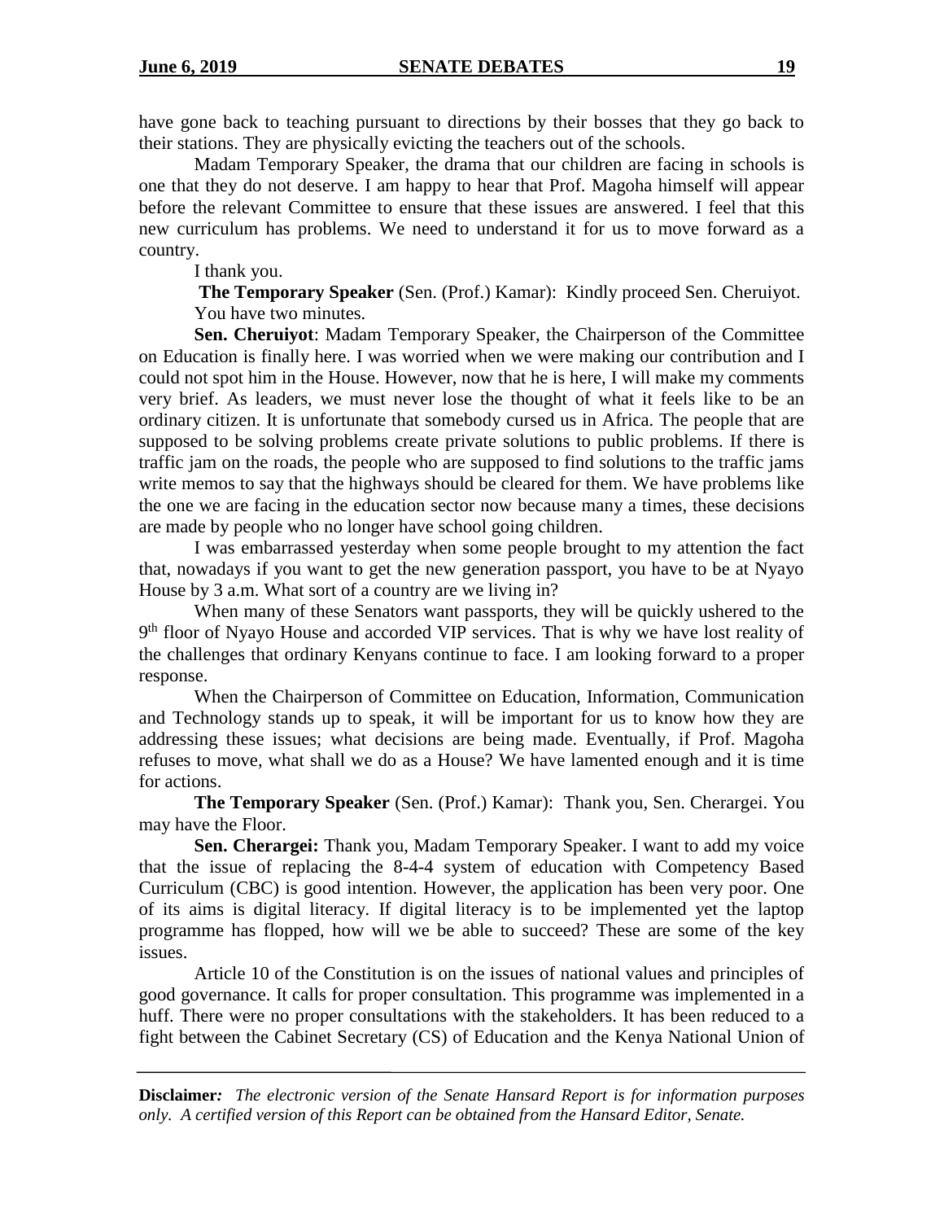have gone back to teaching pursuant to directions by their bosses that they go back to their stations. They are physically evicting the teachers out of the schools.

Madam Temporary Speaker, the drama that our children are facing in schools is one that they do not deserve. I am happy to hear that Prof. Magoha himself will appear before the relevant Committee to ensure that these issues are answered. I feel that this new curriculum has problems. We need to understand it for us to move forward as a country.

I thank you.

**The Temporary Speaker** (Sen. (Prof.) Kamar): Kindly proceed Sen. Cheruiyot. You have two minutes.

**Sen. Cheruiyot**: Madam Temporary Speaker, the Chairperson of the Committee on Education is finally here. I was worried when we were making our contribution and I could not spot him in the House. However, now that he is here, I will make my comments very brief. As leaders, we must never lose the thought of what it feels like to be an ordinary citizen. It is unfortunate that somebody cursed us in Africa. The people that are supposed to be solving problems create private solutions to public problems. If there is traffic jam on the roads, the people who are supposed to find solutions to the traffic jams write memos to say that the highways should be cleared for them. We have problems like the one we are facing in the education sector now because many a times, these decisions are made by people who no longer have school going children.

I was embarrassed yesterday when some people brought to my attention the fact that, nowadays if you want to get the new generation passport, you have to be at Nyayo House by 3 a.m. What sort of a country are we living in?

When many of these Senators want passports, they will be quickly ushered to the 9th floor of Nyayo House and accorded VIP services. That is why we have lost reality of the challenges that ordinary Kenyans continue to face. I am looking forward to a proper response.

When the Chairperson of Committee on Education, Information, Communication and Technology stands up to speak, it will be important for us to know how they are addressing these issues; what decisions are being made. Eventually, if Prof. Magoha refuses to move, what shall we do as a House? We have lamented enough and it is time for actions.

**The Temporary Speaker** (Sen. (Prof.) Kamar): Thank you, Sen. Cherargei. You may have the Floor.

**Sen. Cherargei:** Thank you, Madam Temporary Speaker. I want to add my voice that the issue of replacing the 8-4-4 system of education with Competency Based Curriculum (CBC) is good intention. However, the application has been very poor. One of its aims is digital literacy. If digital literacy is to be implemented yet the laptop programme has flopped, how will we be able to succeed? These are some of the key issues.

Article 10 of the Constitution is on the issues of national values and principles of good governance. It calls for proper consultation. This programme was implemented in a huff. There were no proper consultations with the stakeholders. It has been reduced to a fight between the Cabinet Secretary (CS) of Education and the Kenya National Union of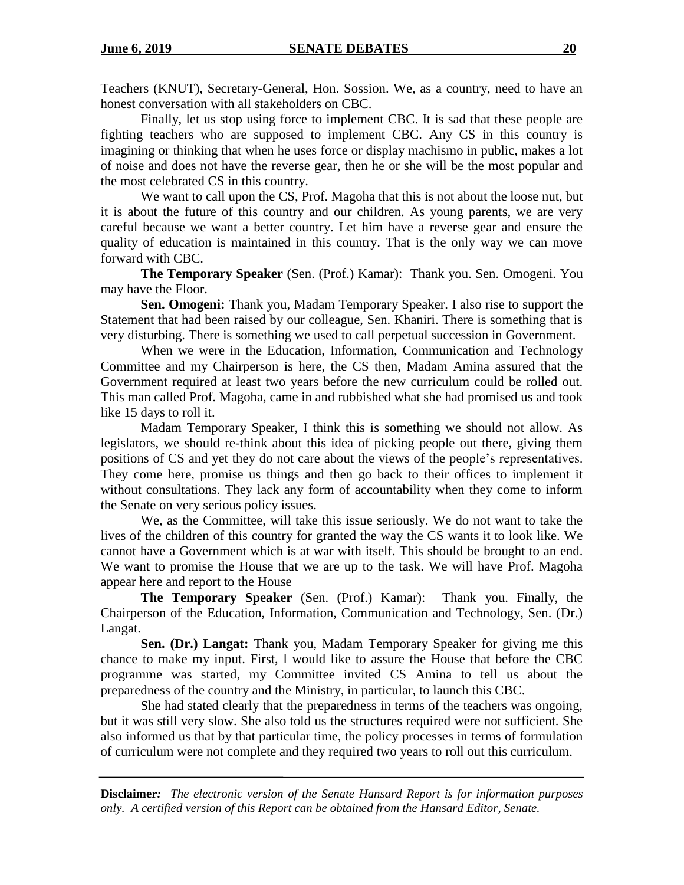Teachers (KNUT), Secretary-General, Hon. Sossion. We, as a country, need to have an honest conversation with all stakeholders on CBC.

Finally, let us stop using force to implement CBC. It is sad that these people are fighting teachers who are supposed to implement CBC. Any CS in this country is imagining or thinking that when he uses force or display machismo in public, makes a lot of noise and does not have the reverse gear, then he or she will be the most popular and the most celebrated CS in this country.

We want to call upon the CS, Prof. Magoha that this is not about the loose nut, but it is about the future of this country and our children. As young parents, we are very careful because we want a better country. Let him have a reverse gear and ensure the quality of education is maintained in this country. That is the only way we can move forward with CBC.

**The Temporary Speaker** (Sen. (Prof.) Kamar): Thank you. Sen. Omogeni. You may have the Floor.

**Sen. Omogeni:** Thank you, Madam Temporary Speaker. I also rise to support the Statement that had been raised by our colleague, Sen. Khaniri. There is something that is very disturbing. There is something we used to call perpetual succession in Government.

When we were in the Education, Information, Communication and Technology Committee and my Chairperson is here, the CS then, Madam Amina assured that the Government required at least two years before the new curriculum could be rolled out. This man called Prof. Magoha, came in and rubbished what she had promised us and took like 15 days to roll it.

Madam Temporary Speaker, I think this is something we should not allow. As legislators, we should re-think about this idea of picking people out there, giving them positions of CS and yet they do not care about the views of the people's representatives. They come here, promise us things and then go back to their offices to implement it without consultations. They lack any form of accountability when they come to inform the Senate on very serious policy issues.

We, as the Committee, will take this issue seriously. We do not want to take the lives of the children of this country for granted the way the CS wants it to look like. We cannot have a Government which is at war with itself. This should be brought to an end. We want to promise the House that we are up to the task. We will have Prof. Magoha appear here and report to the House

**The Temporary Speaker** (Sen. (Prof.) Kamar): Thank you. Finally, the Chairperson of the Education, Information, Communication and Technology, Sen. (Dr.) Langat.

**Sen. (Dr.) Langat:** Thank you, Madam Temporary Speaker for giving me this chance to make my input. First, l would like to assure the House that before the CBC programme was started, my Committee invited CS Amina to tell us about the preparedness of the country and the Ministry, in particular, to launch this CBC.

She had stated clearly that the preparedness in terms of the teachers was ongoing, but it was still very slow. She also told us the structures required were not sufficient. She also informed us that by that particular time, the policy processes in terms of formulation of curriculum were not complete and they required two years to roll out this curriculum.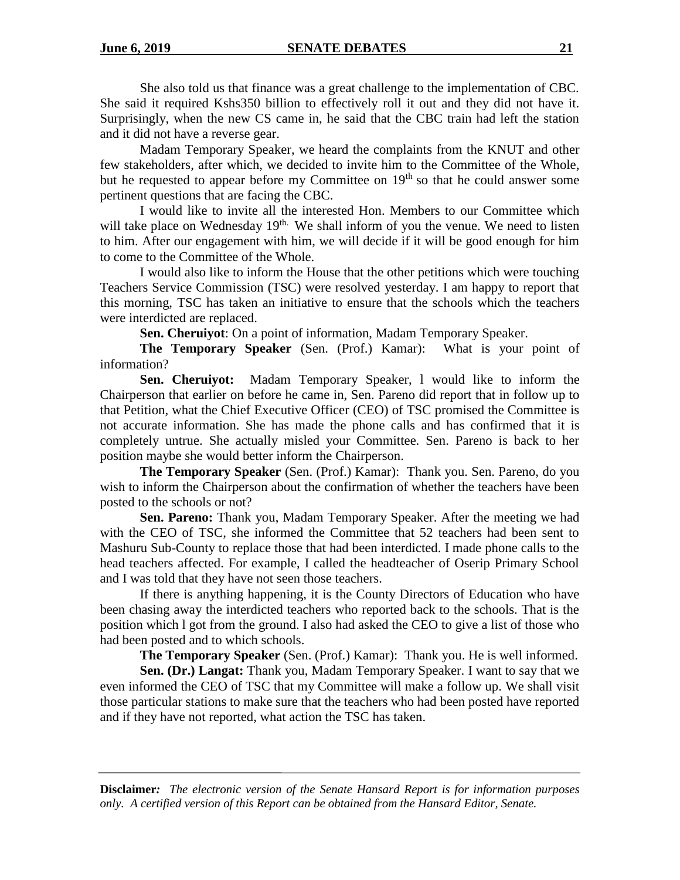She also told us that finance was a great challenge to the implementation of CBC. She said it required Kshs350 billion to effectively roll it out and they did not have it. Surprisingly, when the new CS came in, he said that the CBC train had left the station and it did not have a reverse gear.

Madam Temporary Speaker, we heard the complaints from the KNUT and other few stakeholders, after which, we decided to invite him to the Committee of the Whole, but he requested to appear before my Committee on 19th so that he could answer some pertinent questions that are facing the CBC.

I would like to invite all the interested Hon. Members to our Committee which will take place on Wednesday 19th. We shall inform of you the venue. We need to listen to him. After our engagement with him, we will decide if it will be good enough for him to come to the Committee of the Whole.

I would also like to inform the House that the other petitions which were touching Teachers Service Commission (TSC) were resolved yesterday. I am happy to report that this morning, TSC has taken an initiative to ensure that the schools which the teachers were interdicted are replaced.

**Sen. Cheruiyot**: On a point of information, Madam Temporary Speaker.

**The Temporary Speaker** (Sen. (Prof.) Kamar): What is your point of information?

**Sen. Cheruiyot:** Madam Temporary Speaker, l would like to inform the Chairperson that earlier on before he came in, Sen. Pareno did report that in follow up to that Petition, what the Chief Executive Officer (CEO) of TSC promised the Committee is not accurate information. She has made the phone calls and has confirmed that it is completely untrue. She actually misled your Committee. Sen. Pareno is back to her position maybe she would better inform the Chairperson.

**The Temporary Speaker** (Sen. (Prof.) Kamar): Thank you. Sen. Pareno, do you wish to inform the Chairperson about the confirmation of whether the teachers have been posted to the schools or not?

**Sen. Pareno:** Thank you, Madam Temporary Speaker. After the meeting we had with the CEO of TSC, she informed the Committee that 52 teachers had been sent to Mashuru Sub-County to replace those that had been interdicted. I made phone calls to the head teachers affected. For example, I called the headteacher of Oserip Primary School and I was told that they have not seen those teachers.

If there is anything happening, it is the County Directors of Education who have been chasing away the interdicted teachers who reported back to the schools. That is the position which l got from the ground. I also had asked the CEO to give a list of those who had been posted and to which schools.

**The Temporary Speaker** (Sen. (Prof.) Kamar): Thank you. He is well informed.

**Sen. (Dr.) Langat:** Thank you, Madam Temporary Speaker. I want to say that we even informed the CEO of TSC that my Committee will make a follow up. We shall visit those particular stations to make sure that the teachers who had been posted have reported and if they have not reported, what action the TSC has taken.

**Disclaimer***:* *The electronic version of the Senate Hansard Report is for information purposes only. A certified version of this Report can be obtained from the Hansard Editor, Senate.*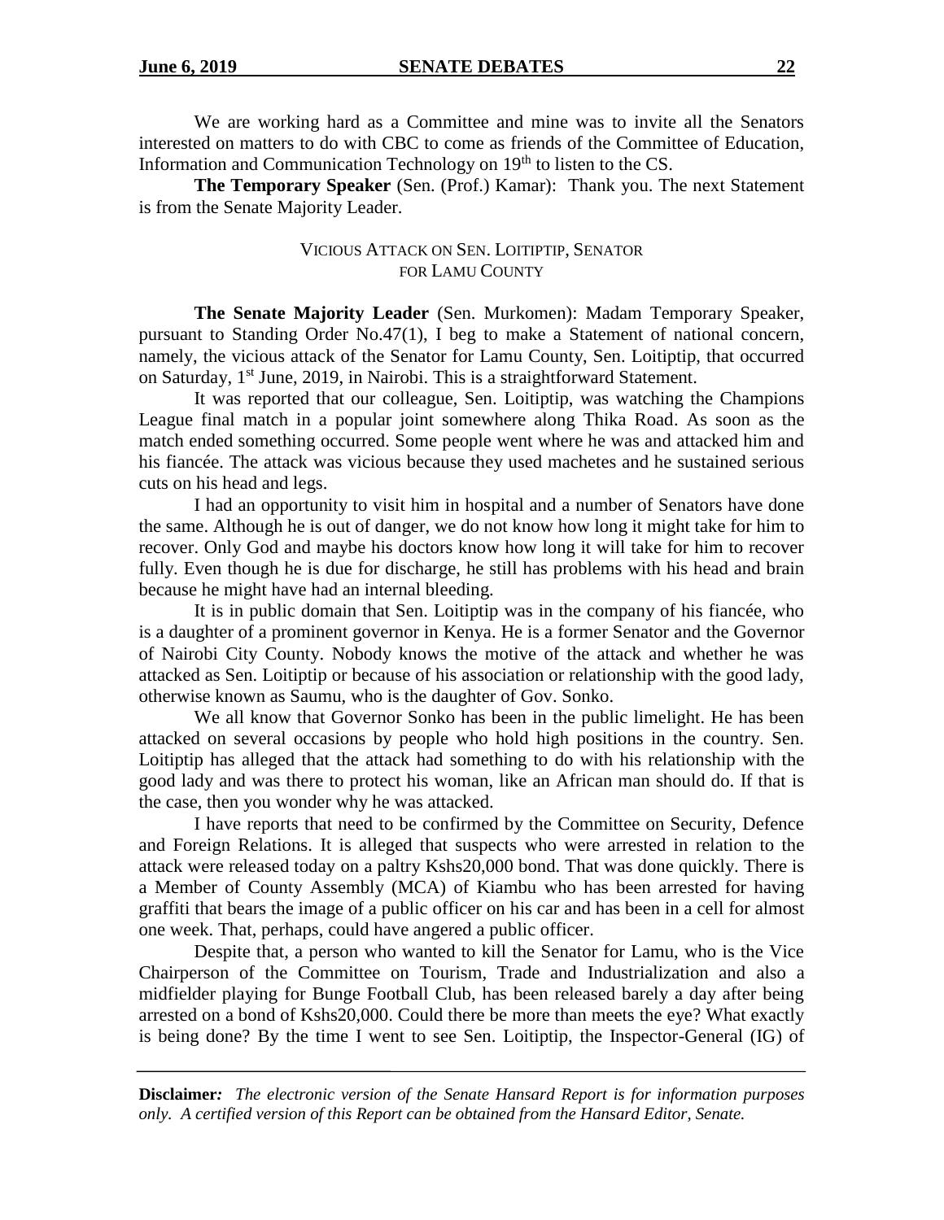We are working hard as a Committee and mine was to invite all the Senators interested on matters to do with CBC to come as friends of the Committee of Education, Information and Communication Technology on 19th to listen to the CS.

**The Temporary Speaker** (Sen. (Prof.) Kamar): Thank you. The next Statement is from the Senate Majority Leader.

### VICIOUS ATTACK ON SEN. LOITIPTIP, SENATOR FOR LAMU COUNTY

**The Senate Majority Leader** (Sen. Murkomen): Madam Temporary Speaker, pursuant to Standing Order No.47(1), I beg to make a Statement of national concern, namely, the vicious attack of the Senator for Lamu County, Sen. Loitiptip, that occurred on Saturday, 1st June, 2019, in Nairobi. This is a straightforward Statement.

It was reported that our colleague, Sen. Loitiptip, was watching the Champions League final match in a popular joint somewhere along Thika Road. As soon as the match ended something occurred. Some people went where he was and attacked him and his fiancée. The attack was vicious because they used machetes and he sustained serious cuts on his head and legs.

I had an opportunity to visit him in hospital and a number of Senators have done the same. Although he is out of danger, we do not know how long it might take for him to recover. Only God and maybe his doctors know how long it will take for him to recover fully. Even though he is due for discharge, he still has problems with his head and brain because he might have had an internal bleeding.

It is in public domain that Sen. Loitiptip was in the company of his fiancée, who is a daughter of a prominent governor in Kenya. He is a former Senator and the Governor of Nairobi City County. Nobody knows the motive of the attack and whether he was attacked as Sen. Loitiptip or because of his association or relationship with the good lady, otherwise known as Saumu, who is the daughter of Gov. Sonko.

We all know that Governor Sonko has been in the public limelight. He has been attacked on several occasions by people who hold high positions in the country. Sen. Loitiptip has alleged that the attack had something to do with his relationship with the good lady and was there to protect his woman, like an African man should do. If that is the case, then you wonder why he was attacked.

I have reports that need to be confirmed by the Committee on Security, Defence and Foreign Relations. It is alleged that suspects who were arrested in relation to the attack were released today on a paltry Kshs20,000 bond. That was done quickly. There is a Member of County Assembly (MCA) of Kiambu who has been arrested for having graffiti that bears the image of a public officer on his car and has been in a cell for almost one week. That, perhaps, could have angered a public officer.

Despite that, a person who wanted to kill the Senator for Lamu, who is the Vice Chairperson of the Committee on Tourism, Trade and Industrialization and also a midfielder playing for Bunge Football Club, has been released barely a day after being arrested on a bond of Kshs20,000. Could there be more than meets the eye? What exactly is being done? By the time I went to see Sen. Loitiptip, the Inspector-General (IG) of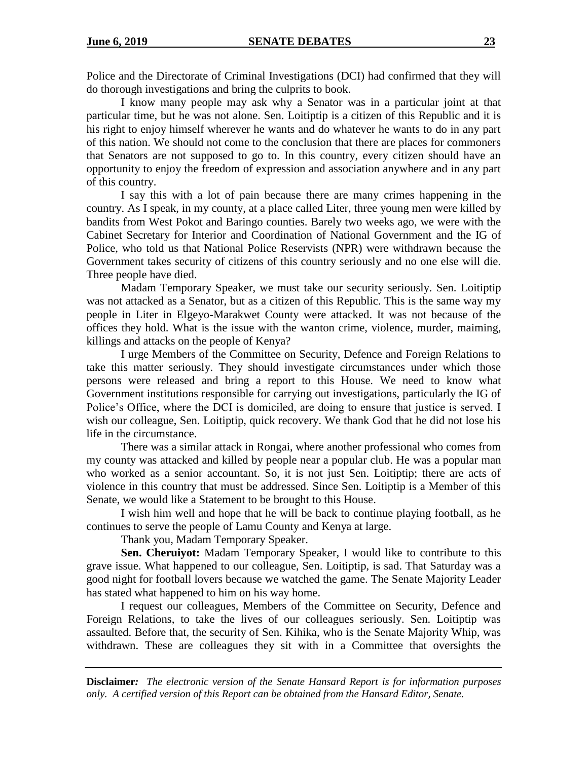Police and the Directorate of Criminal Investigations (DCI) had confirmed that they will do thorough investigations and bring the culprits to book.

I know many people may ask why a Senator was in a particular joint at that particular time, but he was not alone. Sen. Loitiptip is a citizen of this Republic and it is his right to enjoy himself wherever he wants and do whatever he wants to do in any part of this nation. We should not come to the conclusion that there are places for commoners that Senators are not supposed to go to. In this country, every citizen should have an opportunity to enjoy the freedom of expression and association anywhere and in any part of this country.

I say this with a lot of pain because there are many crimes happening in the country. As I speak, in my county, at a place called Liter, three young men were killed by bandits from West Pokot and Baringo counties. Barely two weeks ago, we were with the Cabinet Secretary for Interior and Coordination of National Government and the IG of Police, who told us that National Police Reservists (NPR) were withdrawn because the Government takes security of citizens of this country seriously and no one else will die. Three people have died.

Madam Temporary Speaker, we must take our security seriously. Sen. Loitiptip was not attacked as a Senator, but as a citizen of this Republic. This is the same way my people in Liter in Elgeyo-Marakwet County were attacked. It was not because of the offices they hold. What is the issue with the wanton crime, violence, murder, maiming, killings and attacks on the people of Kenya?

I urge Members of the Committee on Security, Defence and Foreign Relations to take this matter seriously. They should investigate circumstances under which those persons were released and bring a report to this House. We need to know what Government institutions responsible for carrying out investigations, particularly the IG of Police's Office, where the DCI is domiciled, are doing to ensure that justice is served. I wish our colleague, Sen. Loitiptip, quick recovery. We thank God that he did not lose his life in the circumstance.

There was a similar attack in Rongai, where another professional who comes from my county was attacked and killed by people near a popular club. He was a popular man who worked as a senior accountant. So, it is not just Sen. Loitiptip; there are acts of violence in this country that must be addressed. Since Sen. Loitiptip is a Member of this Senate, we would like a Statement to be brought to this House.

I wish him well and hope that he will be back to continue playing football, as he continues to serve the people of Lamu County and Kenya at large.

Thank you, Madam Temporary Speaker.

**Sen. Cheruiyot:** Madam Temporary Speaker, I would like to contribute to this grave issue. What happened to our colleague, Sen. Loitiptip, is sad. That Saturday was a good night for football lovers because we watched the game. The Senate Majority Leader has stated what happened to him on his way home.

I request our colleagues, Members of the Committee on Security, Defence and Foreign Relations, to take the lives of our colleagues seriously. Sen. Loitiptip was assaulted. Before that, the security of Sen. Kihika, who is the Senate Majority Whip, was withdrawn. These are colleagues they sit with in a Committee that oversights the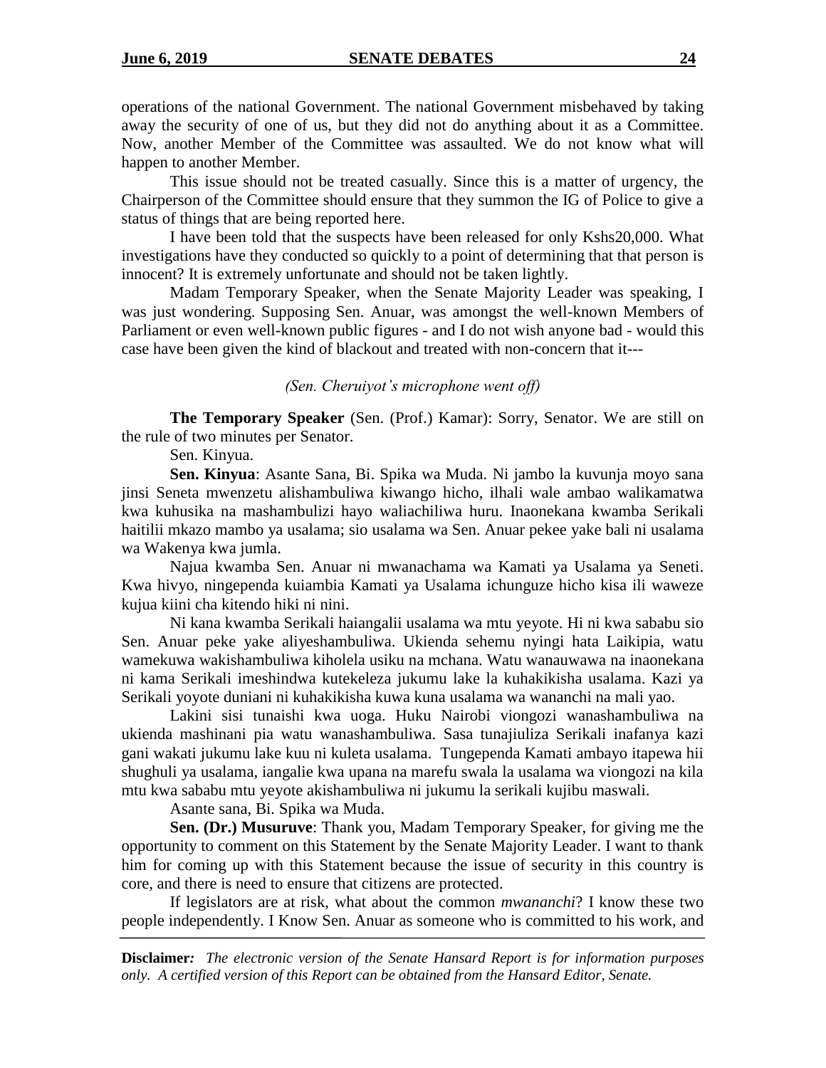operations of the national Government. The national Government misbehaved by taking away the security of one of us, but they did not do anything about it as a Committee. Now, another Member of the Committee was assaulted. We do not know what will happen to another Member.

This issue should not be treated casually. Since this is a matter of urgency, the Chairperson of the Committee should ensure that they summon the IG of Police to give a status of things that are being reported here.

I have been told that the suspects have been released for only Kshs20,000. What investigations have they conducted so quickly to a point of determining that that person is innocent? It is extremely unfortunate and should not be taken lightly.

Madam Temporary Speaker, when the Senate Majority Leader was speaking, I was just wondering. Supposing Sen. Anuar, was amongst the well-known Members of Parliament or even well-known public figures - and I do not wish anyone bad - would this case have been given the kind of blackout and treated with non-concern that it---

*(Sen. Cheruiyot's microphone went off)*

**The Temporary Speaker** (Sen. (Prof.) Kamar): Sorry, Senator. We are still on the rule of two minutes per Senator.

Sen. Kinyua.

**Sen. Kinyua**: Asante Sana, Bi. Spika wa Muda. Ni jambo la kuvunja moyo sana jinsi Seneta mwenzetu alishambuliwa kiwango hicho, ilhali wale ambao walikamatwa kwa kuhusika na mashambulizi hayo waliachiliwa huru. Inaonekana kwamba Serikali haitilii mkazo mambo ya usalama; sio usalama wa Sen. Anuar pekee yake bali ni usalama wa Wakenya kwa jumla.

Najua kwamba Sen. Anuar ni mwanachama wa Kamati ya Usalama ya Seneti. Kwa hivyo, ningependa kuiambia Kamati ya Usalama ichunguze hicho kisa ili waweze kujua kiini cha kitendo hiki ni nini.

Ni kana kwamba Serikali haiangalii usalama wa mtu yeyote. Hi ni kwa sababu sio Sen. Anuar peke yake aliyeshambuliwa. Ukienda sehemu nyingi hata Laikipia, watu wamekuwa wakishambuliwa kiholela usiku na mchana. Watu wanauwawa na inaonekana ni kama Serikali imeshindwa kutekeleza jukumu lake la kuhakikisha usalama. Kazi ya Serikali yoyote duniani ni kuhakikisha kuwa kuna usalama wa wananchi na mali yao.

Lakini sisi tunaishi kwa uoga. Huku Nairobi viongozi wanashambuliwa na ukienda mashinani pia watu wanashambuliwa. Sasa tunajiuliza Serikali inafanya kazi gani wakati jukumu lake kuu ni kuleta usalama. Tungependa Kamati ambayo itapewa hii shughuli ya usalama, iangalie kwa upana na marefu swala la usalama wa viongozi na kila mtu kwa sababu mtu yeyote akishambuliwa ni jukumu la serikali kujibu maswali.

Asante sana, Bi. Spika wa Muda.

**Sen. (Dr.) Musuruve**: Thank you, Madam Temporary Speaker, for giving me the opportunity to comment on this Statement by the Senate Majority Leader. I want to thank him for coming up with this Statement because the issue of security in this country is core, and there is need to ensure that citizens are protected.

If legislators are at risk, what about the common *mwananchi*? I know these two people independently. I Know Sen. Anuar as someone who is committed to his work, and

**Disclaimer***: The electronic version of the Senate Hansard Report is for information purposes only. A certified version of this Report can be obtained from the Hansard Editor, Senate.*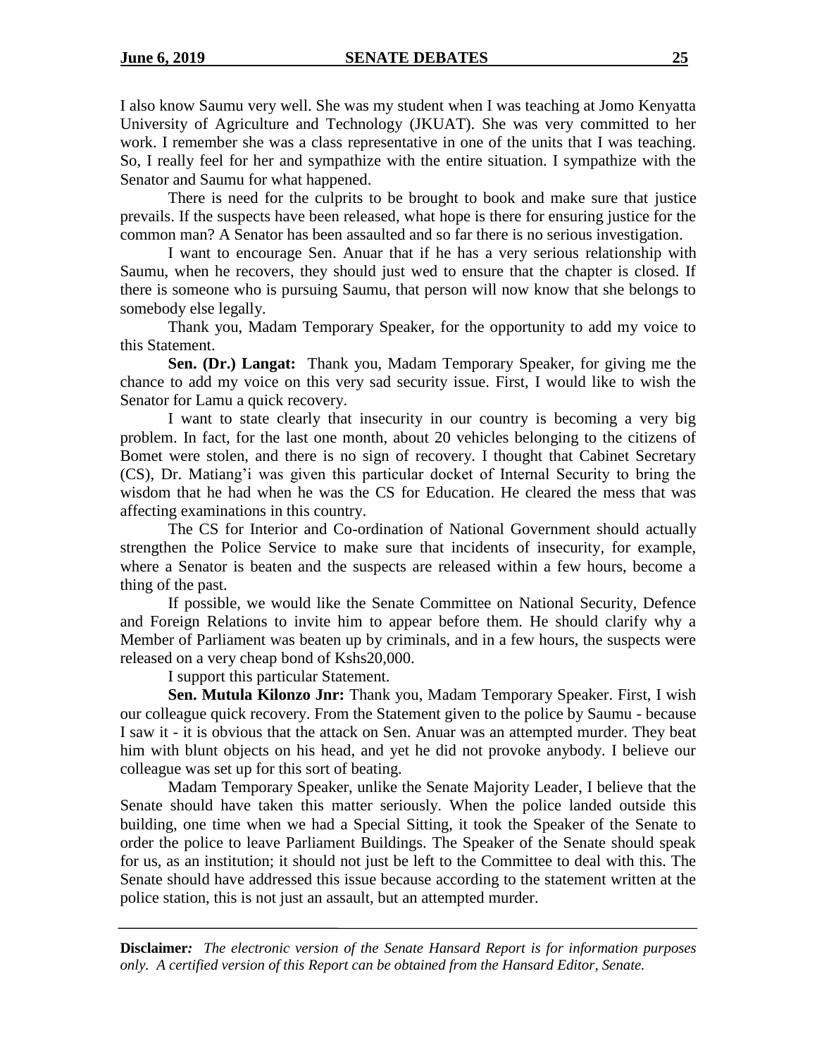I also know Saumu very well. She was my student when I was teaching at Jomo Kenyatta University of Agriculture and Technology (JKUAT). She was very committed to her work. I remember she was a class representative in one of the units that I was teaching. So, I really feel for her and sympathize with the entire situation. I sympathize with the Senator and Saumu for what happened.

There is need for the culprits to be brought to book and make sure that justice prevails. If the suspects have been released, what hope is there for ensuring justice for the common man? A Senator has been assaulted and so far there is no serious investigation.

I want to encourage Sen. Anuar that if he has a very serious relationship with Saumu, when he recovers, they should just wed to ensure that the chapter is closed. If there is someone who is pursuing Saumu, that person will now know that she belongs to somebody else legally.

Thank you, Madam Temporary Speaker, for the opportunity to add my voice to this Statement.

**Sen. (Dr.) Langat:** Thank you, Madam Temporary Speaker, for giving me the chance to add my voice on this very sad security issue. First, I would like to wish the Senator for Lamu a quick recovery.

I want to state clearly that insecurity in our country is becoming a very big problem. In fact, for the last one month, about 20 vehicles belonging to the citizens of Bomet were stolen, and there is no sign of recovery. I thought that Cabinet Secretary (CS), Dr. Matiang'i was given this particular docket of Internal Security to bring the wisdom that he had when he was the CS for Education. He cleared the mess that was affecting examinations in this country.

The CS for Interior and Co-ordination of National Government should actually strengthen the Police Service to make sure that incidents of insecurity, for example, where a Senator is beaten and the suspects are released within a few hours, become a thing of the past.

If possible, we would like the Senate Committee on National Security, Defence and Foreign Relations to invite him to appear before them. He should clarify why a Member of Parliament was beaten up by criminals, and in a few hours, the suspects were released on a very cheap bond of Kshs20,000.

I support this particular Statement.

**Sen. Mutula Kilonzo Jnr:** Thank you, Madam Temporary Speaker. First, I wish our colleague quick recovery. From the Statement given to the police by Saumu - because I saw it - it is obvious that the attack on Sen. Anuar was an attempted murder. They beat him with blunt objects on his head, and yet he did not provoke anybody. I believe our colleague was set up for this sort of beating.

Madam Temporary Speaker, unlike the Senate Majority Leader, I believe that the Senate should have taken this matter seriously. When the police landed outside this building, one time when we had a Special Sitting, it took the Speaker of the Senate to order the police to leave Parliament Buildings. The Speaker of the Senate should speak for us, as an institution; it should not just be left to the Committee to deal with this. The Senate should have addressed this issue because according to the statement written at the police station, this is not just an assault, but an attempted murder.

**Disclaimer:** *The electronic version of the Senate Hansard Report is for information purposes only. A certified version of this Report can be obtained from the Hansard Editor, Senate.*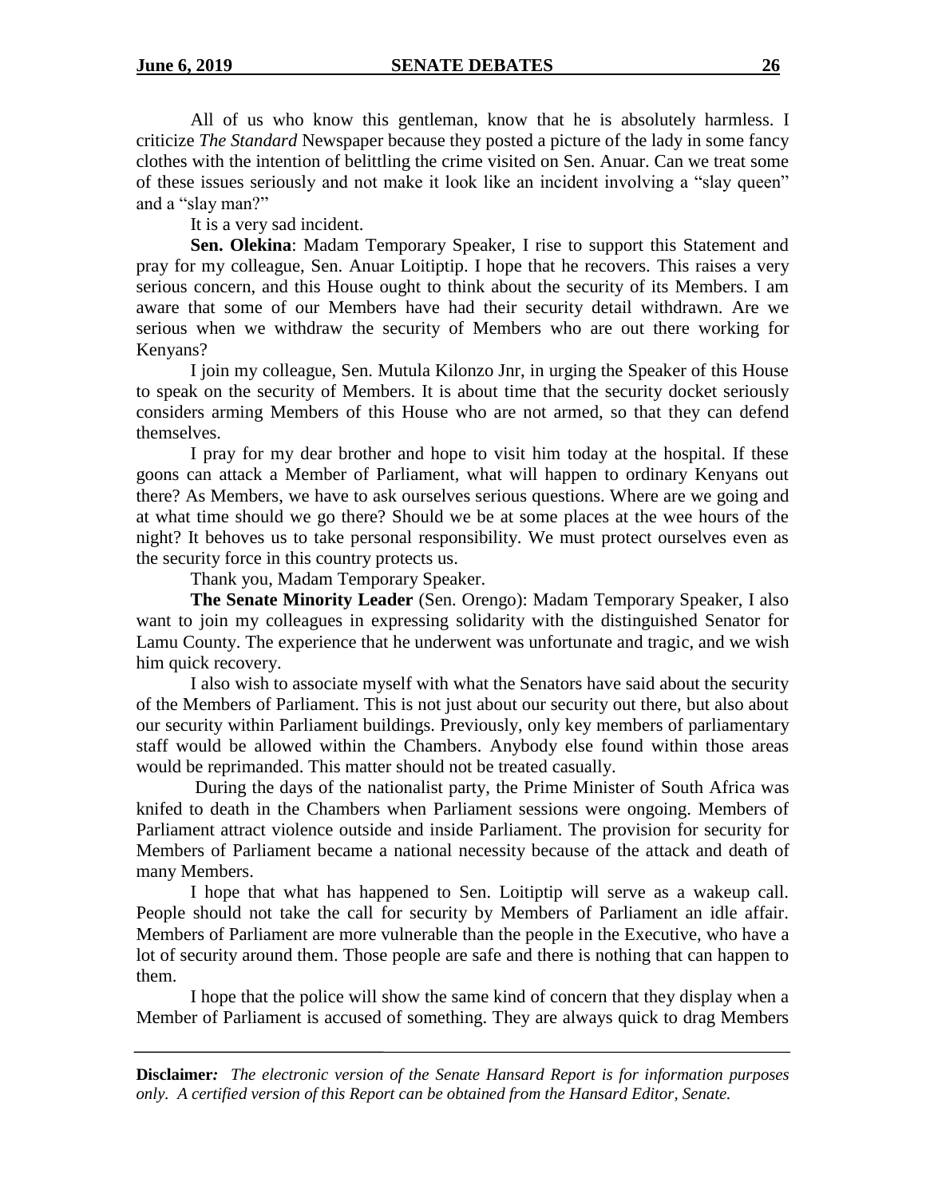All of us who know this gentleman, know that he is absolutely harmless. I criticize *The Standard* Newspaper because they posted a picture of the lady in some fancy clothes with the intention of belittling the crime visited on Sen. Anuar. Can we treat some of these issues seriously and not make it look like an incident involving a "slay queen" and a "slay man?"

It is a very sad incident.

**Sen. Olekina**: Madam Temporary Speaker, I rise to support this Statement and pray for my colleague, Sen. Anuar Loitiptip. I hope that he recovers. This raises a very serious concern, and this House ought to think about the security of its Members. I am aware that some of our Members have had their security detail withdrawn. Are we serious when we withdraw the security of Members who are out there working for Kenyans?

I join my colleague, Sen. Mutula Kilonzo Jnr, in urging the Speaker of this House to speak on the security of Members. It is about time that the security docket seriously considers arming Members of this House who are not armed, so that they can defend themselves.

I pray for my dear brother and hope to visit him today at the hospital. If these goons can attack a Member of Parliament, what will happen to ordinary Kenyans out there? As Members, we have to ask ourselves serious questions. Where are we going and at what time should we go there? Should we be at some places at the wee hours of the night? It behoves us to take personal responsibility. We must protect ourselves even as the security force in this country protects us.

Thank you, Madam Temporary Speaker.

**The Senate Minority Leader** (Sen. Orengo): Madam Temporary Speaker, I also want to join my colleagues in expressing solidarity with the distinguished Senator for Lamu County. The experience that he underwent was unfortunate and tragic, and we wish him quick recovery.

I also wish to associate myself with what the Senators have said about the security of the Members of Parliament. This is not just about our security out there, but also about our security within Parliament buildings. Previously, only key members of parliamentary staff would be allowed within the Chambers. Anybody else found within those areas would be reprimanded. This matter should not be treated casually.

During the days of the nationalist party, the Prime Minister of South Africa was knifed to death in the Chambers when Parliament sessions were ongoing. Members of Parliament attract violence outside and inside Parliament. The provision for security for Members of Parliament became a national necessity because of the attack and death of many Members.

I hope that what has happened to Sen. Loitiptip will serve as a wakeup call. People should not take the call for security by Members of Parliament an idle affair. Members of Parliament are more vulnerable than the people in the Executive, who have a lot of security around them. Those people are safe and there is nothing that can happen to them.

I hope that the police will show the same kind of concern that they display when a Member of Parliament is accused of something. They are always quick to drag Members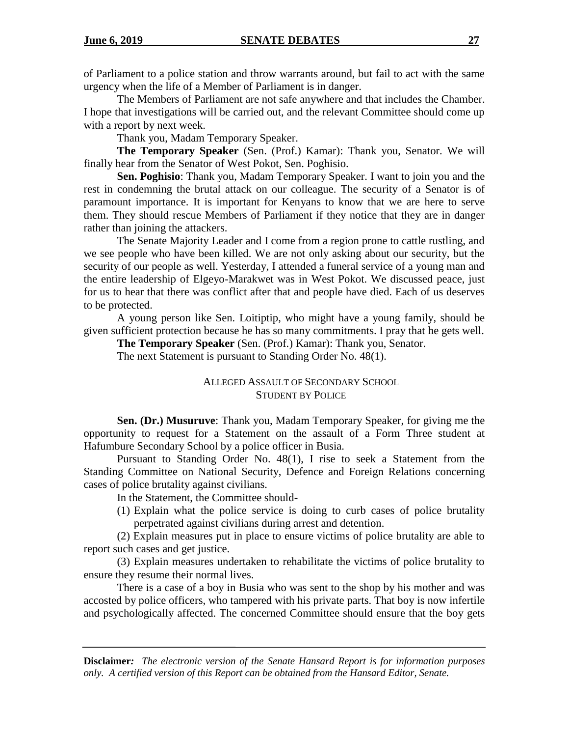of Parliament to a police station and throw warrants around, but fail to act with the same urgency when the life of a Member of Parliament is in danger.

The Members of Parliament are not safe anywhere and that includes the Chamber. I hope that investigations will be carried out, and the relevant Committee should come up with a report by next week.

Thank you, Madam Temporary Speaker.

**The Temporary Speaker** (Sen. (Prof.) Kamar): Thank you, Senator. We will finally hear from the Senator of West Pokot, Sen. Poghisio.

**Sen. Poghisio**: Thank you, Madam Temporary Speaker. I want to join you and the rest in condemning the brutal attack on our colleague. The security of a Senator is of paramount importance. It is important for Kenyans to know that we are here to serve them. They should rescue Members of Parliament if they notice that they are in danger rather than joining the attackers.

The Senate Majority Leader and I come from a region prone to cattle rustling, and we see people who have been killed. We are not only asking about our security, but the security of our people as well. Yesterday, I attended a funeral service of a young man and the entire leadership of Elgeyo-Marakwet was in West Pokot. We discussed peace, just for us to hear that there was conflict after that and people have died. Each of us deserves to be protected.

A young person like Sen. Loitiptip, who might have a young family, should be given sufficient protection because he has so many commitments. I pray that he gets well.

**The Temporary Speaker** (Sen. (Prof.) Kamar): Thank you, Senator.

The next Statement is pursuant to Standing Order No. 48(1).

## ALLEGED ASSAULT OF SECONDARY SCHOOL STUDENT BY POLICE

**Sen. (Dr.) Musuruve**: Thank you, Madam Temporary Speaker, for giving me the opportunity to request for a Statement on the assault of a Form Three student at Hafumbure Secondary School by a police officer in Busia.

Pursuant to Standing Order No. 48(1), I rise to seek a Statement from the Standing Committee on National Security, Defence and Foreign Relations concerning cases of police brutality against civilians.

In the Statement, the Committee should-

(1) Explain what the police service is doing to curb cases of police brutality perpetrated against civilians during arrest and detention.

(2) Explain measures put in place to ensure victims of police brutality are able to report such cases and get justice.

(3) Explain measures undertaken to rehabilitate the victims of police brutality to ensure they resume their normal lives.

There is a case of a boy in Busia who was sent to the shop by his mother and was accosted by police officers, who tampered with his private parts. That boy is now infertile and psychologically affected. The concerned Committee should ensure that the boy gets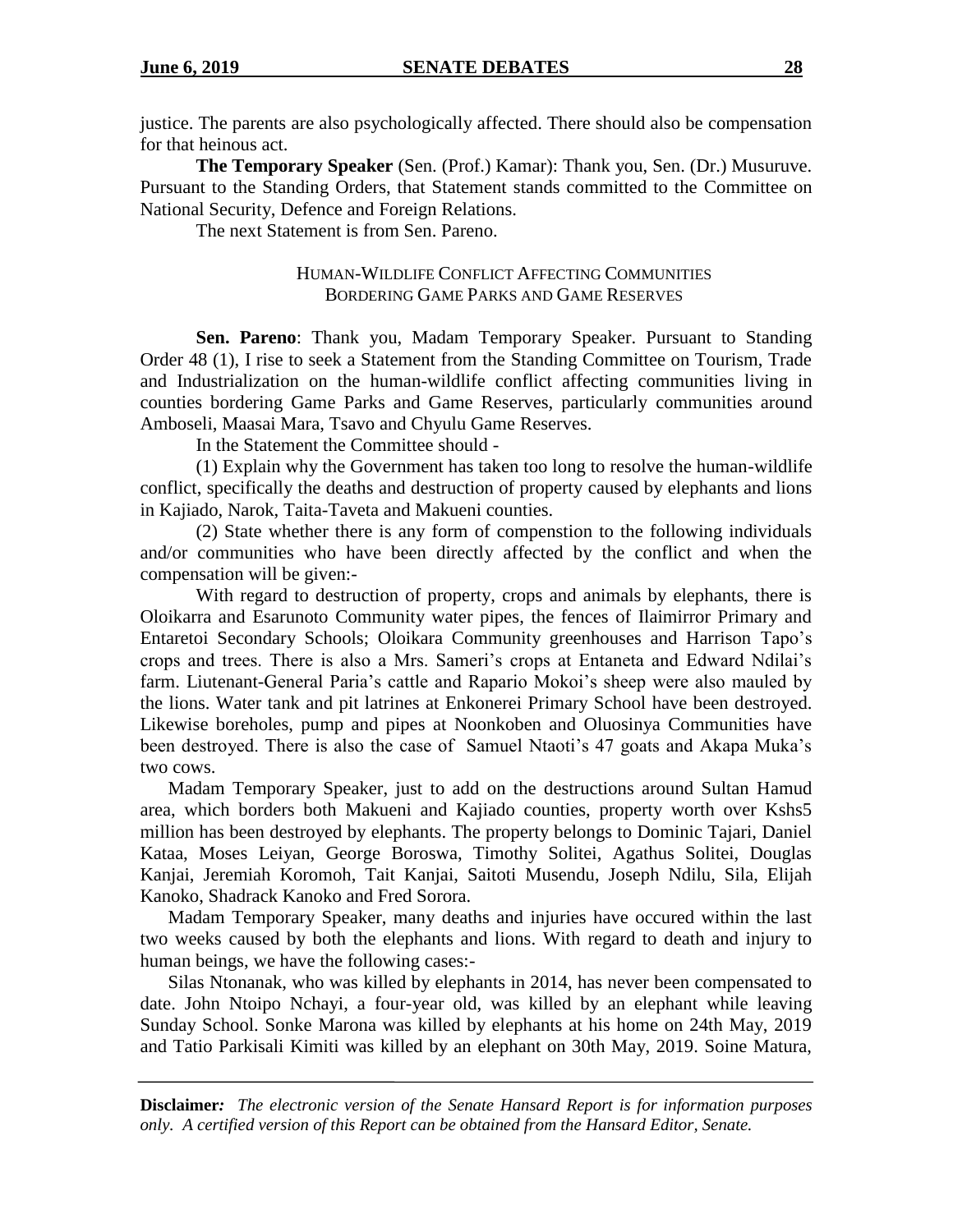justice. The parents are also psychologically affected. There should also be compensation for that heinous act.

**The Temporary Speaker** (Sen. (Prof.) Kamar): Thank you, Sen. (Dr.) Musuruve. Pursuant to the Standing Orders, that Statement stands committed to the Committee on National Security, Defence and Foreign Relations.

The next Statement is from Sen. Pareno.

### HUMAN-WILDLIFE CONFLICT AFFECTING COMMUNITIES BORDERING GAME PARKS AND GAME RESERVES

**Sen. Pareno**: Thank you, Madam Temporary Speaker. Pursuant to Standing Order 48 (1), I rise to seek a Statement from the Standing Committee on Tourism, Trade and Industrialization on the human-wildlife conflict affecting communities living in counties bordering Game Parks and Game Reserves, particularly communities around Amboseli, Maasai Mara, Tsavo and Chyulu Game Reserves.

In the Statement the Committee should -

(1) Explain why the Government has taken too long to resolve the human-wildlife conflict, specifically the deaths and destruction of property caused by elephants and lions in Kajiado, Narok, Taita-Taveta and Makueni counties.

(2) State whether there is any form of compenstion to the following individuals and/or communities who have been directly affected by the conflict and when the compensation will be given:-

With regard to destruction of property, crops and animals by elephants, there is Oloikarra and Esarunoto Community water pipes, the fences of Ilaimirror Primary and Entaretoi Secondary Schools; Oloikara Community greenhouses and Harrison Tapo's crops and trees. There is also a Mrs. Sameri's crops at Entaneta and Edward Ndilai's farm. Liutenant-General Paria's cattle and Rapario Mokoi's sheep were also mauled by the lions. Water tank and pit latrines at Enkonerei Primary School have been destroyed. Likewise boreholes, pump and pipes at Noonkoben and Oluosinya Communities have been destroyed. There is also the case of Samuel Ntaoti's 47 goats and Akapa Muka's two cows.

Madam Temporary Speaker, just to add on the destructions around Sultan Hamud area, which borders both Makueni and Kajiado counties, property worth over Kshs5 million has been destroyed by elephants. The property belongs to Dominic Tajari, Daniel Kataa, Moses Leiyan, George Boroswa, Timothy Solitei, Agathus Solitei, Douglas Kanjai, Jeremiah Koromoh, Tait Kanjai, Saitoti Musendu, Joseph Ndilu, Sila, Elijah Kanoko, Shadrack Kanoko and Fred Sorora.

Madam Temporary Speaker, many deaths and injuries have occured within the last two weeks caused by both the elephants and lions. With regard to death and injury to human beings, we have the following cases:-

Silas Ntonanak, who was killed by elephants in 2014, has never been compensated to date. John Ntoipo Nchayi, a four-year old, was killed by an elephant while leaving Sunday School. Sonke Marona was killed by elephants at his home on 24th May, 2019 and Tatio Parkisali Kimiti was killed by an elephant on 30th May, 2019. Soine Matura,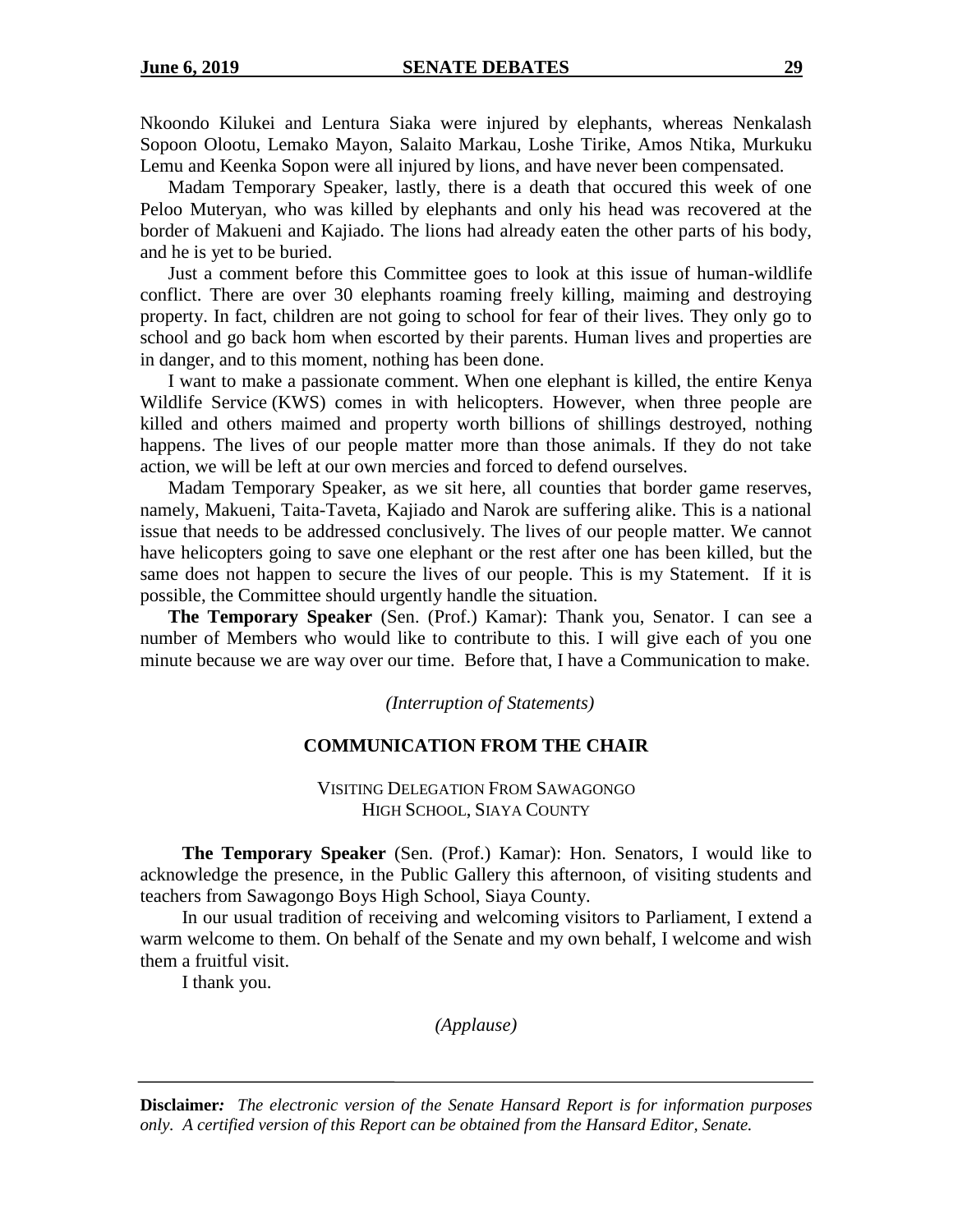Nkoondo Kilukei and Lentura Siaka were injured by elephants, whereas Nenkalash Sopoon Olootu, Lemako Mayon, Salaito Markau, Loshe Tirike, Amos Ntika, Murkuku Lemu and Keenka Sopon were all injured by lions, and have never been compensated.

Madam Temporary Speaker, lastly, there is a death that occured this week of one Peloo Muteryan, who was killed by elephants and only his head was recovered at the border of Makueni and Kajiado. The lions had already eaten the other parts of his body, and he is yet to be buried.

Just a comment before this Committee goes to look at this issue of human-wildlife conflict. There are over 30 elephants roaming freely killing, maiming and destroying property. In fact, children are not going to school for fear of their lives. They only go to school and go back hom when escorted by their parents. Human lives and properties are in danger, and to this moment, nothing has been done.

I want to make a passionate comment. When one elephant is killed, the entire Kenya Wildlife Service (KWS) comes in with helicopters. However, when three people are killed and others maimed and property worth billions of shillings destroyed, nothing happens. The lives of our people matter more than those animals. If they do not take action, we will be left at our own mercies and forced to defend ourselves.

Madam Temporary Speaker, as we sit here, all counties that border game reserves, namely, Makueni, Taita-Taveta, Kajiado and Narok are suffering alike. This is a national issue that needs to be addressed conclusively. The lives of our people matter. We cannot have helicopters going to save one elephant or the rest after one has been killed, but the same does not happen to secure the lives of our people. This is my Statement. If it is possible, the Committee should urgently handle the situation.

**The Temporary Speaker** (Sen. (Prof.) Kamar): Thank you, Senator. I can see a number of Members who would like to contribute to this. I will give each of you one minute because we are way over our time. Before that, I have a Communication to make.

*(Interruption of Statements)*

## COMMUNICATION FROM THE CHAIR

### VISITING DELEGATION FROM SAWAGONGO HIGH SCHOOL, SIAYA COUNTY

**The Temporary Speaker** (Sen. (Prof.) Kamar): Hon. Senators, I would like to acknowledge the presence, in the Public Gallery this afternoon, of visiting students and teachers from Sawagongo Boys High School, Siaya County.

In our usual tradition of receiving and welcoming visitors to Parliament, I extend a warm welcome to them. On behalf of the Senate and my own behalf, I welcome and wish them a fruitful visit.

I thank you.

*(Applause)*

**Disclaimer:** *The electronic version of the Senate Hansard Report is for information purposes only. A certified version of this Report can be obtained from the Hansard Editor, Senate.*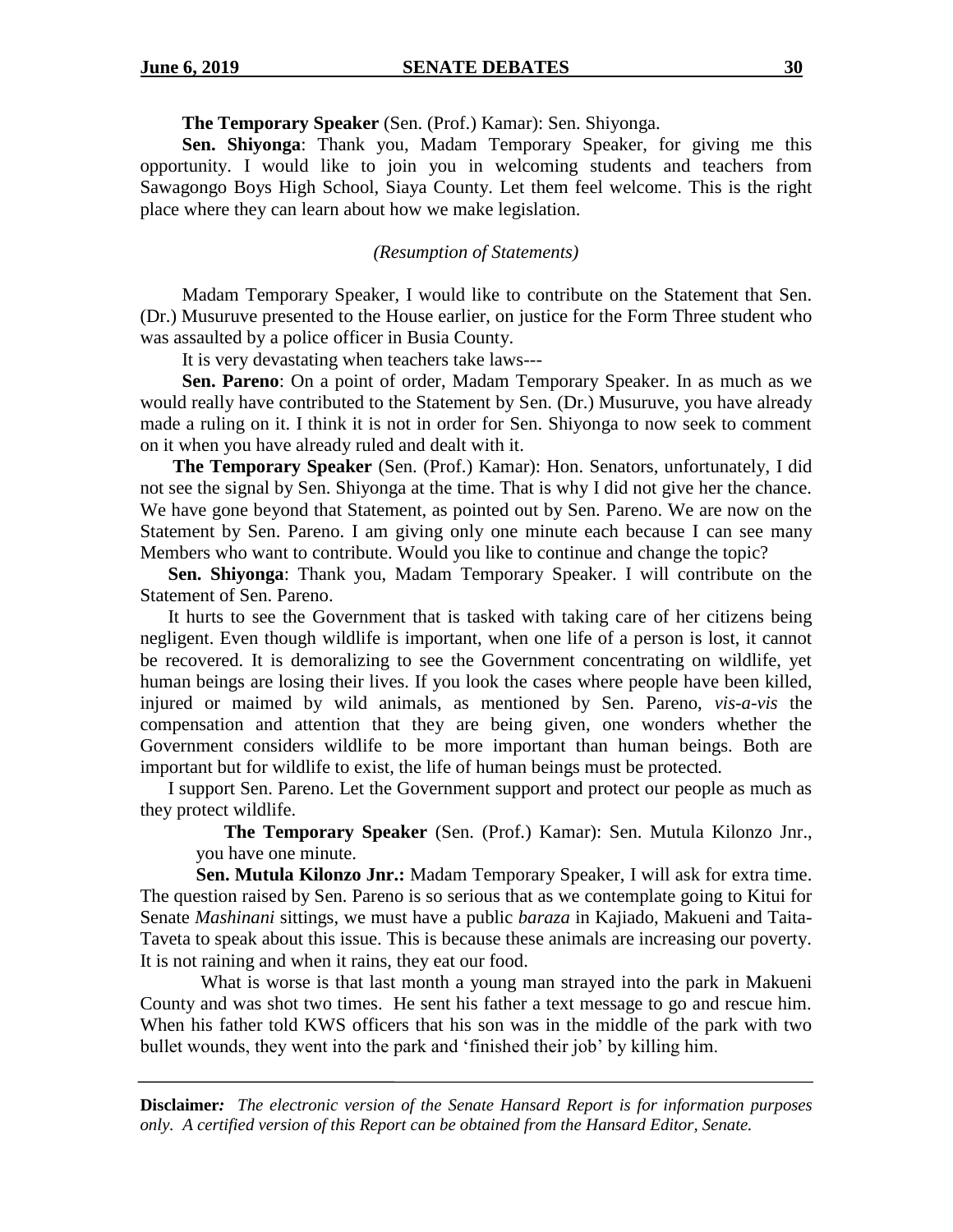**The Temporary Speaker** (Sen. (Prof.) Kamar): Sen. Shiyonga.

**Sen. Shiyonga**: Thank you, Madam Temporary Speaker, for giving me this opportunity. I would like to join you in welcoming students and teachers from Sawagongo Boys High School, Siaya County. Let them feel welcome. This is the right place where they can learn about how we make legislation.

*(Resumption of Statements)*

Madam Temporary Speaker, I would like to contribute on the Statement that Sen. (Dr.) Musuruve presented to the House earlier, on justice for the Form Three student who was assaulted by a police officer in Busia County.

It is very devastating when teachers take laws---

**Sen. Pareno**: On a point of order, Madam Temporary Speaker. In as much as we would really have contributed to the Statement by Sen. (Dr.) Musuruve, you have already made a ruling on it. I think it is not in order for Sen. Shiyonga to now seek to comment on it when you have already ruled and dealt with it.

**The Temporary Speaker** (Sen. (Prof.) Kamar): Hon. Senators, unfortunately, I did not see the signal by Sen. Shiyonga at the time. That is why I did not give her the chance. We have gone beyond that Statement, as pointed out by Sen. Pareno. We are now on the Statement by Sen. Pareno. I am giving only one minute each because I can see many Members who want to contribute. Would you like to continue and change the topic?

**Sen. Shiyonga**: Thank you, Madam Temporary Speaker. I will contribute on the Statement of Sen. Pareno.

It hurts to see the Government that is tasked with taking care of her citizens being negligent. Even though wildlife is important, when one life of a person is lost, it cannot be recovered. It is demoralizing to see the Government concentrating on wildlife, yet human beings are losing their lives. If you look the cases where people have been killed, injured or maimed by wild animals, as mentioned by Sen. Pareno, *vis-a-vis* the compensation and attention that they are being given, one wonders whether the Government considers wildlife to be more important than human beings. Both are important but for wildlife to exist, the life of human beings must be protected.

I support Sen. Pareno. Let the Government support and protect our people as much as they protect wildlife.

**The Temporary Speaker** (Sen. (Prof.) Kamar): Sen. Mutula Kilonzo Jnr., you have one minute.

**Sen. Mutula Kilonzo Jnr.:** Madam Temporary Speaker, I will ask for extra time. The question raised by Sen. Pareno is so serious that as we contemplate going to Kitui for Senate *Mashinani* sittings, we must have a public *baraza* in Kajiado, Makueni and Taita-Taveta to speak about this issue. This is because these animals are increasing our poverty. It is not raining and when it rains, they eat our food.

What is worse is that last month a young man strayed into the park in Makueni County and was shot two times. He sent his father a text message to go and rescue him. When his father told KWS officers that his son was in the middle of the park with two bullet wounds, they went into the park and 'finished their job' by killing him.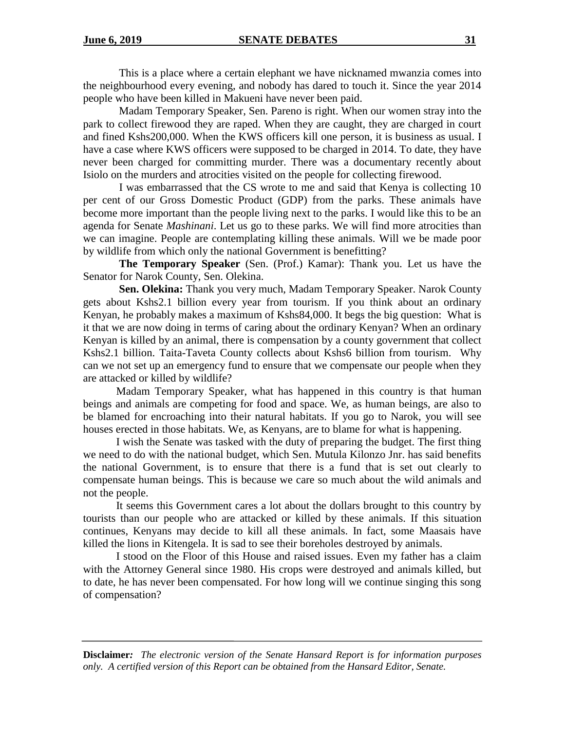This is a place where a certain elephant we have nicknamed mwanzia comes into the neighbourhood every evening, and nobody has dared to touch it. Since the year 2014 people who have been killed in Makueni have never been paid.

Madam Temporary Speaker, Sen. Pareno is right. When our women stray into the park to collect firewood they are raped. When they are caught, they are charged in court and fined Kshs200,000. When the KWS officers kill one person, it is business as usual. I have a case where KWS officers were supposed to be charged in 2014. To date, they have never been charged for committing murder. There was a documentary recently about Isiolo on the murders and atrocities visited on the people for collecting firewood.

I was embarrassed that the CS wrote to me and said that Kenya is collecting 10 per cent of our Gross Domestic Product (GDP) from the parks. These animals have become more important than the people living next to the parks. I would like this to be an agenda for Senate *Mashinani*. Let us go to these parks. We will find more atrocities than we can imagine. People are contemplating killing these animals. Will we be made poor by wildlife from which only the national Government is benefitting?

**The Temporary Speaker** (Sen. (Prof.) Kamar): Thank you. Let us have the Senator for Narok County, Sen. Olekina.

**Sen. Olekina:** Thank you very much, Madam Temporary Speaker. Narok County gets about Kshs2.1 billion every year from tourism. If you think about an ordinary Kenyan, he probably makes a maximum of Kshs84,000. It begs the big question: What is it that we are now doing in terms of caring about the ordinary Kenyan? When an ordinary Kenyan is killed by an animal, there is compensation by a county government that collect Kshs2.1 billion. Taita-Taveta County collects about Kshs6 billion from tourism. Why can we not set up an emergency fund to ensure that we compensate our people when they are attacked or killed by wildlife?

Madam Temporary Speaker, what has happened in this country is that human beings and animals are competing for food and space. We, as human beings, are also to be blamed for encroaching into their natural habitats. If you go to Narok, you will see houses erected in those habitats. We, as Kenyans, are to blame for what is happening.

I wish the Senate was tasked with the duty of preparing the budget. The first thing we need to do with the national budget, which Sen. Mutula Kilonzo Jnr. has said benefits the national Government, is to ensure that there is a fund that is set out clearly to compensate human beings. This is because we care so much about the wild animals and not the people.

It seems this Government cares a lot about the dollars brought to this country by tourists than our people who are attacked or killed by these animals. If this situation continues, Kenyans may decide to kill all these animals. In fact, some Maasais have killed the lions in Kitengela. It is sad to see their boreholes destroyed by animals.

I stood on the Floor of this House and raised issues. Even my father has a claim with the Attorney General since 1980. His crops were destroyed and animals killed, but to date, he has never been compensated. For how long will we continue singing this song of compensation?

**Disclaimer:** *The electronic version of the Senate Hansard Report is for information purposes only. A certified version of this Report can be obtained from the Hansard Editor, Senate.*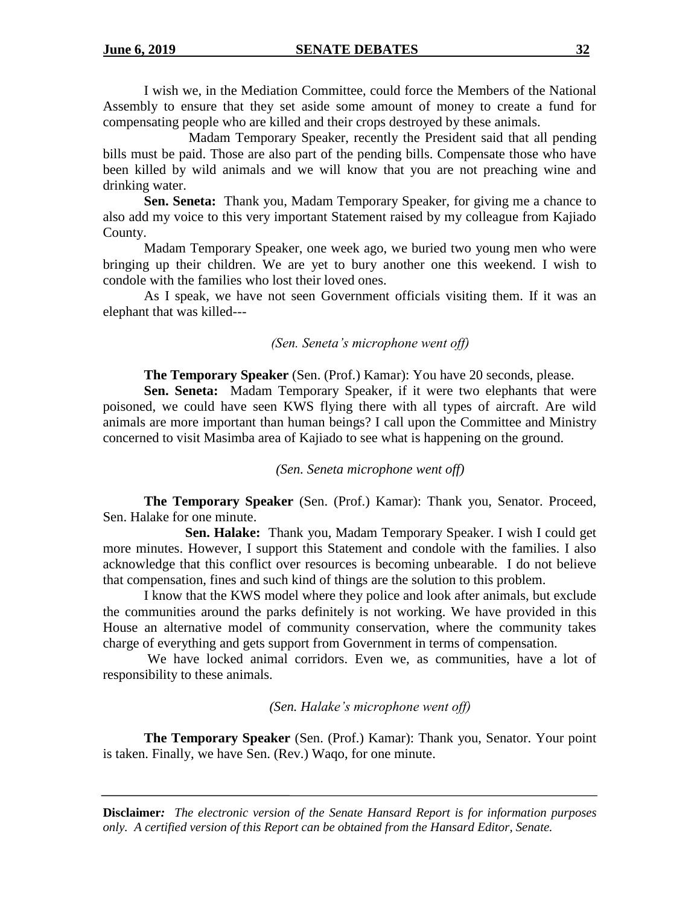I wish we, in the Mediation Committee, could force the Members of the National Assembly to ensure that they set aside some amount of money to create a fund for compensating people who are killed and their crops destroyed by these animals.

Madam Temporary Speaker, recently the President said that all pending bills must be paid. Those are also part of the pending bills. Compensate those who have been killed by wild animals and we will know that you are not preaching wine and drinking water.

**Sen. Seneta:** Thank you, Madam Temporary Speaker, for giving me a chance to also add my voice to this very important Statement raised by my colleague from Kajiado County.

Madam Temporary Speaker, one week ago, we buried two young men who were bringing up their children. We are yet to bury another one this weekend. I wish to condole with the families who lost their loved ones.

As I speak, we have not seen Government officials visiting them. If it was an elephant that was killed---

*(Sen. Seneta's microphone went off)*

**The Temporary Speaker** (Sen. (Prof.) Kamar): You have 20 seconds, please.

**Sen. Seneta:** Madam Temporary Speaker, if it were two elephants that were poisoned, we could have seen KWS flying there with all types of aircraft. Are wild animals are more important than human beings? I call upon the Committee and Ministry concerned to visit Masimba area of Kajiado to see what is happening on the ground.

*(Sen. Seneta microphone went off)*

**The Temporary Speaker** (Sen. (Prof.) Kamar): Thank you, Senator. Proceed, Sen. Halake for one minute.

**Sen. Halake:** Thank you, Madam Temporary Speaker. I wish I could get more minutes. However, I support this Statement and condole with the families. I also acknowledge that this conflict over resources is becoming unbearable. I do not believe that compensation, fines and such kind of things are the solution to this problem.

I know that the KWS model where they police and look after animals, but exclude the communities around the parks definitely is not working. We have provided in this House an alternative model of community conservation, where the community takes charge of everything and gets support from Government in terms of compensation.

We have locked animal corridors. Even we, as communities, have a lot of responsibility to these animals.

*(Sen. Halake's microphone went off)*

**The Temporary Speaker** (Sen. (Prof.) Kamar): Thank you, Senator. Your point is taken. Finally, we have Sen. (Rev.) Waqo, for one minute.

**Disclaimer:** *The electronic version of the Senate Hansard Report is for information purposes only. A certified version of this Report can be obtained from the Hansard Editor, Senate.*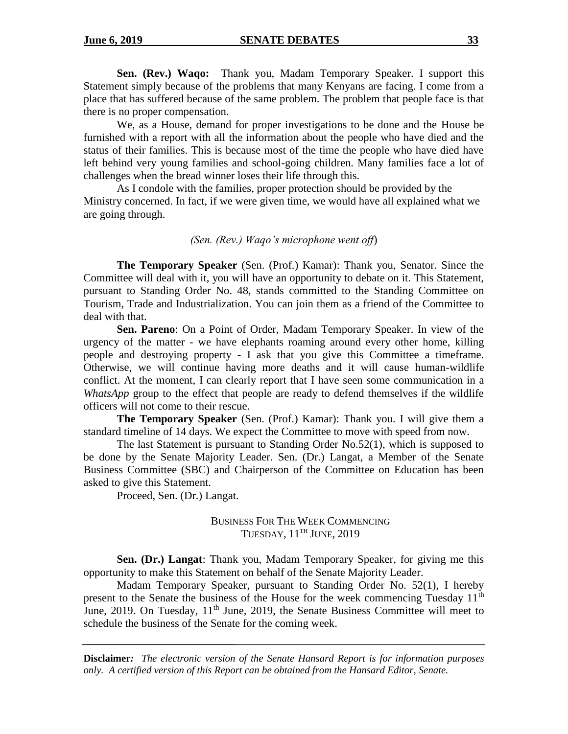**Sen. (Rev.) Waqo:** Thank you, Madam Temporary Speaker. I support this Statement simply because of the problems that many Kenyans are facing. I come from a place that has suffered because of the same problem. The problem that people face is that there is no proper compensation.

We, as a House, demand for proper investigations to be done and the House be furnished with a report with all the information about the people who have died and the status of their families. This is because most of the time the people who have died have left behind very young families and school-going children. Many families face a lot of challenges when the bread winner loses their life through this.

As I condole with the families, proper protection should be provided by the Ministry concerned. In fact, if we were given time, we would have all explained what we are going through.

*(Sen. (Rev.) Waqo's microphone went off*)

**The Temporary Speaker** (Sen. (Prof.) Kamar): Thank you, Senator. Since the Committee will deal with it, you will have an opportunity to debate on it. This Statement, pursuant to Standing Order No. 48, stands committed to the Standing Committee on Tourism, Trade and Industrialization. You can join them as a friend of the Committee to deal with that.

**Sen. Pareno**: On a Point of Order, Madam Temporary Speaker. In view of the urgency of the matter - we have elephants roaming around every other home, killing people and destroying property - I ask that you give this Committee a timeframe. Otherwise, we will continue having more deaths and it will cause human-wildlife conflict. At the moment, I can clearly report that I have seen some communication in a *WhatsApp* group to the effect that people are ready to defend themselves if the wildlife officers will not come to their rescue.

**The Temporary Speaker** (Sen. (Prof.) Kamar): Thank you. I will give them a standard timeline of 14 days. We expect the Committee to move with speed from now.

The last Statement is pursuant to Standing Order No.52(1), which is supposed to be done by the Senate Majority Leader. Sen. (Dr.) Langat, a Member of the Senate Business Committee (SBC) and Chairperson of the Committee on Education has been asked to give this Statement.

Proceed, Sen. (Dr.) Langat.

## BUSINESS FOR THE WEEK COMMENCING TUESDAY, 11TH JUNE, 2019

**Sen. (Dr.) Langat**: Thank you, Madam Temporary Speaker, for giving me this opportunity to make this Statement on behalf of the Senate Majority Leader.

Madam Temporary Speaker, pursuant to Standing Order No. 52(1), I hereby present to the Senate the business of the House for the week commencing Tuesday 11th June, 2019. On Tuesday, 11th June, 2019, the Senate Business Committee will meet to schedule the business of the Senate for the coming week.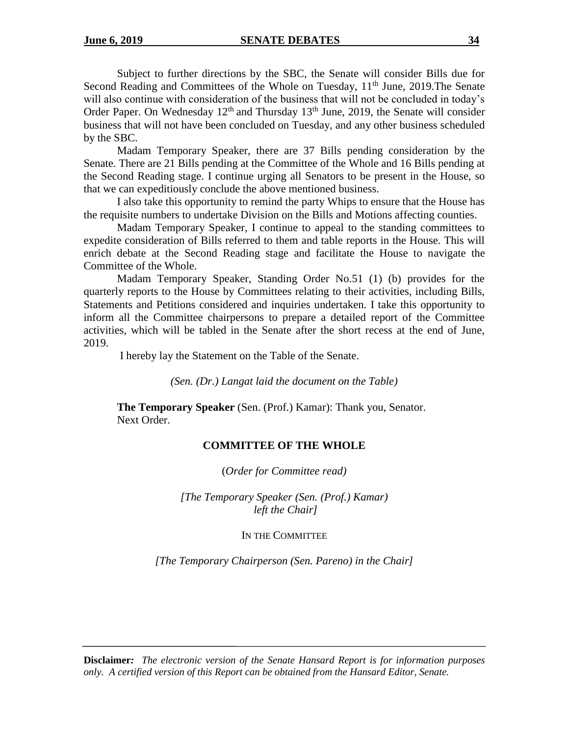Subject to further directions by the SBC, the Senate will consider Bills due for Second Reading and Committees of the Whole on Tuesday, 11th June, 2019.The Senate will also continue with consideration of the business that will not be concluded in today's Order Paper. On Wednesday 12th and Thursday 13th June, 2019, the Senate will consider business that will not have been concluded on Tuesday, and any other business scheduled by the SBC.

Madam Temporary Speaker, there are 37 Bills pending consideration by the Senate. There are 21 Bills pending at the Committee of the Whole and 16 Bills pending at the Second Reading stage. I continue urging all Senators to be present in the House, so that we can expeditiously conclude the above mentioned business.

I also take this opportunity to remind the party Whips to ensure that the House has the requisite numbers to undertake Division on the Bills and Motions affecting counties.

Madam Temporary Speaker, I continue to appeal to the standing committees to expedite consideration of Bills referred to them and table reports in the House. This will enrich debate at the Second Reading stage and facilitate the House to navigate the Committee of the Whole.

Madam Temporary Speaker, Standing Order No.51 (1) (b) provides for the quarterly reports to the House by Committees relating to their activities, including Bills, Statements and Petitions considered and inquiries undertaken. I take this opportunity to inform all the Committee chairpersons to prepare a detailed report of the Committee activities, which will be tabled in the Senate after the short recess at the end of June, 2019.

I hereby lay the Statement on the Table of the Senate.

*(Sen. (Dr.) Langat laid the document on the Table)*

**The Temporary Speaker** (Sen. (Prof.) Kamar): Thank you, Senator.
Next Order.

## COMMITTEE OF THE WHOLE

(*Order for Committee read)*

*[The Temporary Speaker (Sen. (Prof.) Kamar) left the Chair]*

IN THE COMMITTEE

*[The Temporary Chairperson (Sen. Pareno) in the Chair]*

**Disclaimer***: The electronic version of the Senate Hansard Report is for information purposes only. A certified version of this Report can be obtained from the Hansard Editor, Senate.*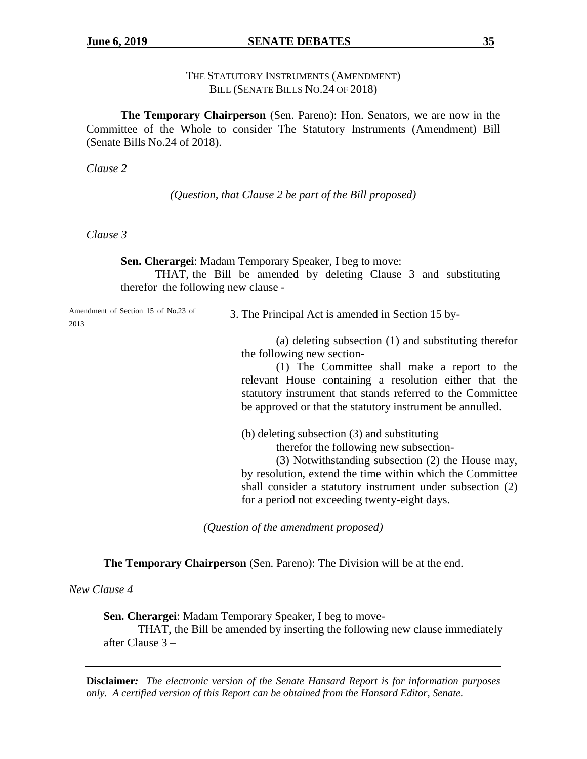THE STATUTORY INSTRUMENTS (AMENDMENT) BILL (SENATE BILLS NO.24 OF 2018)

**The Temporary Chairperson** (Sen. Pareno): Hon. Senators, we are now in the Committee of the Whole to consider The Statutory Instruments (Amendment) Bill (Senate Bills No.24 of 2018).

*Clause 2*

*(Question, that Clause 2 be part of the Bill proposed)*

*Clause 3*

**Sen. Cherargei**: Madam Temporary Speaker, I beg to move:

THAT, the Bill be amended by deleting Clause 3 and substituting therefor the following new clause -

Amendment of Section 15 of No.23 of 2013

3. The Principal Act is amended in Section 15 by-

(a) deleting subsection (1) and substituting therefor the following new section-

(1) The Committee shall make a report to the relevant House containing a resolution either that the statutory instrument that stands referred to the Committee be approved or that the statutory instrument be annulled.

(b) deleting subsection (3) and substituting therefor the following new subsection-

(3) Notwithstanding subsection (2) the House may, by resolution, extend the time within which the Committee shall consider a statutory instrument under subsection (2) for a period not exceeding twenty-eight days.

*(Question of the amendment proposed)*

**The Temporary Chairperson** (Sen. Pareno): The Division will be at the end.

*New Clause 4*

**Sen. Cherargei**: Madam Temporary Speaker, I beg to move-

THAT, the Bill be amended by inserting the following new clause immediately after Clause 3 –

**Disclaimer:** *The electronic version of the Senate Hansard Report is for information purposes only. A certified version of this Report can be obtained from the Hansard Editor, Senate.*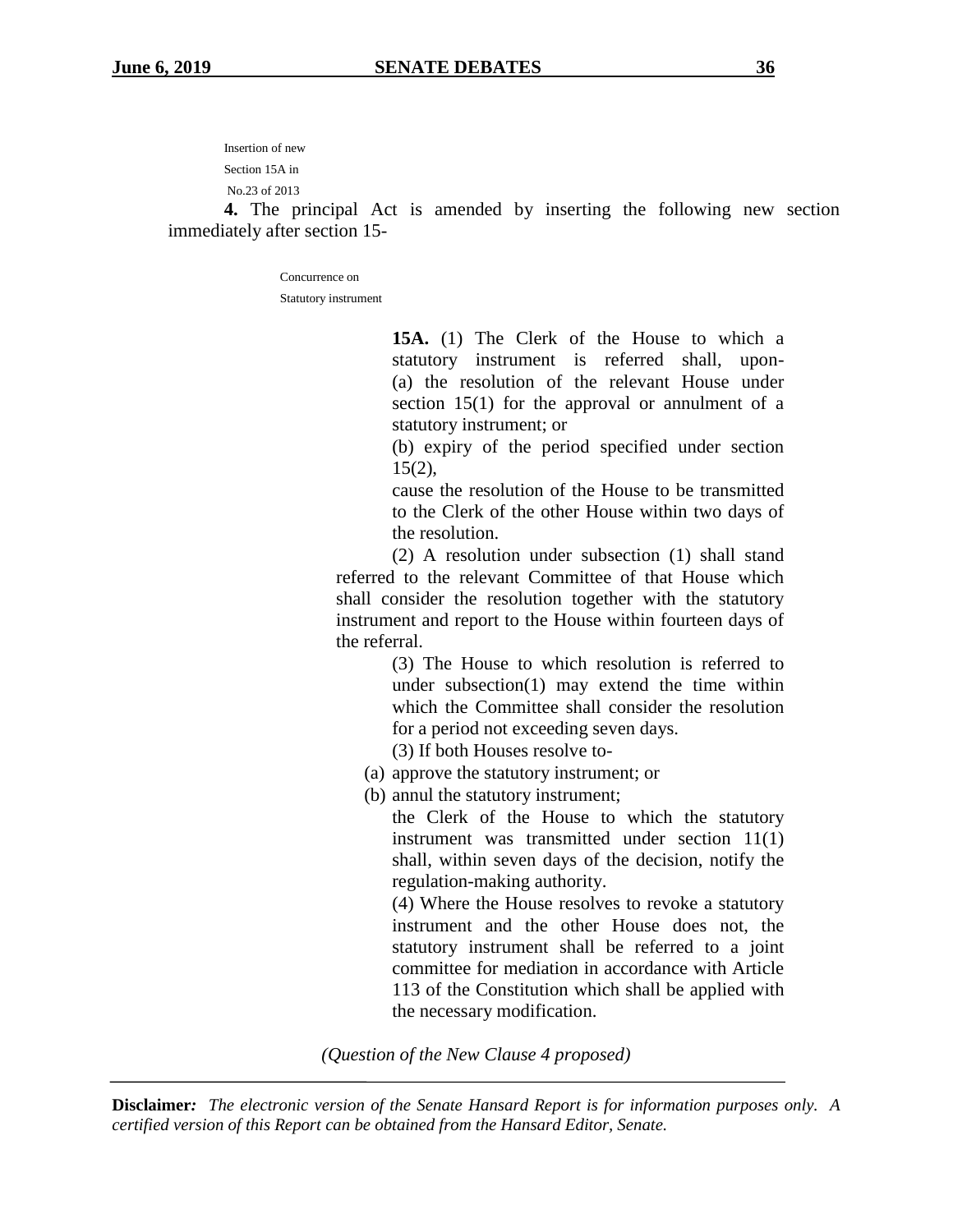Insertion of new
Section 15A in
No.23 of 2013

**4.** The principal Act is amended by inserting the following new section immediately after section 15-

Concurrence on
Statutory instrument

**15A.** (1) The Clerk of the House to which a statutory instrument is referred shall, upon-
(a) the resolution of the relevant House under section 15(1) for the approval or annulment of a statutory instrument; or
(b) expiry of the period specified under section 15(2),
cause the resolution of the House to be transmitted to the Clerk of the other House within two days of the resolution.

(2) A resolution under subsection (1) shall stand referred to the relevant Committee of that House which shall consider the resolution together with the statutory instrument and report to the House within fourteen days of the referral.

(3) The House to which resolution is referred to under subsection(1) may extend the time within which the Committee shall consider the resolution for a period not exceeding seven days.

(3) If both Houses resolve to-

(a) approve the statutory instrument; or
(b) annul the statutory instrument;

the Clerk of the House to which the statutory instrument was transmitted under section 11(1) shall, within seven days of the decision, notify the regulation-making authority.

(4) Where the House resolves to revoke a statutory instrument and the other House does not, the statutory instrument shall be referred to a joint committee for mediation in accordance with Article 113 of the Constitution which shall be applied with the necessary modification.

*(Question of the New Clause 4 proposed)*

**Disclaimer:** *The electronic version of the Senate Hansard Report is for information purposes only. A certified version of this Report can be obtained from the Hansard Editor, Senate.*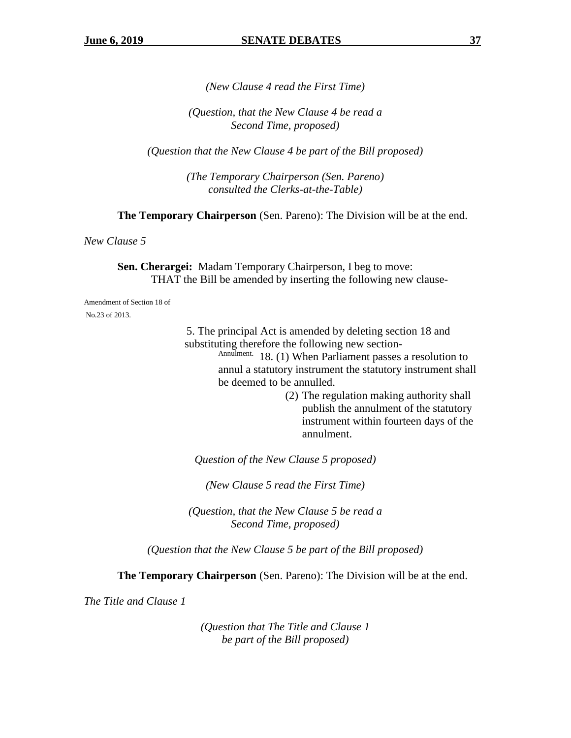*(New Clause 4 read the First Time)*

*(Question, that the New Clause 4 be read a Second Time, proposed)*

*(Question that the New Clause 4 be part of the Bill proposed)*

*(The Temporary Chairperson (Sen. Pareno) consulted the Clerks-at-the-Table)*

**The Temporary Chairperson** (Sen. Pareno): The Division will be at the end.

*New Clause 5*

**Sen. Cherargei:** Madam Temporary Chairperson, I beg to move:
THAT the Bill be amended by inserting the following new clause-

Amendment of Section 18 of No.23 of 2013.

5. The principal Act is amended by deleting section 18 and substituting therefore the following new section-

Annulment. 18. (1) When Parliament passes a resolution to annul a statutory instrument the statutory instrument shall be deemed to be annulled.

(2) The regulation making authority shall publish the annulment of the statutory instrument within fourteen days of the annulment.

*Question of the New Clause 5 proposed)*

*(New Clause 5 read the First Time)*

*(Question, that the New Clause 5 be read a Second Time, proposed)*

*(Question that the New Clause 5 be part of the Bill proposed)*

**The Temporary Chairperson** (Sen. Pareno): The Division will be at the end.

*The Title and Clause 1*

*(Question that The Title and Clause 1 be part of the Bill proposed)*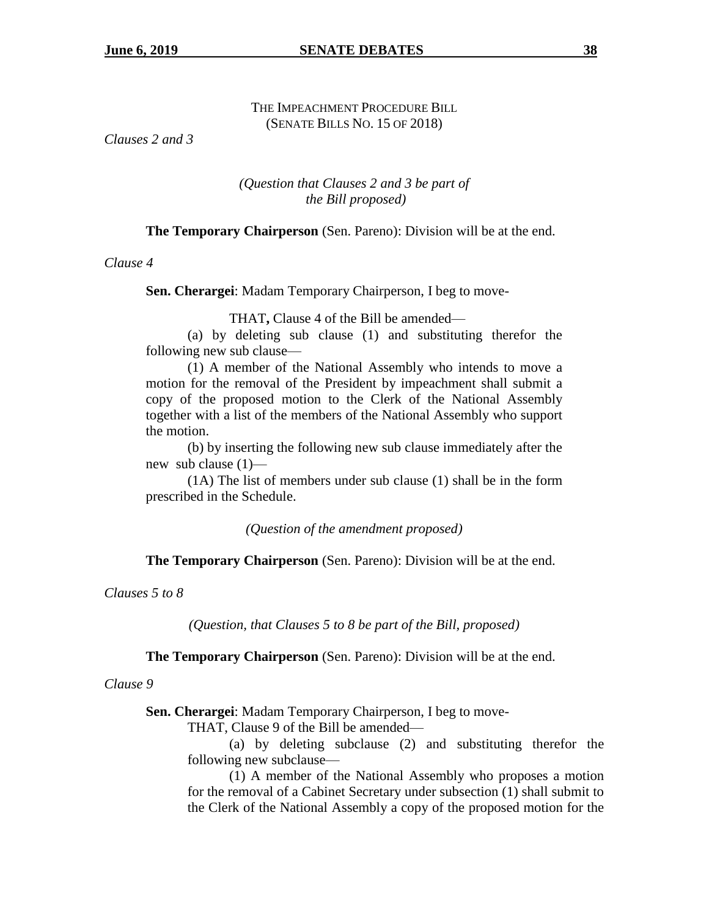THE IMPEACHMENT PROCEDURE BILL
(SENATE BILLS NO. 15 OF 2018)

*Clauses 2 and 3*

*(Question that Clauses 2 and 3 be part of the Bill proposed)*

**The Temporary Chairperson** (Sen. Pareno): Division will be at the end.

*Clause 4*

**Sen. Cherargei**: Madam Temporary Chairperson, I beg to move-

THAT**,** Clause 4 of the Bill be amended—

(a) by deleting sub clause (1) and substituting therefor the following new sub clause—

(1) A member of the National Assembly who intends to move a motion for the removal of the President by impeachment shall submit a copy of the proposed motion to the Clerk of the National Assembly together with a list of the members of the National Assembly who support the motion.

(b) by inserting the following new sub clause immediately after the new sub clause (1)—

(1A) The list of members under sub clause (1) shall be in the form prescribed in the Schedule.

*(Question of the amendment proposed)*

**The Temporary Chairperson** (Sen. Pareno): Division will be at the end.

*Clauses 5 to 8*

*(Question, that Clauses 5 to 8 be part of the Bill, proposed)*

**The Temporary Chairperson** (Sen. Pareno): Division will be at the end.

*Clause 9*

**Sen. Cherargei**: Madam Temporary Chairperson, I beg to move-

THAT, Clause 9 of the Bill be amended—

(a) by deleting subclause (2) and substituting therefor the following new subclause—

(1) A member of the National Assembly who proposes a motion for the removal of a Cabinet Secretary under subsection (1) shall submit to the Clerk of the National Assembly a copy of the proposed motion for the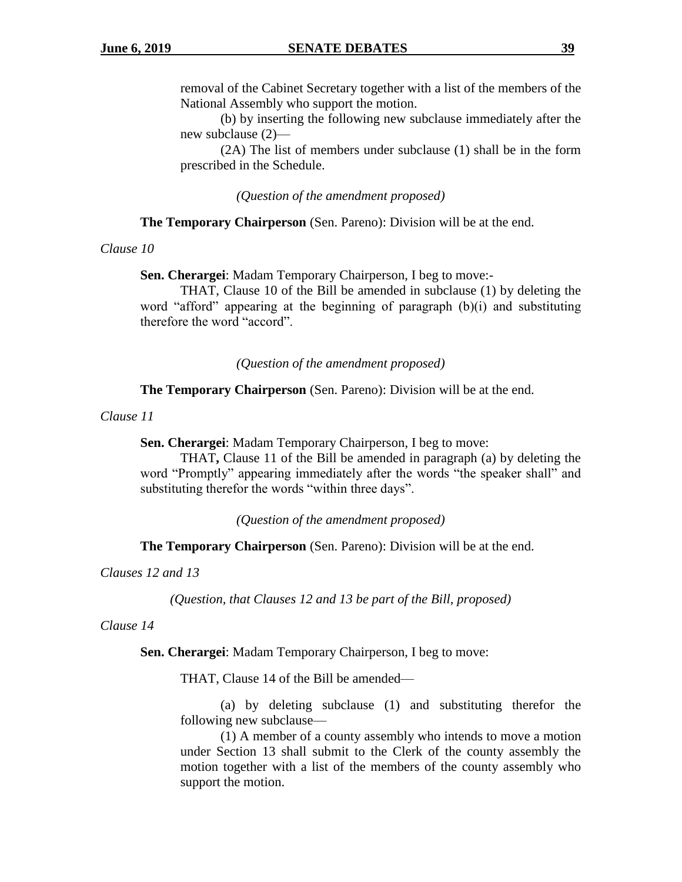removal of the Cabinet Secretary together with a list of the members of the National Assembly who support the motion.

(b) by inserting the following new subclause immediately after the new subclause (2)—

(2A) The list of members under subclause (1) shall be in the form prescribed in the Schedule.

*(Question of the amendment proposed)*

**The Temporary Chairperson** (Sen. Pareno): Division will be at the end.

*Clause 10*

**Sen. Cherargei**: Madam Temporary Chairperson, I beg to move:-

THAT, Clause 10 of the Bill be amended in subclause (1) by deleting the word "afford" appearing at the beginning of paragraph (b)(i) and substituting therefore the word "accord".

*(Question of the amendment proposed)*

**The Temporary Chairperson** (Sen. Pareno): Division will be at the end.

*Clause 11*

**Sen. Cherargei**: Madam Temporary Chairperson, I beg to move:

THAT**,** Clause 11 of the Bill be amended in paragraph (a) by deleting the word "Promptly" appearing immediately after the words "the speaker shall" and substituting therefor the words "within three days".

*(Question of the amendment proposed)*

**The Temporary Chairperson** (Sen. Pareno): Division will be at the end.

*Clauses 12 and 13*

*(Question, that Clauses 12 and 13 be part of the Bill, proposed)*

*Clause 14*

**Sen. Cherargei**: Madam Temporary Chairperson, I beg to move:

THAT, Clause 14 of the Bill be amended—

(a) by deleting subclause (1) and substituting therefor the following new subclause—

(1) A member of a county assembly who intends to move a motion under Section 13 shall submit to the Clerk of the county assembly the motion together with a list of the members of the county assembly who support the motion.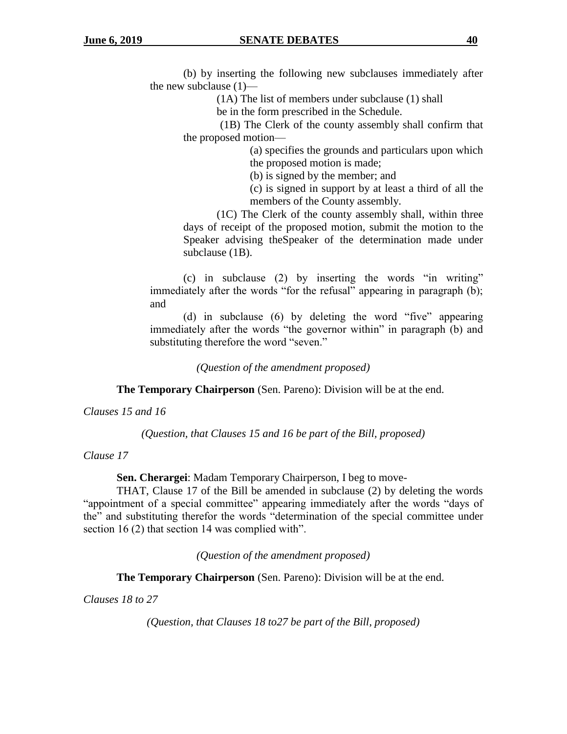(b) by inserting the following new subclauses immediately after the new subclause (1)—

(1A) The list of members under subclause (1) shall be in the form prescribed in the Schedule.

(1B) The Clerk of the county assembly shall confirm that the proposed motion—

(a) specifies the grounds and particulars upon which the proposed motion is made;

(b) is signed by the member; and

(c) is signed in support by at least a third of all the members of the County assembly.

(1C) The Clerk of the county assembly shall, within three days of receipt of the proposed motion, submit the motion to the Speaker advising theSpeaker of the determination made under subclause (1B).

(c) in subclause (2) by inserting the words "in writing" immediately after the words "for the refusal" appearing in paragraph (b); and

(d) in subclause (6) by deleting the word "five" appearing immediately after the words "the governor within" in paragraph (b) and substituting therefore the word "seven."

*(Question of the amendment proposed)*

**The Temporary Chairperson** (Sen. Pareno): Division will be at the end.

*Clauses 15 and 16*

*(Question, that Clauses 15 and 16 be part of the Bill, proposed)*

*Clause 17*

**Sen. Cherargei**: Madam Temporary Chairperson, I beg to move-

THAT, Clause 17 of the Bill be amended in subclause (2) by deleting the words "appointment of a special committee" appearing immediately after the words "days of the" and substituting therefor the words "determination of the special committee under section 16 (2) that section 14 was complied with".

*(Question of the amendment proposed)*

**The Temporary Chairperson** (Sen. Pareno): Division will be at the end.

*Clauses 18 to 27*

*(Question, that Clauses 18 to27 be part of the Bill, proposed)*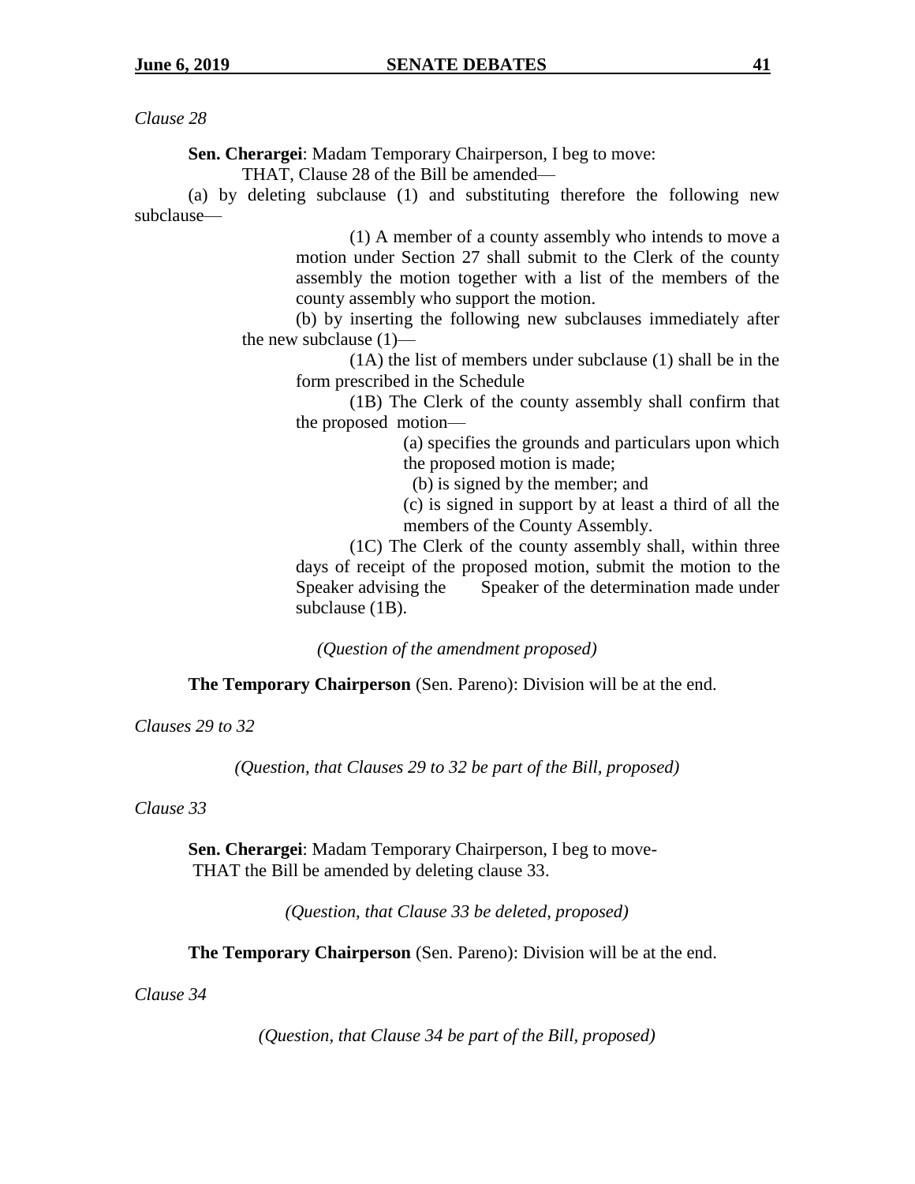*Clause 28*

**Sen. Cherargei**: Madam Temporary Chairperson, I beg to move:

THAT, Clause 28 of the Bill be amended—

(a) by deleting subclause (1) and substituting therefore the following new subclause—

> (1) A member of a county assembly who intends to move a motion under Section 27 shall submit to the Clerk of the county assembly the motion together with a list of the members of the county assembly who support the motion.

(b) by inserting the following new subclauses immediately after the new subclause (1)—

> (1A) the list of members under subclause (1) shall be in the form prescribed in the Schedule
>
> (1B) The Clerk of the county assembly shall confirm that the proposed motion—
>
> > (a) specifies the grounds and particulars upon which the proposed motion is made;
> >
> > (b) is signed by the member; and
> >
> > (c) is signed in support by at least a third of all the members of the County Assembly.
>
> (1C) The Clerk of the county assembly shall, within three days of receipt of the proposed motion, submit the motion to the Speaker advising the Speaker of the determination made under subclause (1B).

*(Question of the amendment proposed)*

**The Temporary Chairperson** (Sen. Pareno): Division will be at the end.

*Clauses 29 to 32*

*(Question, that Clauses 29 to 32 be part of the Bill, proposed)*

*Clause 33*

**Sen. Cherargei**: Madam Temporary Chairperson, I beg to move-

THAT the Bill be amended by deleting clause 33.

*(Question, that Clause 33 be deleted, proposed)*

**The Temporary Chairperson** (Sen. Pareno): Division will be at the end.

*Clause 34*

*(Question, that Clause 34 be part of the Bill, proposed)*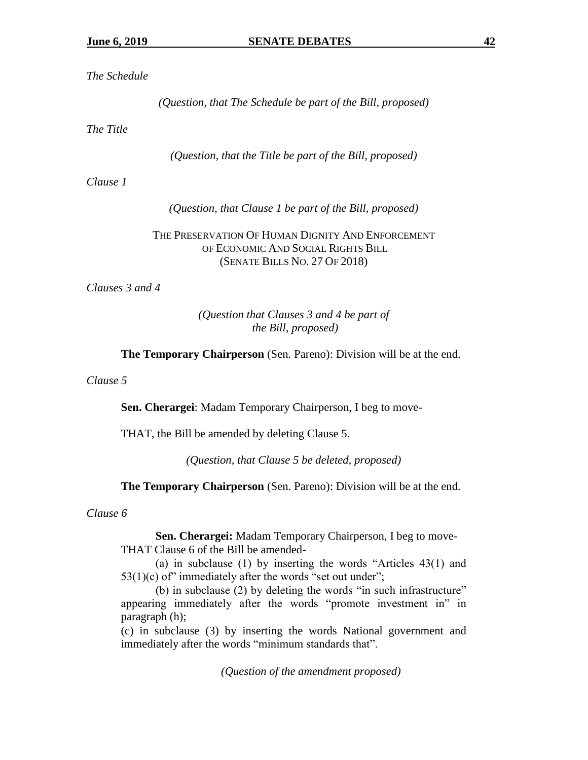*The Schedule*

*(Question, that The Schedule be part of the Bill, proposed)*

*The Title*

*(Question, that the Title be part of the Bill, proposed)*

*Clause 1*

*(Question, that Clause 1 be part of the Bill, proposed)*

THE PRESERVATION OF HUMAN DIGNITY AND ENFORCEMENT OF ECONOMIC AND SOCIAL RIGHTS BILL (SENATE BILLS NO. 27 OF 2018)

*Clauses 3 and 4*

*(Question that Clauses 3 and 4 be part of the Bill, proposed)*

**The Temporary Chairperson** (Sen. Pareno): Division will be at the end.

*Clause 5*

**Sen. Cherargei**: Madam Temporary Chairperson, I beg to move-

THAT, the Bill be amended by deleting Clause 5.

*(Question, that Clause 5 be deleted, proposed)*

**The Temporary Chairperson** (Sen. Pareno): Division will be at the end.

*Clause 6*

**Sen. Cherargei:** Madam Temporary Chairperson, I beg to move-

THAT Clause 6 of the Bill be amended-

(a) in subclause (1) by inserting the words "Articles 43(1) and 53(1)(c) of" immediately after the words "set out under";

(b) in subclause (2) by deleting the words "in such infrastructure" appearing immediately after the words "promote investment in" in paragraph (h);

(c) in subclause (3) by inserting the words National government and immediately after the words "minimum standards that".

*(Question of the amendment proposed)*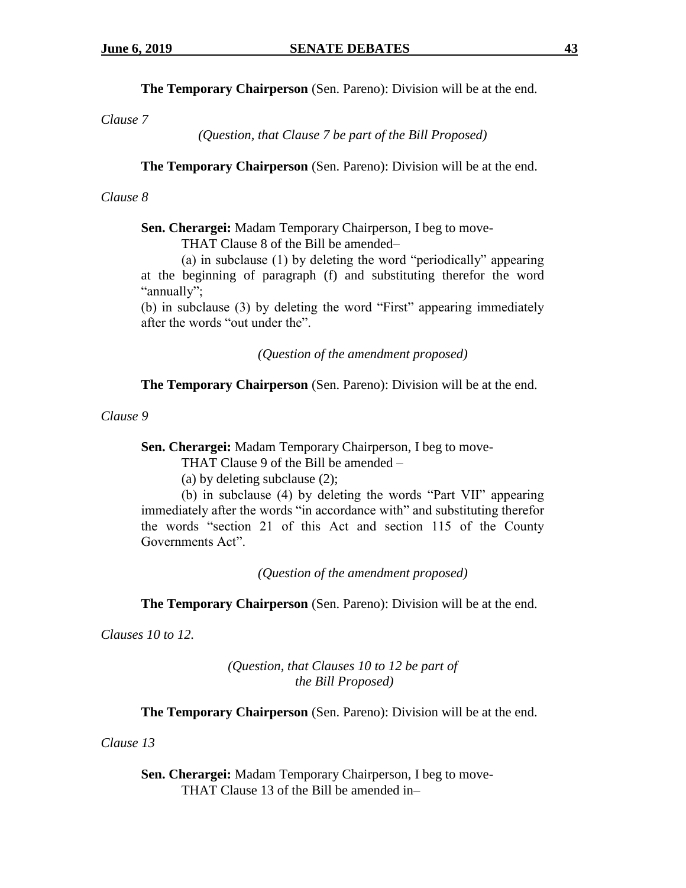**The Temporary Chairperson** (Sen. Pareno): Division will be at the end.

*Clause 7*

*(Question, that Clause 7 be part of the Bill Proposed)*

**The Temporary Chairperson** (Sen. Pareno): Division will be at the end.

*Clause 8*

**Sen. Cherargei:** Madam Temporary Chairperson, I beg to move-

THAT Clause 8 of the Bill be amended–

(a) in subclause (1) by deleting the word "periodically" appearing at the beginning of paragraph (f) and substituting therefor the word "annually";

(b) in subclause (3) by deleting the word "First" appearing immediately after the words "out under the".

*(Question of the amendment proposed)*

**The Temporary Chairperson** (Sen. Pareno): Division will be at the end.

*Clause 9*

**Sen. Cherargei:** Madam Temporary Chairperson, I beg to move-

THAT Clause 9 of the Bill be amended –

(a) by deleting subclause (2);

(b) in subclause (4) by deleting the words "Part VII" appearing immediately after the words "in accordance with" and substituting therefor the words "section 21 of this Act and section 115 of the County Governments Act".

*(Question of the amendment proposed)*

**The Temporary Chairperson** (Sen. Pareno): Division will be at the end.

*Clauses 10 to 12.*

*(Question, that Clauses 10 to 12 be part of the Bill Proposed)*

**The Temporary Chairperson** (Sen. Pareno): Division will be at the end.

*Clause 13*

**Sen. Cherargei:** Madam Temporary Chairperson, I beg to move-

THAT Clause 13 of the Bill be amended in–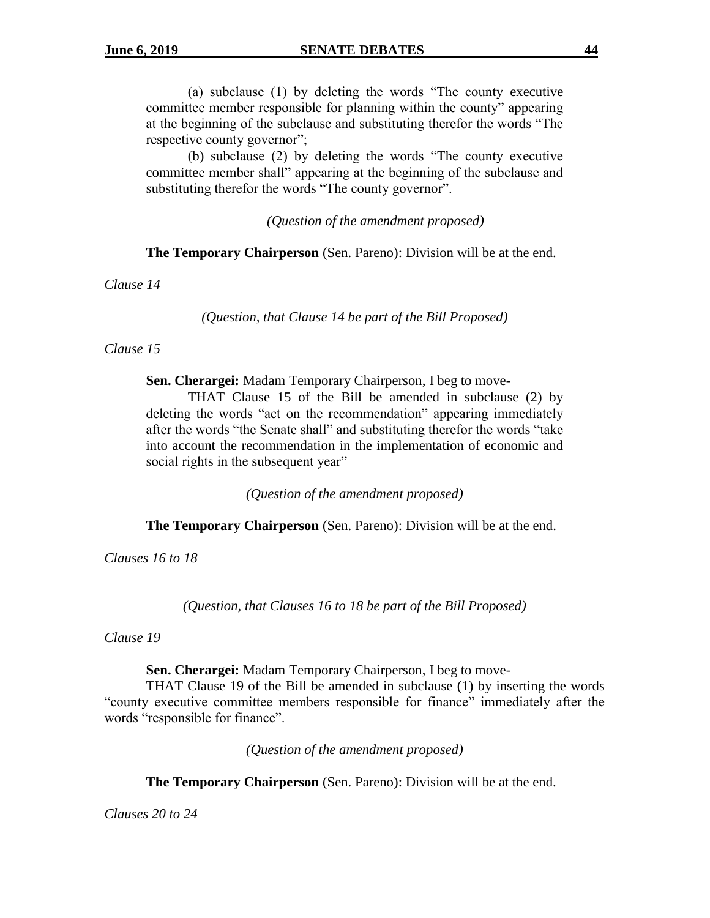(a) subclause (1) by deleting the words "The county executive committee member responsible for planning within the county" appearing at the beginning of the subclause and substituting therefor the words "The respective county governor";

(b) subclause (2) by deleting the words "The county executive committee member shall" appearing at the beginning of the subclause and substituting therefor the words "The county governor".

*(Question of the amendment proposed)*

**The Temporary Chairperson** (Sen. Pareno): Division will be at the end.

*Clause 14*

*(Question, that Clause 14 be part of the Bill Proposed)*

*Clause 15*

**Sen. Cherargei:** Madam Temporary Chairperson, I beg to move-

THAT Clause 15 of the Bill be amended in subclause (2) by deleting the words "act on the recommendation" appearing immediately after the words "the Senate shall" and substituting therefor the words "take into account the recommendation in the implementation of economic and social rights in the subsequent year"

*(Question of the amendment proposed)*

**The Temporary Chairperson** (Sen. Pareno): Division will be at the end.

*Clauses 16 to 18*

*(Question, that Clauses 16 to 18 be part of the Bill Proposed)*

*Clause 19*

**Sen. Cherargei:** Madam Temporary Chairperson, I beg to move-

THAT Clause 19 of the Bill be amended in subclause (1) by inserting the words "county executive committee members responsible for finance" immediately after the words "responsible for finance".

*(Question of the amendment proposed)*

**The Temporary Chairperson** (Sen. Pareno): Division will be at the end.

*Clauses 20 to 24*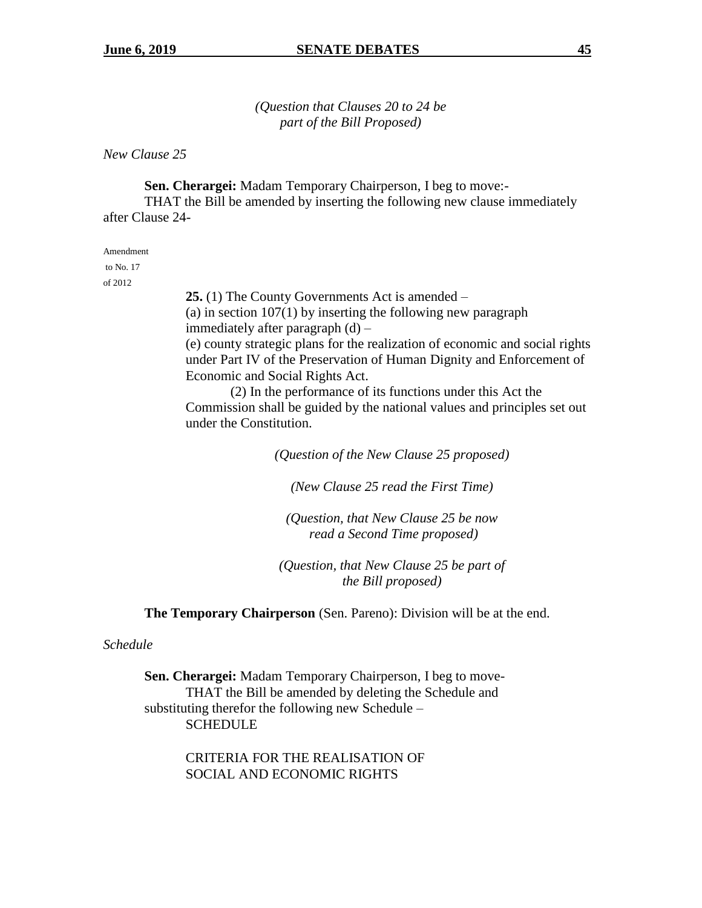*(Question that Clauses 20 to 24 be part of the Bill Proposed)*

*New Clause 25*

**Sen. Cherargei:** Madam Temporary Chairperson, I beg to move:-

THAT the Bill be amended by inserting the following new clause immediately after Clause 24-

Amendment to No. 17 of 2012

**25.** (1) The County Governments Act is amended –

(a) in section 107(1) by inserting the following new paragraph immediately after paragraph (d) –

(e) county strategic plans for the realization of economic and social rights under Part IV of the Preservation of Human Dignity and Enforcement of Economic and Social Rights Act.

(2) In the performance of its functions under this Act the Commission shall be guided by the national values and principles set out under the Constitution.

*(Question of the New Clause 25 proposed)*

*(New Clause 25 read the First Time)*

*(Question, that New Clause 25 be now read a Second Time proposed)*

*(Question, that New Clause 25 be part of the Bill proposed)*

**The Temporary Chairperson** (Sen. Pareno): Division will be at the end.

*Schedule*

**Sen. Cherargei:** Madam Temporary Chairperson, I beg to move-

THAT the Bill be amended by deleting the Schedule and substituting therefor the following new Schedule –

SCHEDULE

CRITERIA FOR THE REALISATION OF SOCIAL AND ECONOMIC RIGHTS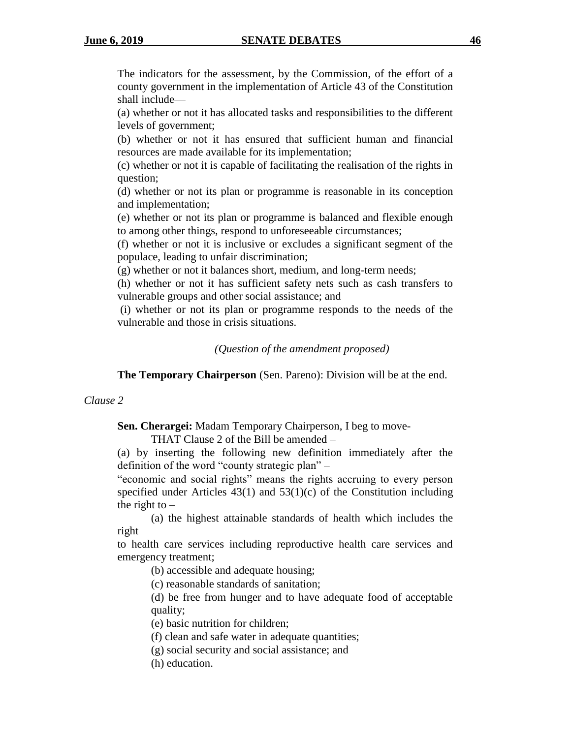The indicators for the assessment, by the Commission, of the effort of a county government in the implementation of Article 43 of the Constitution shall include—

(a) whether or not it has allocated tasks and responsibilities to the different levels of government;

(b) whether or not it has ensured that sufficient human and financial resources are made available for its implementation;

(c) whether or not it is capable of facilitating the realisation of the rights in question;

(d) whether or not its plan or programme is reasonable in its conception and implementation;

(e) whether or not its plan or programme is balanced and flexible enough to among other things, respond to unforeseeable circumstances;

(f) whether or not it is inclusive or excludes a significant segment of the populace, leading to unfair discrimination;

(g) whether or not it balances short, medium, and long-term needs;

(h) whether or not it has sufficient safety nets such as cash transfers to vulnerable groups and other social assistance; and

(i) whether or not its plan or programme responds to the needs of the vulnerable and those in crisis situations.

*(Question of the amendment proposed)*

**The Temporary Chairperson** (Sen. Pareno): Division will be at the end.

*Clause 2*

**Sen. Cherargei:** Madam Temporary Chairperson, I beg to move-

THAT Clause 2 of the Bill be amended –

(a) by inserting the following new definition immediately after the definition of the word "county strategic plan" –

"economic and social rights" means the rights accruing to every person specified under Articles 43(1) and 53(1)(c) of the Constitution including the right to –

(a) the highest attainable standards of health which includes the right to health care services including reproductive health care services and emergency treatment;

(b) accessible and adequate housing;

(c) reasonable standards of sanitation;

(d) be free from hunger and to have adequate food of acceptable quality;

(e) basic nutrition for children;

(f) clean and safe water in adequate quantities;

(g) social security and social assistance; and

(h) education.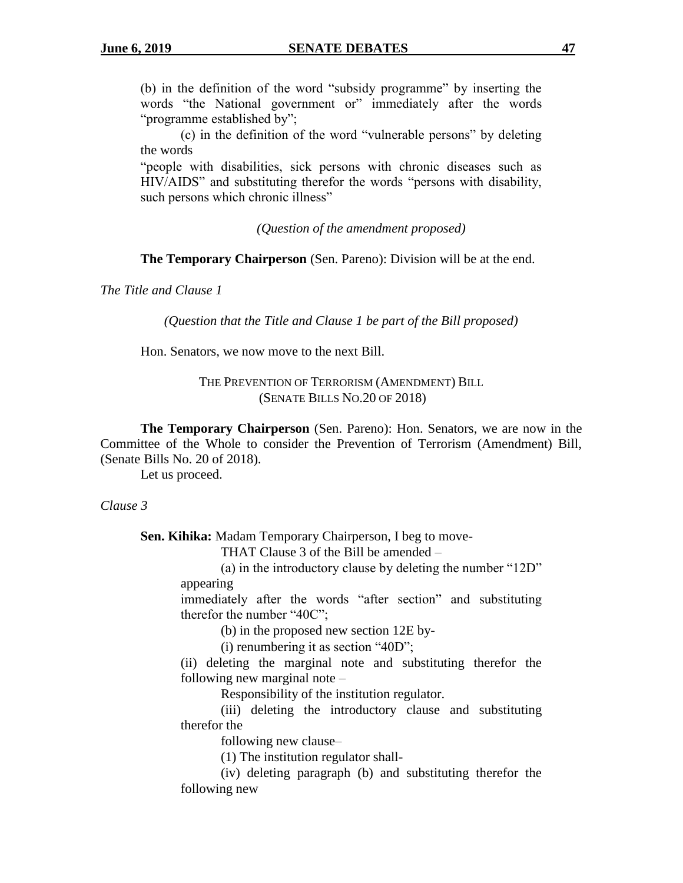(b) in the definition of the word "subsidy programme" by inserting the words "the National government or" immediately after the words "programme established by";

(c) in the definition of the word "vulnerable persons" by deleting the words

"people with disabilities, sick persons with chronic diseases such as HIV/AIDS" and substituting therefor the words "persons with disability, such persons which chronic illness"

*(Question of the amendment proposed)*

**The Temporary Chairperson** (Sen. Pareno): Division will be at the end.

*The Title and Clause 1*

*(Question that the Title and Clause 1 be part of the Bill proposed)*

Hon. Senators, we now move to the next Bill.

THE PREVENTION OF TERRORISM (AMENDMENT) BILL
(SENATE BILLS NO.20 OF 2018)

**The Temporary Chairperson** (Sen. Pareno): Hon. Senators, we are now in the Committee of the Whole to consider the Prevention of Terrorism (Amendment) Bill, (Senate Bills No. 20 of 2018).

Let us proceed.

*Clause 3*

**Sen. Kihika:** Madam Temporary Chairperson, I beg to move-

THAT Clause 3 of the Bill be amended –

(a) in the introductory clause by deleting the number "12D" appearing

immediately after the words "after section" and substituting therefor the number "40C";

(b) in the proposed new section 12E by-

(i) renumbering it as section "40D";

(ii) deleting the marginal note and substituting therefor the following new marginal note –

Responsibility of the institution regulator.

(iii) deleting the introductory clause and substituting therefor the

following new clause–

(1) The institution regulator shall-

(iv) deleting paragraph (b) and substituting therefor the following new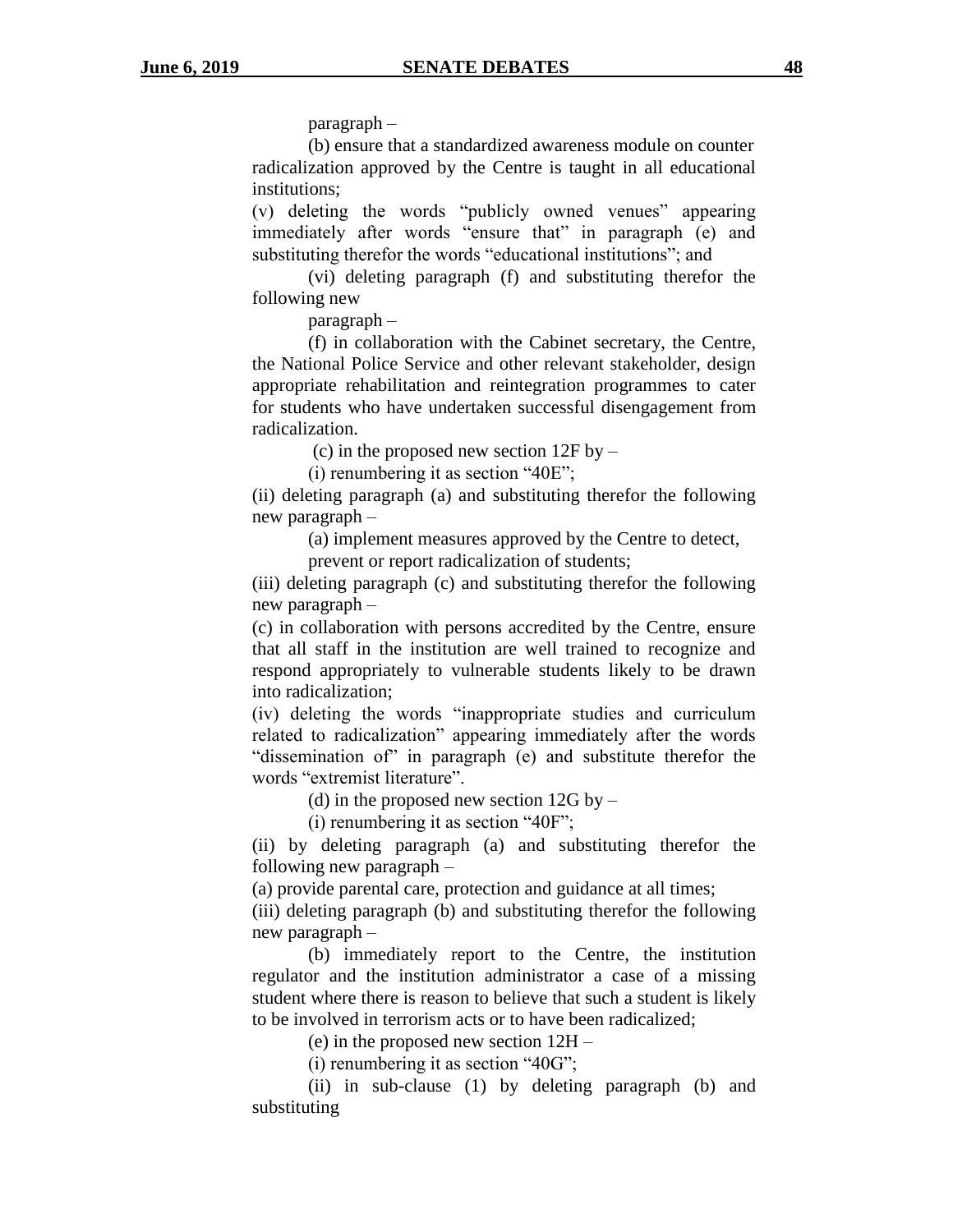paragraph –

(b) ensure that a standardized awareness module on counter radicalization approved by the Centre is taught in all educational institutions;

(v) deleting the words "publicly owned venues" appearing immediately after words "ensure that" in paragraph (e) and substituting therefor the words "educational institutions"; and

(vi) deleting paragraph (f) and substituting therefor the following new

paragraph –

(f) in collaboration with the Cabinet secretary, the Centre, the National Police Service and other relevant stakeholder, design appropriate rehabilitation and reintegration programmes to cater for students who have undertaken successful disengagement from radicalization.

(c) in the proposed new section 12F by –

(i) renumbering it as section "40E";

(ii) deleting paragraph (a) and substituting therefor the following new paragraph –

(a) implement measures approved by the Centre to detect, prevent or report radicalization of students;

(iii) deleting paragraph (c) and substituting therefor the following new paragraph –

(c) in collaboration with persons accredited by the Centre, ensure that all staff in the institution are well trained to recognize and respond appropriately to vulnerable students likely to be drawn into radicalization;

(iv) deleting the words "inappropriate studies and curriculum related to radicalization" appearing immediately after the words "dissemination of" in paragraph (e) and substitute therefor the words "extremist literature".

(d) in the proposed new section 12G by –

(i) renumbering it as section "40F";

(ii) by deleting paragraph (a) and substituting therefor the following new paragraph –

(a) provide parental care, protection and guidance at all times;

(iii) deleting paragraph (b) and substituting therefor the following new paragraph –

(b) immediately report to the Centre, the institution regulator and the institution administrator a case of a missing student where there is reason to believe that such a student is likely to be involved in terrorism acts or to have been radicalized;

(e) in the proposed new section 12H –

(i) renumbering it as section "40G";

(ii) in sub-clause (1) by deleting paragraph (b) and substituting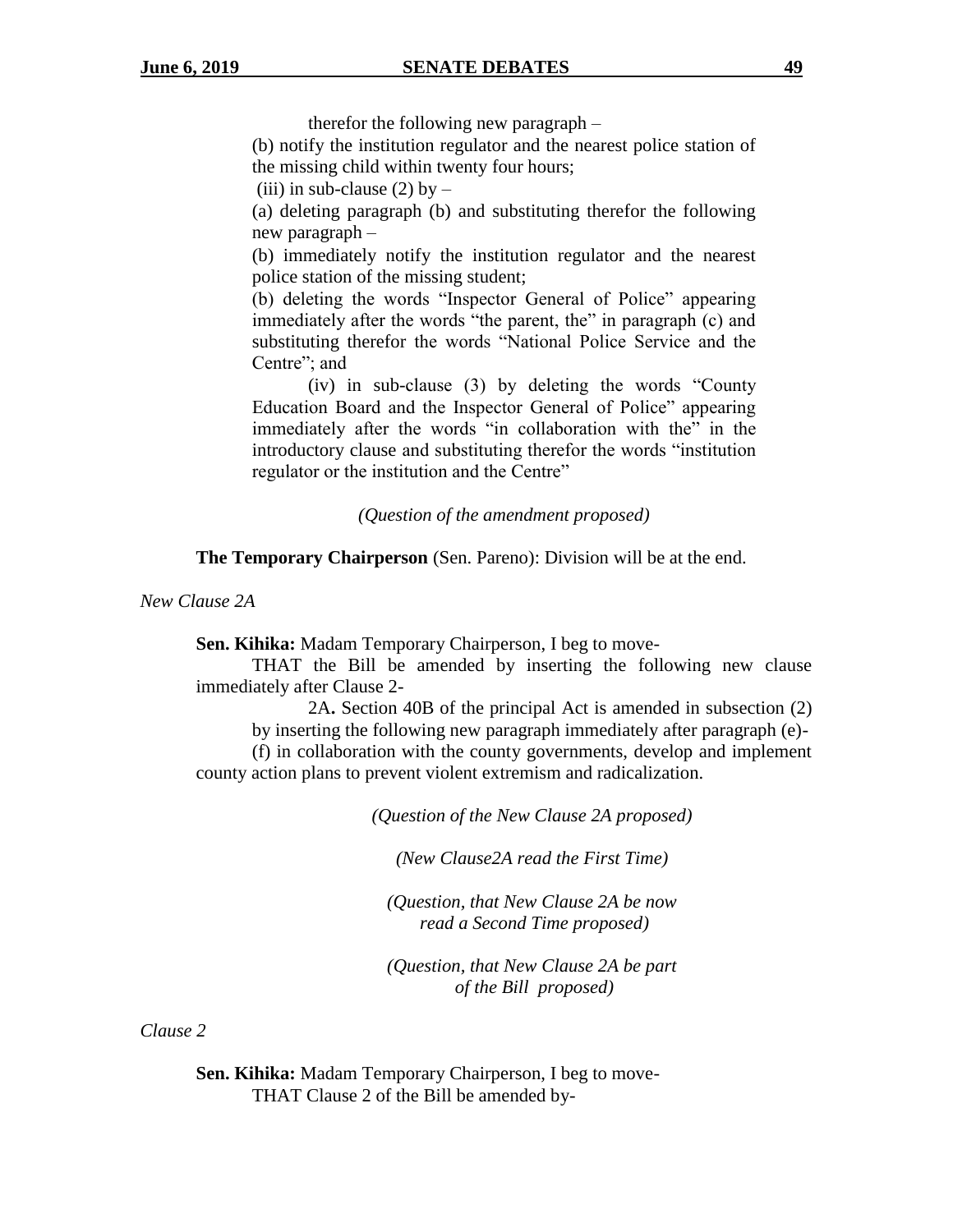therefor the following new paragraph –

(b) notify the institution regulator and the nearest police station of the missing child within twenty four hours;

(iii) in sub-clause (2) by –

(a) deleting paragraph (b) and substituting therefor the following new paragraph –

(b) immediately notify the institution regulator and the nearest police station of the missing student;

(b) deleting the words "Inspector General of Police" appearing immediately after the words "the parent, the" in paragraph (c) and substituting therefor the words "National Police Service and the Centre"; and

(iv) in sub-clause (3) by deleting the words "County Education Board and the Inspector General of Police" appearing immediately after the words "in collaboration with the" in the introductory clause and substituting therefor the words "institution regulator or the institution and the Centre"

*(Question of the amendment proposed)*

**The Temporary Chairperson** (Sen. Pareno): Division will be at the end.

*New Clause 2A*

**Sen. Kihika:** Madam Temporary Chairperson, I beg to move-

THAT the Bill be amended by inserting the following new clause immediately after Clause 2-

2A**.** Section 40B of the principal Act is amended in subsection (2) by inserting the following new paragraph immediately after paragraph (e)-

(f) in collaboration with the county governments, develop and implement county action plans to prevent violent extremism and radicalization.

*(Question of the New Clause 2A proposed)*

*(New Clause2A read the First Time)*

*(Question, that New Clause 2A be now read a Second Time proposed)*

*(Question, that New Clause 2A be part of the Bill proposed)*

*Clause 2*

**Sen. Kihika:** Madam Temporary Chairperson, I beg to move-

THAT Clause 2 of the Bill be amended by-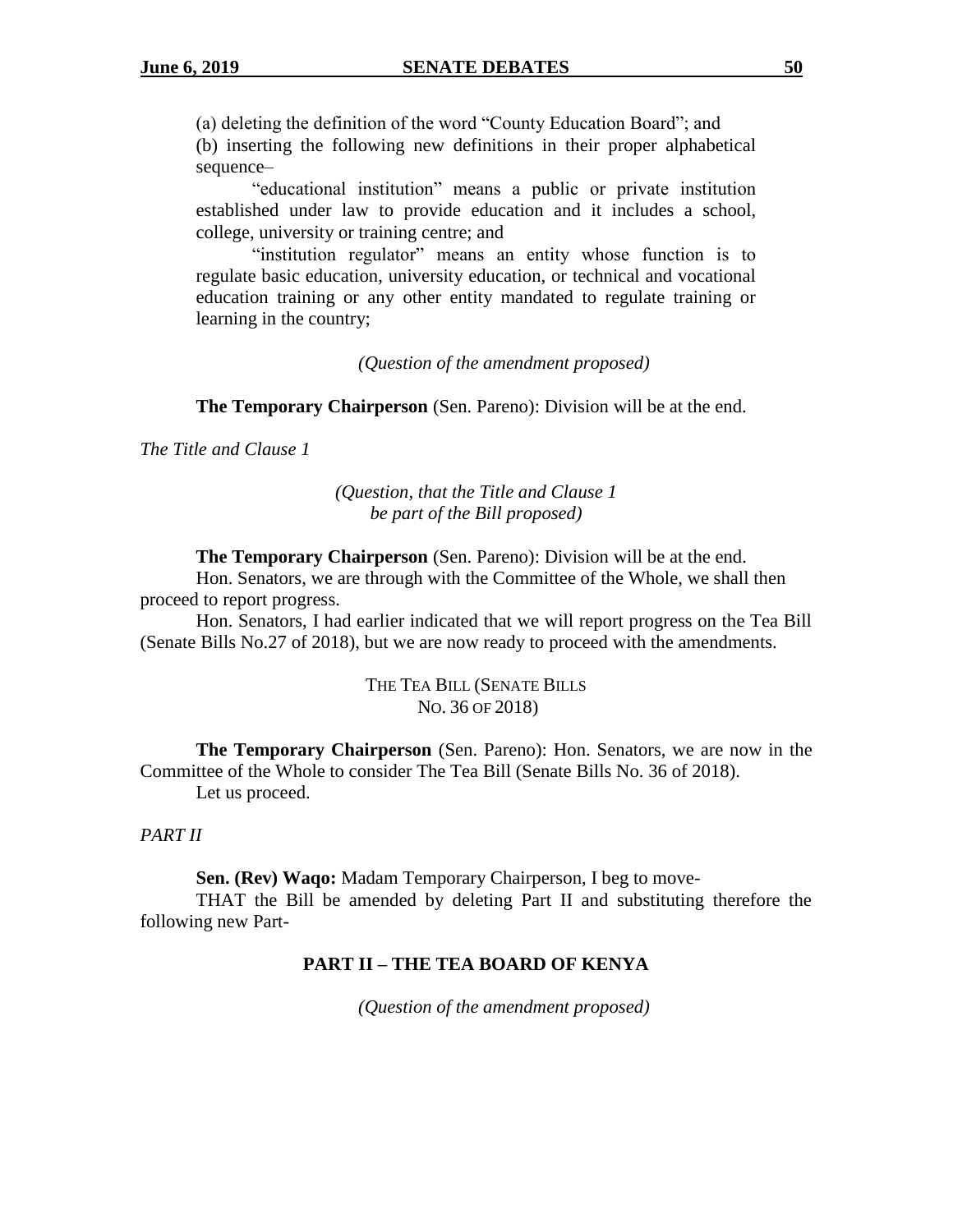(a) deleting the definition of the word "County Education Board"; and

(b) inserting the following new definitions in their proper alphabetical sequence–

"educational institution" means a public or private institution established under law to provide education and it includes a school, college, university or training centre; and

"institution regulator" means an entity whose function is to regulate basic education, university education, or technical and vocational education training or any other entity mandated to regulate training or learning in the country;

*(Question of the amendment proposed)*

**The Temporary Chairperson** (Sen. Pareno): Division will be at the end.

*The Title and Clause 1*

*(Question, that the Title and Clause 1 be part of the Bill proposed)*

**The Temporary Chairperson** (Sen. Pareno): Division will be at the end.

Hon. Senators, we are through with the Committee of the Whole, we shall then proceed to report progress.

Hon. Senators, I had earlier indicated that we will report progress on the Tea Bill (Senate Bills No.27 of 2018), but we are now ready to proceed with the amendments.

THE TEA BILL (SENATE BILLS NO. 36 OF 2018)

**The Temporary Chairperson** (Sen. Pareno): Hon. Senators, we are now in the Committee of the Whole to consider The Tea Bill (Senate Bills No. 36 of 2018).

Let us proceed.

*PART II*

**Sen. (Rev) Waqo:** Madam Temporary Chairperson, I beg to move-

THAT the Bill be amended by deleting Part II and substituting therefore the following new Part-

**PART II – THE TEA BOARD OF KENYA**

*(Question of the amendment proposed)*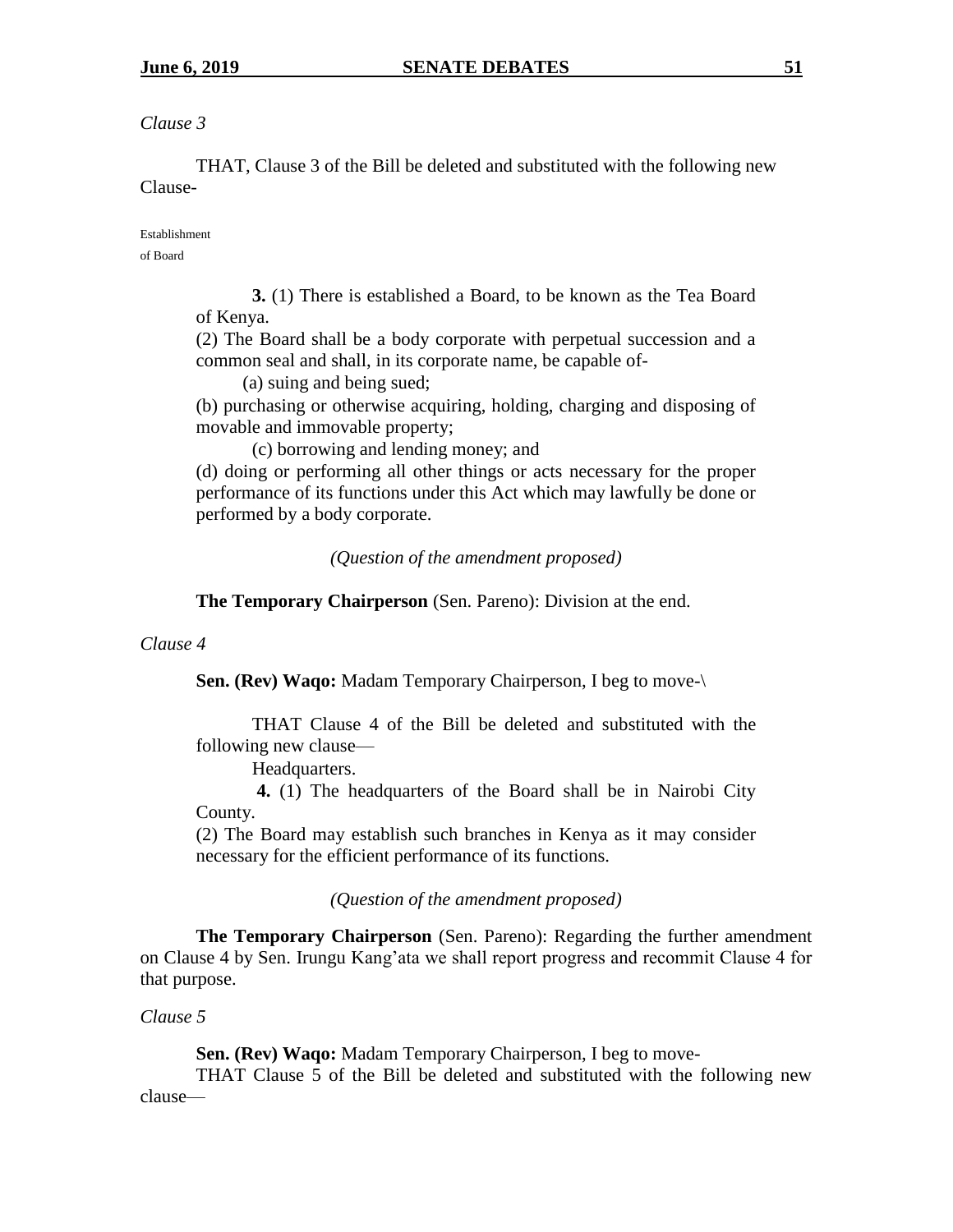*Clause 3*

THAT, Clause 3 of the Bill be deleted and substituted with the following new Clause-

Establishment of Board

**3.** (1) There is established a Board, to be known as the Tea Board of Kenya.

(2) The Board shall be a body corporate with perpetual succession and a common seal and shall, in its corporate name, be capable of-

(a) suing and being sued;

(b) purchasing or otherwise acquiring, holding, charging and disposing of movable and immovable property;

(c) borrowing and lending money; and

(d) doing or performing all other things or acts necessary for the proper performance of its functions under this Act which may lawfully be done or performed by a body corporate.

*(Question of the amendment proposed)*

**The Temporary Chairperson** (Sen. Pareno): Division at the end.

*Clause 4*

**Sen. (Rev) Waqo:** Madam Temporary Chairperson, I beg to move-\

THAT Clause 4 of the Bill be deleted and substituted with the following new clause—

Headquarters.

**4.** (1) The headquarters of the Board shall be in Nairobi City County.

(2) The Board may establish such branches in Kenya as it may consider necessary for the efficient performance of its functions.

*(Question of the amendment proposed)*

**The Temporary Chairperson** (Sen. Pareno): Regarding the further amendment on Clause 4 by Sen. Irungu Kang'ata we shall report progress and recommit Clause 4 for that purpose.

*Clause 5*

**Sen. (Rev) Waqo:** Madam Temporary Chairperson, I beg to move-

THAT Clause 5 of the Bill be deleted and substituted with the following new clause—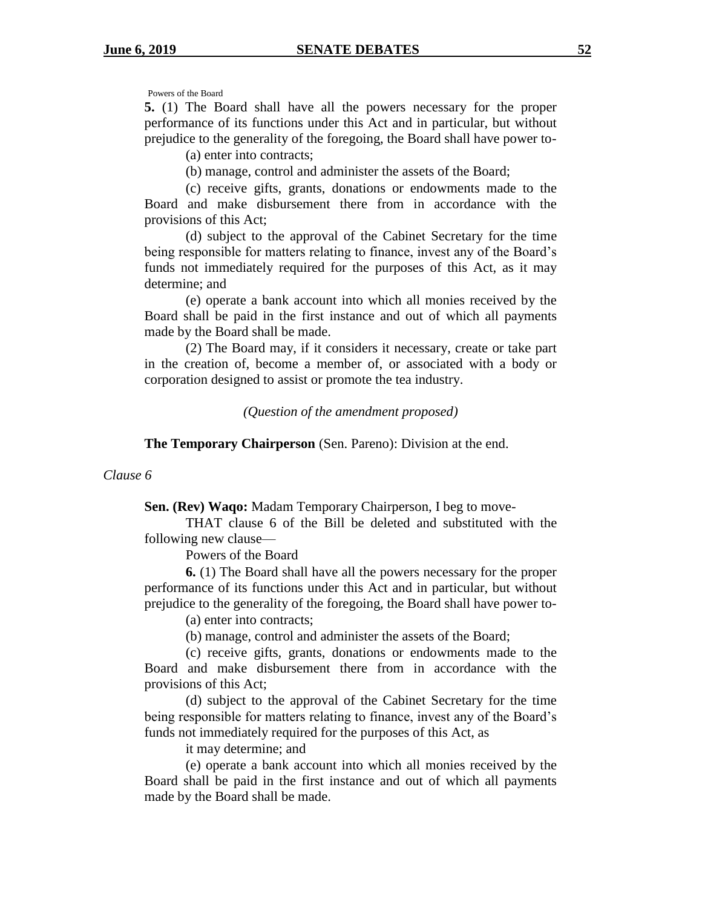Powers of the Board

**5.** (1) The Board shall have all the powers necessary for the proper performance of its functions under this Act and in particular, but without prejudice to the generality of the foregoing, the Board shall have power to-

(a) enter into contracts;

(b) manage, control and administer the assets of the Board;

(c) receive gifts, grants, donations or endowments made to the Board and make disbursement there from in accordance with the provisions of this Act;

(d) subject to the approval of the Cabinet Secretary for the time being responsible for matters relating to finance, invest any of the Board's funds not immediately required for the purposes of this Act, as it may determine; and

(e) operate a bank account into which all monies received by the Board shall be paid in the first instance and out of which all payments made by the Board shall be made.

(2) The Board may, if it considers it necessary, create or take part in the creation of, become a member of, or associated with a body or corporation designed to assist or promote the tea industry.

*(Question of the amendment proposed)*

**The Temporary Chairperson** (Sen. Pareno): Division at the end.

*Clause 6*

**Sen. (Rev) Waqo:** Madam Temporary Chairperson, I beg to move-

THAT clause 6 of the Bill be deleted and substituted with the following new clause—

Powers of the Board

**6.** (1) The Board shall have all the powers necessary for the proper performance of its functions under this Act and in particular, but without prejudice to the generality of the foregoing, the Board shall have power to-

(a) enter into contracts;

(b) manage, control and administer the assets of the Board;

(c) receive gifts, grants, donations or endowments made to the Board and make disbursement there from in accordance with the provisions of this Act;

(d) subject to the approval of the Cabinet Secretary for the time being responsible for matters relating to finance, invest any of the Board's funds not immediately required for the purposes of this Act, as

it may determine; and

(e) operate a bank account into which all monies received by the Board shall be paid in the first instance and out of which all payments made by the Board shall be made.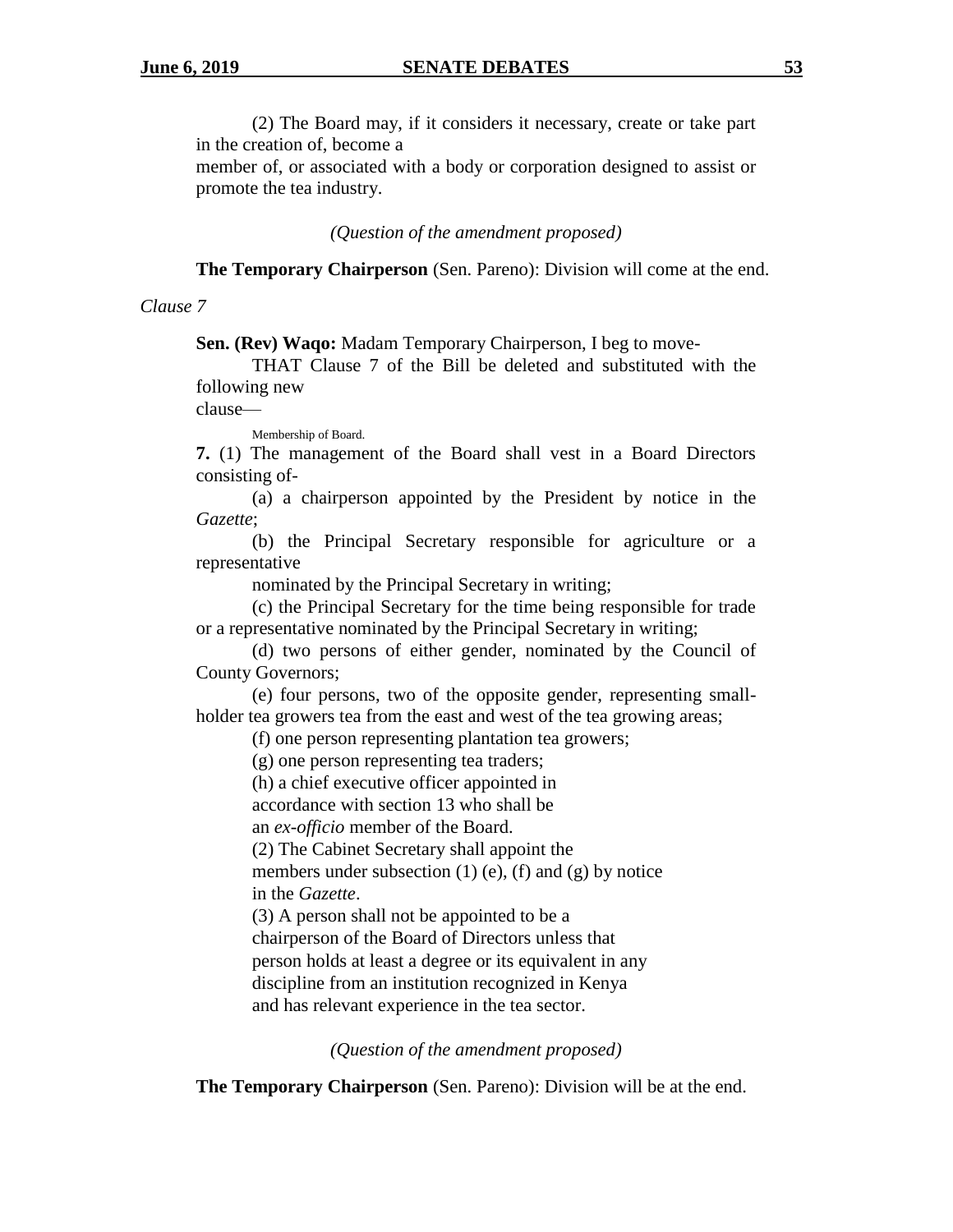(2) The Board may, if it considers it necessary, create or take part in the creation of, become a
member of, or associated with a body or corporation designed to assist or promote the tea industry.

*(Question of the amendment proposed)*

**The Temporary Chairperson** (Sen. Pareno): Division will come at the end.

*Clause 7*

**Sen. (Rev) Waqo:** Madam Temporary Chairperson, I beg to move-

THAT Clause 7 of the Bill be deleted and substituted with the following new
clause—

Membership of Board.

**7.** (1) The management of the Board shall vest in a Board Directors consisting of-

(a) a chairperson appointed by the President by notice in the *Gazette*;

(b) the Principal Secretary responsible for agriculture or a representative
nominated by the Principal Secretary in writing;

(c) the Principal Secretary for the time being responsible for trade or a representative nominated by the Principal Secretary in writing;

(d) two persons of either gender, nominated by the Council of County Governors;

(e) four persons, two of the opposite gender, representing small-holder tea growers tea from the east and west of the tea growing areas;

(f) one person representing plantation tea growers;

(g) one person representing tea traders;

(h) a chief executive officer appointed in
accordance with section 13 who shall be
an *ex-officio* member of the Board.

(2) The Cabinet Secretary shall appoint the
members under subsection (1) (e), (f) and (g) by notice
in the *Gazette*.

(3) A person shall not be appointed to be a
chairperson of the Board of Directors unless that
person holds at least a degree or its equivalent in any
discipline from an institution recognized in Kenya
and has relevant experience in the tea sector.

*(Question of the amendment proposed)*

**The Temporary Chairperson** (Sen. Pareno): Division will be at the end.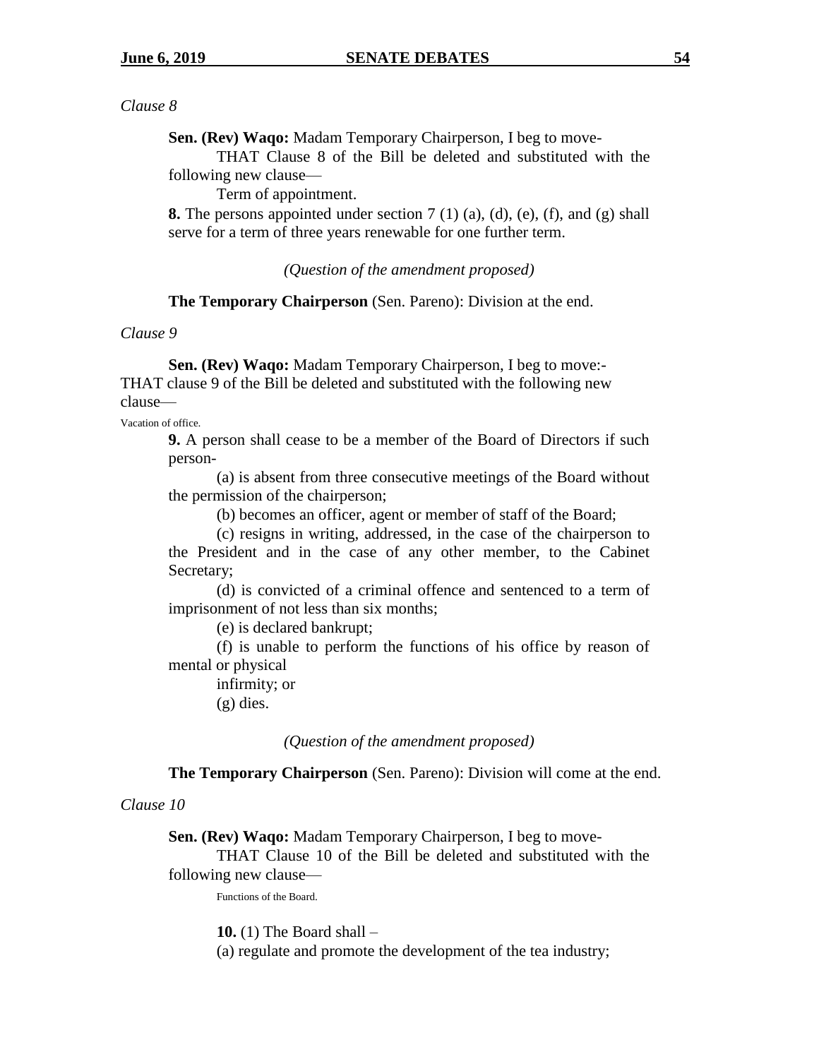*Clause 8*

**Sen. (Rev) Waqo:** Madam Temporary Chairperson, I beg to move-

THAT Clause 8 of the Bill be deleted and substituted with the following new clause—

Term of appointment.

**8.** The persons appointed under section 7 (1) (a), (d), (e), (f), and (g) shall serve for a term of three years renewable for one further term.

*(Question of the amendment proposed)*

**The Temporary Chairperson** (Sen. Pareno): Division at the end.

*Clause 9*

**Sen. (Rev) Waqo:** Madam Temporary Chairperson, I beg to move:-

THAT clause 9 of the Bill be deleted and substituted with the following new clause—

Vacation of office.

**9.** A person shall cease to be a member of the Board of Directors if such person-

(a) is absent from three consecutive meetings of the Board without the permission of the chairperson;

(b) becomes an officer, agent or member of staff of the Board;

(c) resigns in writing, addressed, in the case of the chairperson to the President and in the case of any other member, to the Cabinet Secretary;

(d) is convicted of a criminal offence and sentenced to a term of imprisonment of not less than six months;

(e) is declared bankrupt;

(f) is unable to perform the functions of his office by reason of mental or physical infirmity; or

(g) dies.

*(Question of the amendment proposed)*

**The Temporary Chairperson** (Sen. Pareno): Division will come at the end.

*Clause 10*

**Sen. (Rev) Waqo:** Madam Temporary Chairperson, I beg to move-

THAT Clause 10 of the Bill be deleted and substituted with the following new clause—

Functions of the Board.

**10.** (1) The Board shall –

(a) regulate and promote the development of the tea industry;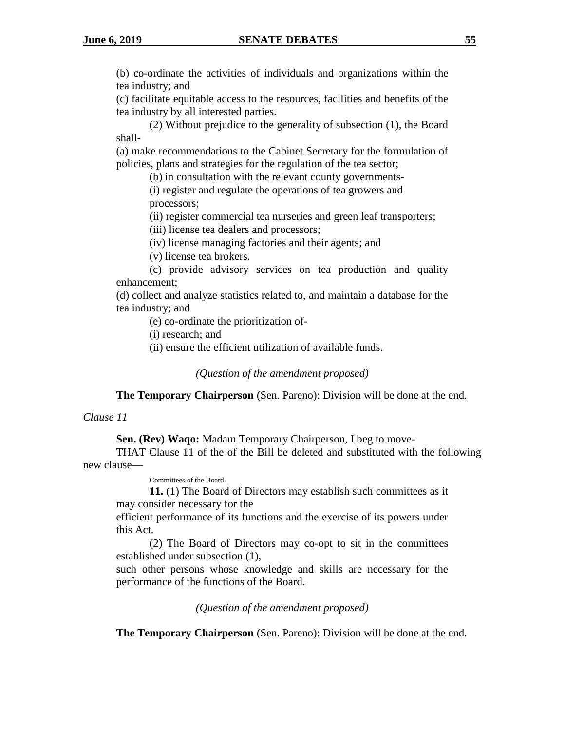(b) co-ordinate the activities of individuals and organizations within the tea industry; and

(c) facilitate equitable access to the resources, facilities and benefits of the tea industry by all interested parties.

(2) Without prejudice to the generality of subsection (1), the Board shall-

(a) make recommendations to the Cabinet Secretary for the formulation of policies, plans and strategies for the regulation of the tea sector;

(b) in consultation with the relevant county governments-

(i) register and regulate the operations of tea growers and processors;

(ii) register commercial tea nurseries and green leaf transporters;

(iii) license tea dealers and processors;

(iv) license managing factories and their agents; and

(v) license tea brokers.

(c) provide advisory services on tea production and quality enhancement;

(d) collect and analyze statistics related to, and maintain a database for the tea industry; and

(e) co-ordinate the prioritization of-

(i) research; and

(ii) ensure the efficient utilization of available funds.

*(Question of the amendment proposed)*

**The Temporary Chairperson** (Sen. Pareno): Division will be done at the end.

*Clause 11*

**Sen. (Rev) Waqo:** Madam Temporary Chairperson, I beg to move-

THAT Clause 11 of the of the Bill be deleted and substituted with the following new clause—

Committees of the Board.

**11.** (1) The Board of Directors may establish such committees as it may consider necessary for the efficient performance of its functions and the exercise of its powers under this Act.

(2) The Board of Directors may co-opt to sit in the committees established under subsection (1), such other persons whose knowledge and skills are necessary for the performance of the functions of the Board.

*(Question of the amendment proposed)*

**The Temporary Chairperson** (Sen. Pareno): Division will be done at the end.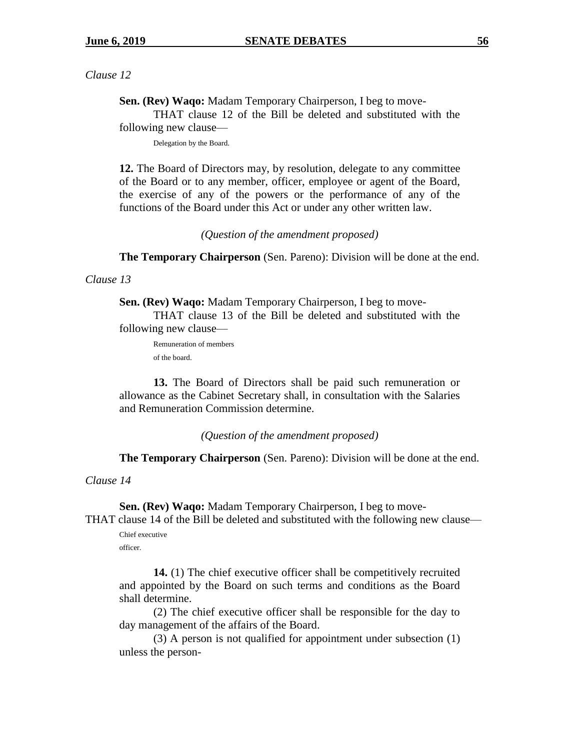*Clause 12*

**Sen. (Rev) Waqo:** Madam Temporary Chairperson, I beg to move-

THAT clause 12 of the Bill be deleted and substituted with the following new clause—

Delegation by the Board.

**12.** The Board of Directors may, by resolution, delegate to any committee of the Board or to any member, officer, employee or agent of the Board, the exercise of any of the powers or the performance of any of the functions of the Board under this Act or under any other written law.

*(Question of the amendment proposed)*

**The Temporary Chairperson** (Sen. Pareno): Division will be done at the end.

*Clause 13*

**Sen. (Rev) Waqo:** Madam Temporary Chairperson, I beg to move-

THAT clause 13 of the Bill be deleted and substituted with the following new clause—

Remuneration of members of the board.

**13.** The Board of Directors shall be paid such remuneration or allowance as the Cabinet Secretary shall, in consultation with the Salaries and Remuneration Commission determine.

*(Question of the amendment proposed)*

**The Temporary Chairperson** (Sen. Pareno): Division will be done at the end.

*Clause 14*

**Sen. (Rev) Waqo:** Madam Temporary Chairperson, I beg to move-

THAT clause 14 of the Bill be deleted and substituted with the following new clause—

Chief executive officer.

**14.** (1) The chief executive officer shall be competitively recruited and appointed by the Board on such terms and conditions as the Board shall determine.

(2) The chief executive officer shall be responsible for the day to day management of the affairs of the Board.

(3) A person is not qualified for appointment under subsection (1) unless the person-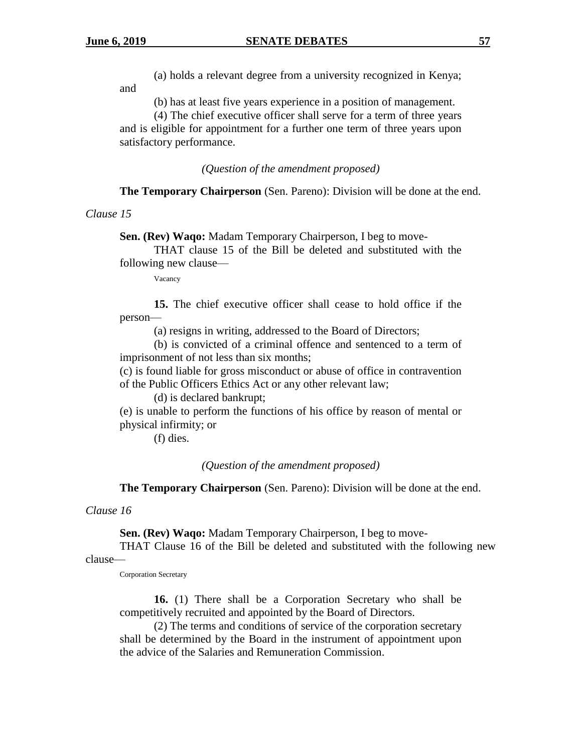(a) holds a relevant degree from a university recognized in Kenya; and

(b) has at least five years experience in a position of management.

(4) The chief executive officer shall serve for a term of three years and is eligible for appointment for a further one term of three years upon satisfactory performance.

*(Question of the amendment proposed)*

**The Temporary Chairperson** (Sen. Pareno): Division will be done at the end.

*Clause 15*

**Sen. (Rev) Waqo:** Madam Temporary Chairperson, I beg to move-

THAT clause 15 of the Bill be deleted and substituted with the following new clause—

Vacancy

**15.** The chief executive officer shall cease to hold office if the person—

(a) resigns in writing, addressed to the Board of Directors;

(b) is convicted of a criminal offence and sentenced to a term of imprisonment of not less than six months;

(c) is found liable for gross misconduct or abuse of office in contravention of the Public Officers Ethics Act or any other relevant law;

(d) is declared bankrupt;

(e) is unable to perform the functions of his office by reason of mental or physical infirmity; or

(f) dies.

*(Question of the amendment proposed)*

**The Temporary Chairperson** (Sen. Pareno): Division will be done at the end.

*Clause 16*

**Sen. (Rev) Waqo:** Madam Temporary Chairperson, I beg to move-

THAT Clause 16 of the Bill be deleted and substituted with the following new clause—

Corporation Secretary

**16.** (1) There shall be a Corporation Secretary who shall be competitively recruited and appointed by the Board of Directors.

(2) The terms and conditions of service of the corporation secretary shall be determined by the Board in the instrument of appointment upon the advice of the Salaries and Remuneration Commission.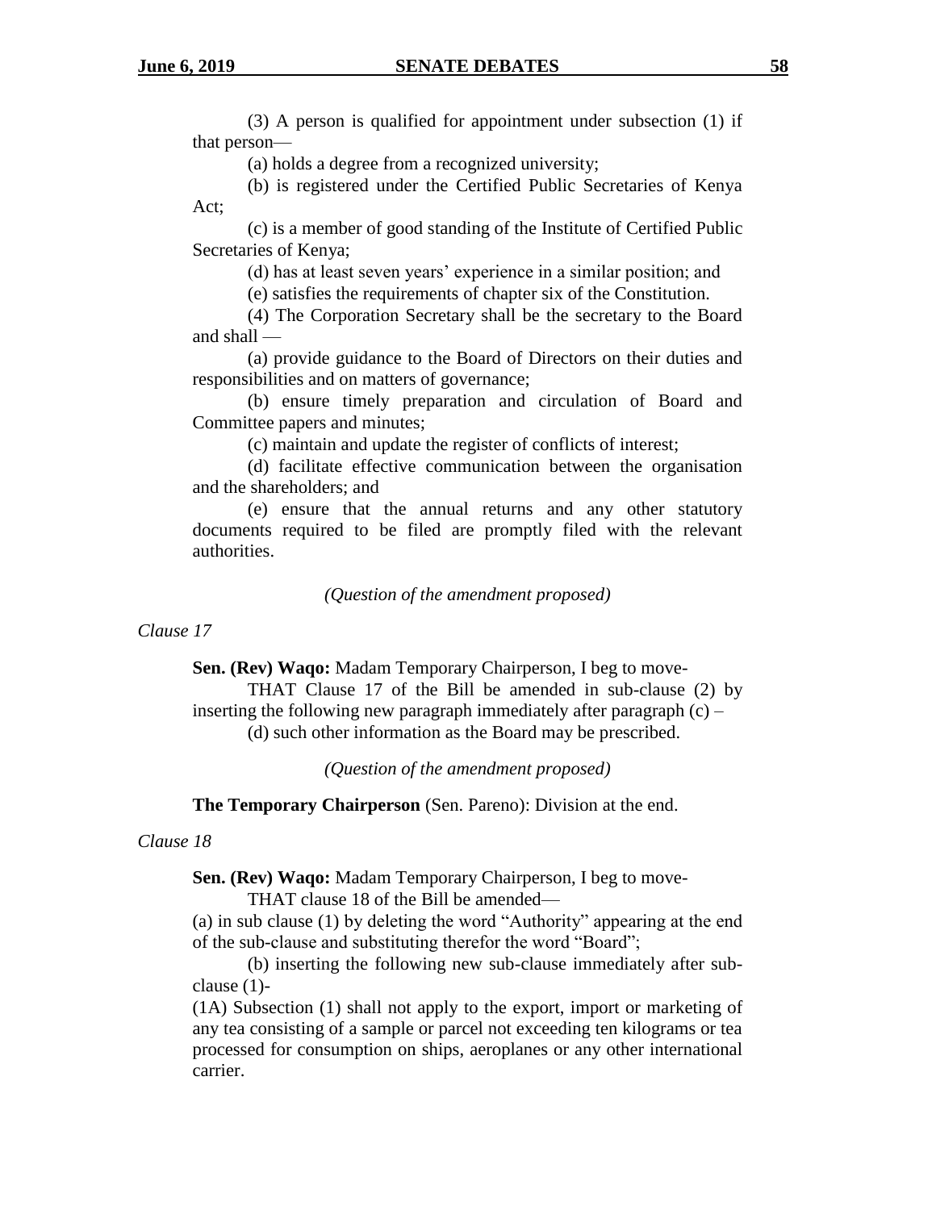(3) A person is qualified for appointment under subsection (1) if that person—

(a) holds a degree from a recognized university;

(b) is registered under the Certified Public Secretaries of Kenya Act;

(c) is a member of good standing of the Institute of Certified Public Secretaries of Kenya;

(d) has at least seven years' experience in a similar position; and

(e) satisfies the requirements of chapter six of the Constitution.

(4) The Corporation Secretary shall be the secretary to the Board and shall —

(a) provide guidance to the Board of Directors on their duties and responsibilities and on matters of governance;

(b) ensure timely preparation and circulation of Board and Committee papers and minutes;

(c) maintain and update the register of conflicts of interest;

(d) facilitate effective communication between the organisation and the shareholders; and

(e) ensure that the annual returns and any other statutory documents required to be filed are promptly filed with the relevant authorities.

*(Question of the amendment proposed)*

*Clause 17*

**Sen. (Rev) Waqo:** Madam Temporary Chairperson, I beg to move-

THAT Clause 17 of the Bill be amended in sub-clause (2) by inserting the following new paragraph immediately after paragraph (c) –

(d) such other information as the Board may be prescribed.

*(Question of the amendment proposed)*

**The Temporary Chairperson** (Sen. Pareno): Division at the end.

*Clause 18*

**Sen. (Rev) Waqo:** Madam Temporary Chairperson, I beg to move-

THAT clause 18 of the Bill be amended—

(a) in sub clause (1) by deleting the word "Authority" appearing at the end of the sub-clause and substituting therefor the word "Board";

(b) inserting the following new sub-clause immediately after sub-clause (1)-

(1A) Subsection (1) shall not apply to the export, import or marketing of any tea consisting of a sample or parcel not exceeding ten kilograms or tea processed for consumption on ships, aeroplanes or any other international carrier.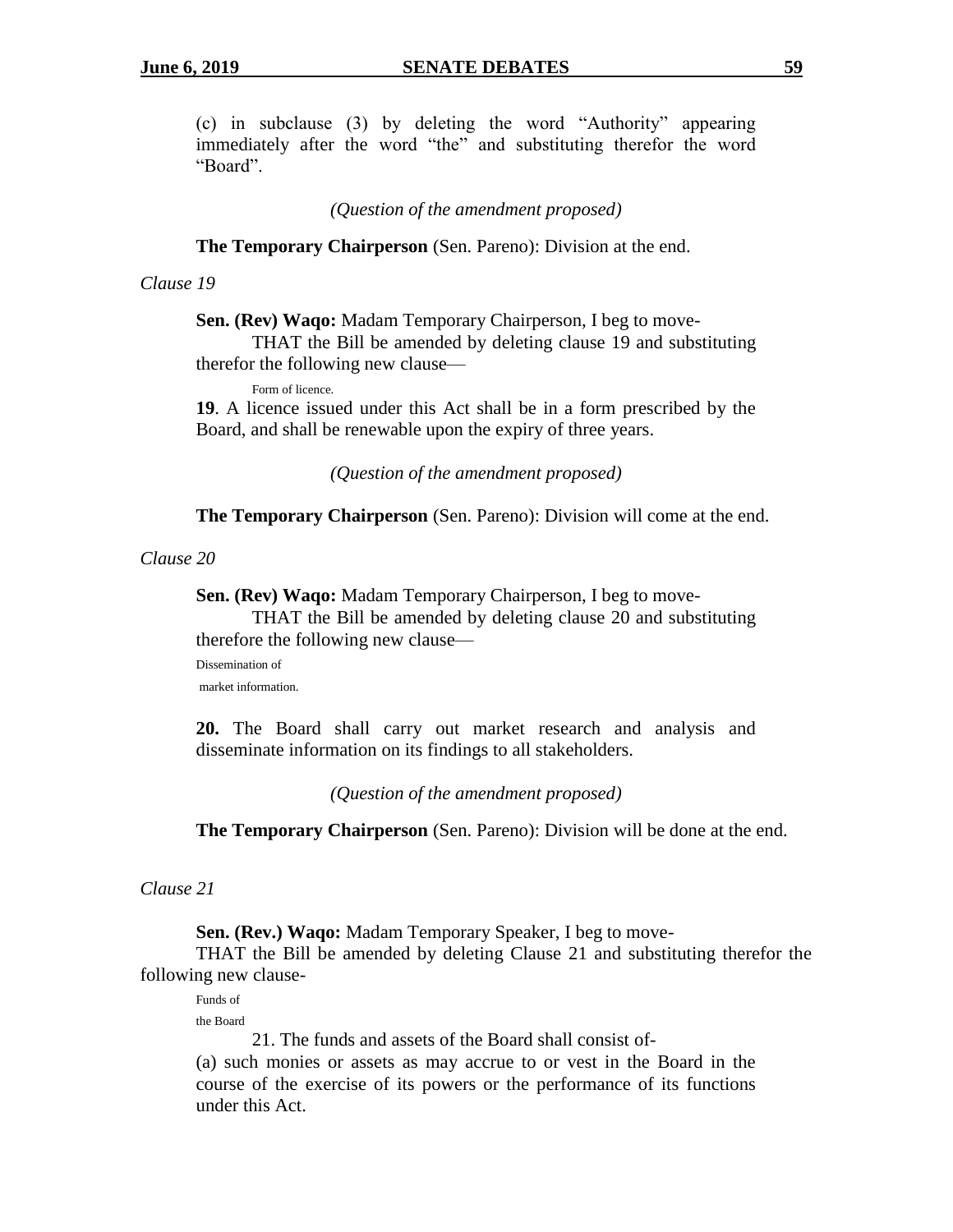(c) in subclause (3) by deleting the word "Authority" appearing immediately after the word "the" and substituting therefor the word "Board".

*(Question of the amendment proposed)*

**The Temporary Chairperson** (Sen. Pareno): Division at the end.

*Clause 19*

**Sen. (Rev) Waqo:** Madam Temporary Chairperson, I beg to move-

THAT the Bill be amended by deleting clause 19 and substituting therefor the following new clause—

Form of licence.

**19**. A licence issued under this Act shall be in a form prescribed by the Board, and shall be renewable upon the expiry of three years.

*(Question of the amendment proposed)*

**The Temporary Chairperson** (Sen. Pareno): Division will come at the end.

*Clause 20*

**Sen. (Rev) Waqo:** Madam Temporary Chairperson, I beg to move-

THAT the Bill be amended by deleting clause 20 and substituting therefore the following new clause—

Dissemination of market information.

**20.** The Board shall carry out market research and analysis and disseminate information on its findings to all stakeholders.

*(Question of the amendment proposed)*

**The Temporary Chairperson** (Sen. Pareno): Division will be done at the end.

*Clause 21*

**Sen. (Rev.) Waqo:** Madam Temporary Speaker, I beg to move-

THAT the Bill be amended by deleting Clause 21 and substituting therefor the following new clause-

Funds of the Board

21. The funds and assets of the Board shall consist of-

(a) such monies or assets as may accrue to or vest in the Board in the course of the exercise of its powers or the performance of its functions under this Act.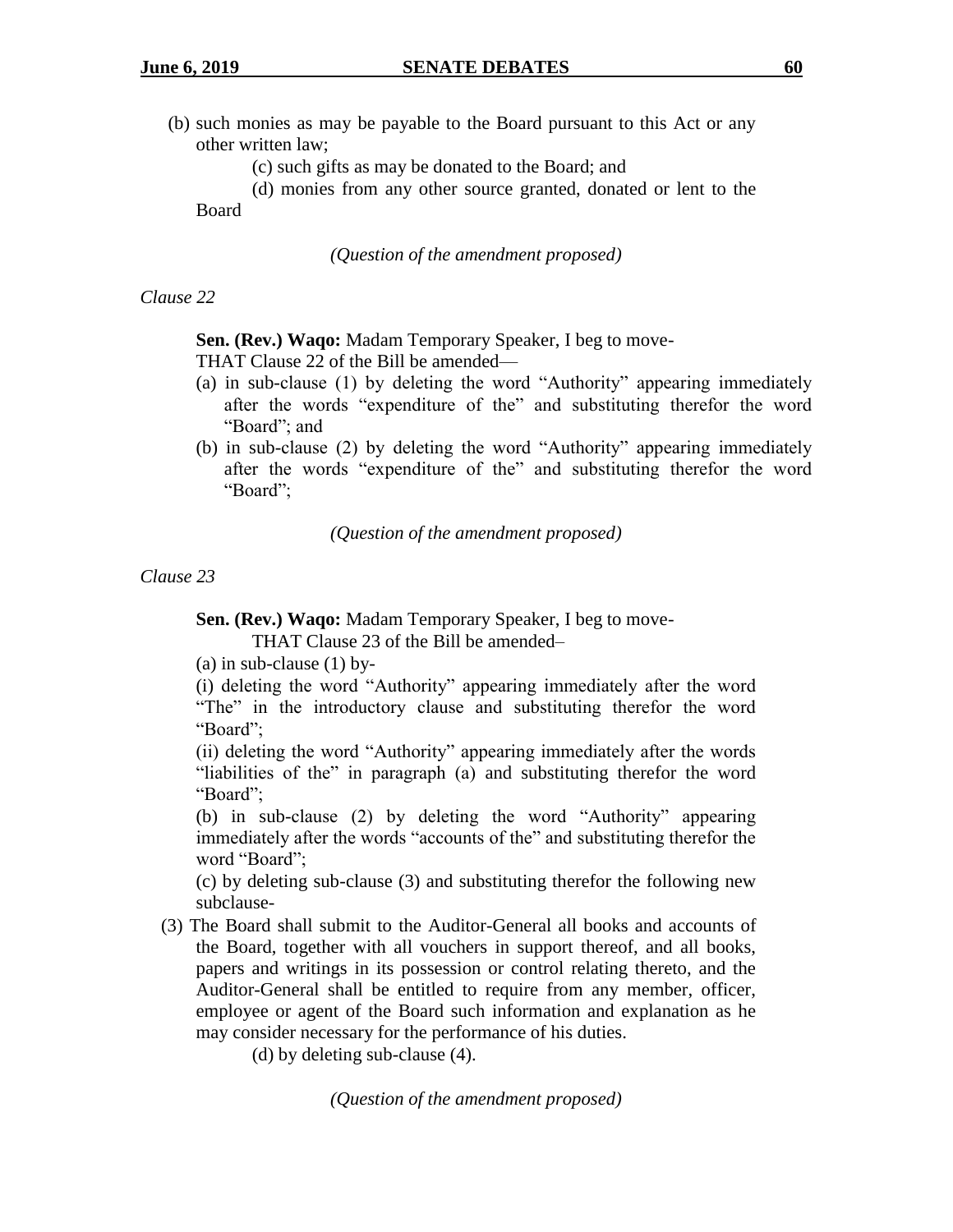(b) such monies as may be payable to the Board pursuant to this Act or any other written law;

(c) such gifts as may be donated to the Board; and

(d) monies from any other source granted, donated or lent to the Board

*(Question of the amendment proposed)*

*Clause 22*

**Sen. (Rev.) Waqo:** Madam Temporary Speaker, I beg to move-

THAT Clause 22 of the Bill be amended—

(a) in sub-clause (1) by deleting the word "Authority" appearing immediately after the words "expenditure of the" and substituting therefor the word "Board"; and

(b) in sub-clause (2) by deleting the word "Authority" appearing immediately after the words "expenditure of the" and substituting therefor the word "Board";

*(Question of the amendment proposed)*

*Clause 23*

**Sen. (Rev.) Waqo:** Madam Temporary Speaker, I beg to move-

THAT Clause 23 of the Bill be amended–

(a) in sub-clause (1) by-

(i) deleting the word "Authority" appearing immediately after the word "The" in the introductory clause and substituting therefor the word "Board";

(ii) deleting the word "Authority" appearing immediately after the words "liabilities of the" in paragraph (a) and substituting therefor the word "Board";

(b) in sub-clause (2) by deleting the word "Authority" appearing immediately after the words "accounts of the" and substituting therefor the word "Board";

(c) by deleting sub-clause (3) and substituting therefor the following new subclause-

(3) The Board shall submit to the Auditor-General all books and accounts of the Board, together with all vouchers in support thereof, and all books, papers and writings in its possession or control relating thereto, and the Auditor-General shall be entitled to require from any member, officer, employee or agent of the Board such information and explanation as he may consider necessary for the performance of his duties.

(d) by deleting sub-clause (4).

*(Question of the amendment proposed)*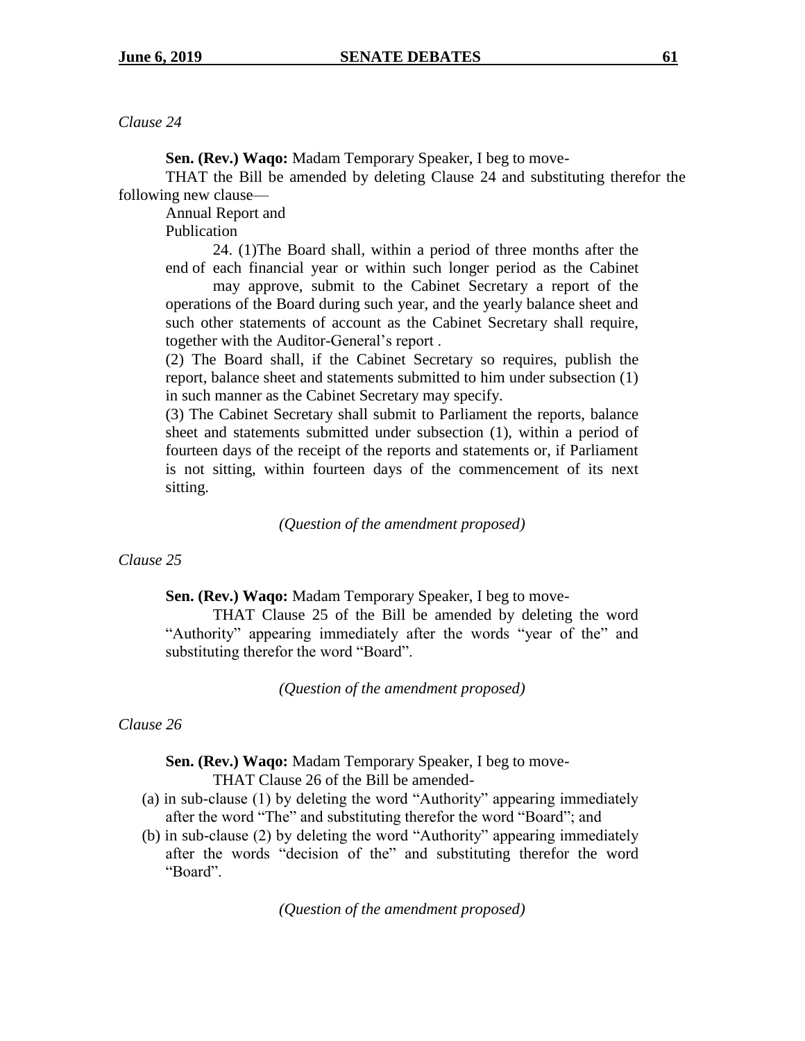*Clause 24*

**Sen. (Rev.) Waqo:** Madam Temporary Speaker, I beg to move-

THAT the Bill be amended by deleting Clause 24 and substituting therefor the following new clause—

Annual Report and Publication

24. (1)The Board shall, within a period of three months after the end of each financial year or within such longer period as the Cabinet may approve, submit to the Cabinet Secretary a report of the operations of the Board during such year, and the yearly balance sheet and such other statements of account as the Cabinet Secretary shall require, together with the Auditor-General's report .

(2) The Board shall, if the Cabinet Secretary so requires, publish the report, balance sheet and statements submitted to him under subsection (1) in such manner as the Cabinet Secretary may specify.

(3) The Cabinet Secretary shall submit to Parliament the reports, balance sheet and statements submitted under subsection (1), within a period of fourteen days of the receipt of the reports and statements or, if Parliament is not sitting, within fourteen days of the commencement of its next sitting.

*(Question of the amendment proposed)*

*Clause 25*

**Sen. (Rev.) Waqo:** Madam Temporary Speaker, I beg to move-

THAT Clause 25 of the Bill be amended by deleting the word "Authority" appearing immediately after the words "year of the" and substituting therefor the word "Board".

*(Question of the amendment proposed)*

*Clause 26*

**Sen. (Rev.) Waqo:** Madam Temporary Speaker, I beg to move-

THAT Clause 26 of the Bill be amended-

(a) in sub-clause (1) by deleting the word "Authority" appearing immediately after the word "The" and substituting therefor the word "Board"; and

(b) in sub-clause (2) by deleting the word "Authority" appearing immediately after the words "decision of the" and substituting therefor the word "Board".

*(Question of the amendment proposed)*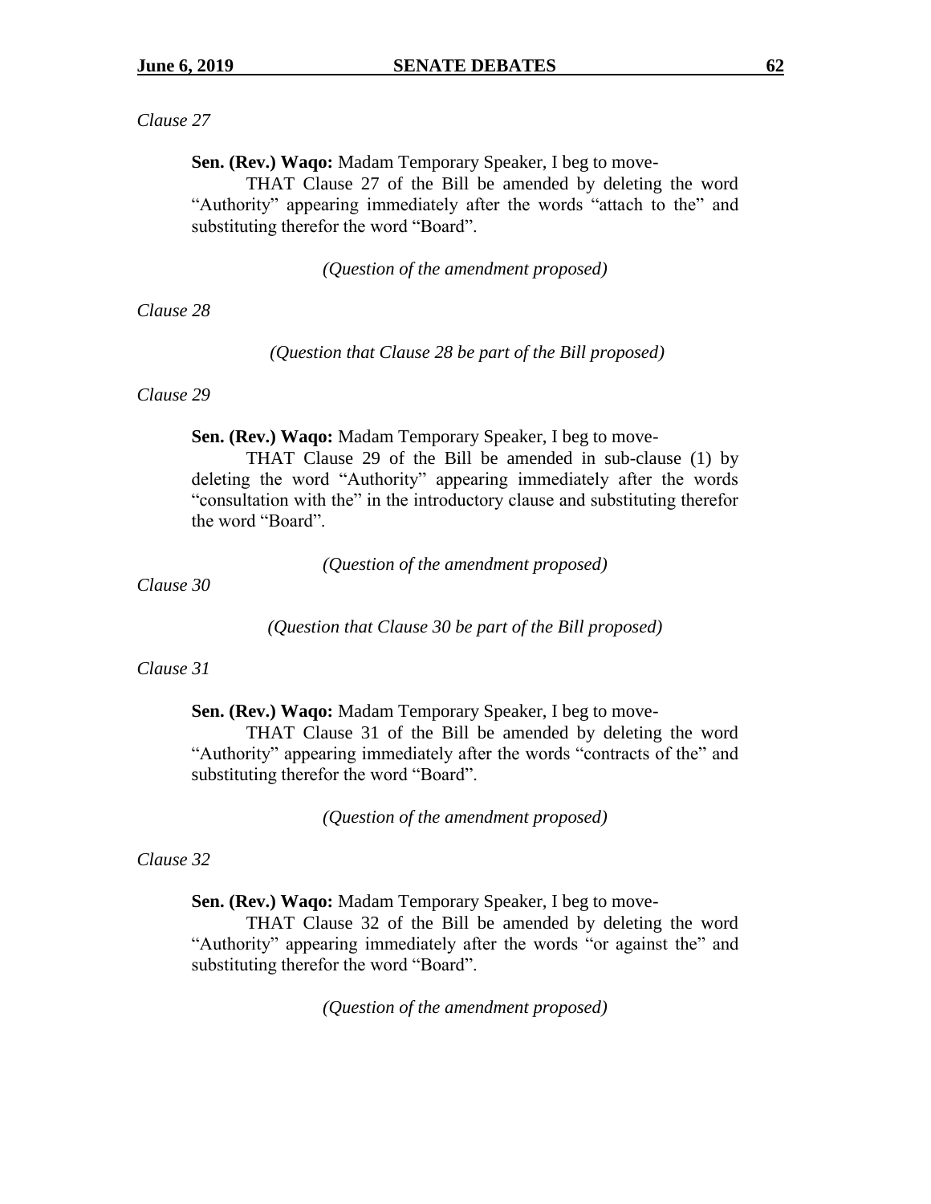*Clause 27*

**Sen. (Rev.) Waqo:** Madam Temporary Speaker, I beg to move-

THAT Clause 27 of the Bill be amended by deleting the word "Authority" appearing immediately after the words "attach to the" and substituting therefor the word "Board".

*(Question of the amendment proposed)*

*Clause 28*

*(Question that Clause 28 be part of the Bill proposed)*

*Clause 29*

**Sen. (Rev.) Waqo:** Madam Temporary Speaker, I beg to move-

THAT Clause 29 of the Bill be amended in sub-clause (1) by deleting the word "Authority" appearing immediately after the words "consultation with the" in the introductory clause and substituting therefor the word "Board".

*(Question of the amendment proposed)*

*Clause 30*

*(Question that Clause 30 be part of the Bill proposed)*

*Clause 31*

**Sen. (Rev.) Waqo:** Madam Temporary Speaker, I beg to move-

THAT Clause 31 of the Bill be amended by deleting the word "Authority" appearing immediately after the words "contracts of the" and substituting therefor the word "Board".

*(Question of the amendment proposed)*

*Clause 32*

**Sen. (Rev.) Waqo:** Madam Temporary Speaker, I beg to move-

THAT Clause 32 of the Bill be amended by deleting the word "Authority" appearing immediately after the words "or against the" and substituting therefor the word "Board".

*(Question of the amendment proposed)*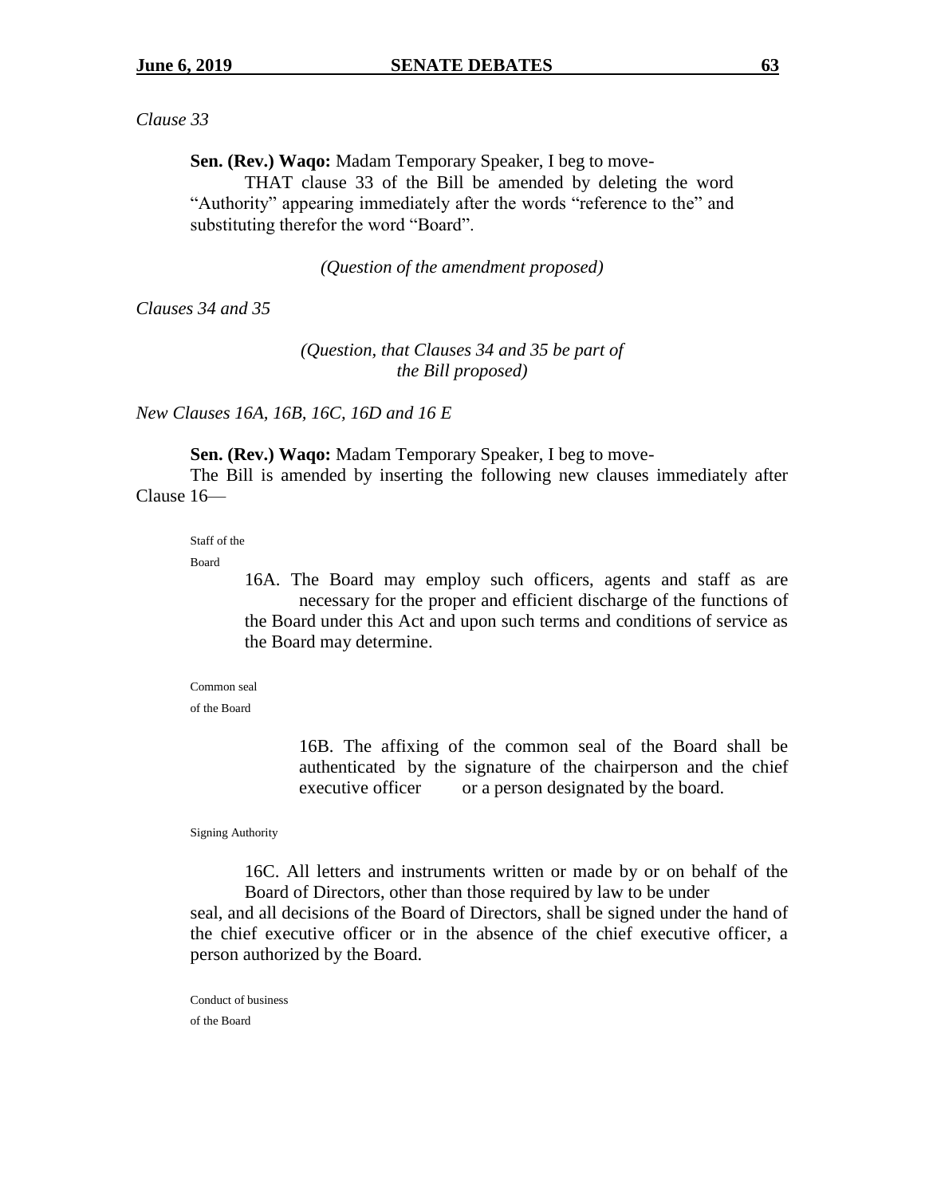*Clause 33*

**Sen. (Rev.) Waqo:** Madam Temporary Speaker, I beg to move-

THAT clause 33 of the Bill be amended by deleting the word "Authority" appearing immediately after the words "reference to the" and substituting therefor the word "Board".

*(Question of the amendment proposed)*

*Clauses 34 and 35*

*(Question, that Clauses 34 and 35 be part of the Bill proposed)*

*New Clauses 16A, 16B, 16C, 16D and 16 E*

**Sen. (Rev.) Waqo:** Madam Temporary Speaker, I beg to move-

The Bill is amended by inserting the following new clauses immediately after Clause 16—

Staff of the Board

16A. The Board may employ such officers, agents and staff as are necessary for the proper and efficient discharge of the functions of the Board under this Act and upon such terms and conditions of service as the Board may determine.

Common seal of the Board

16B. The affixing of the common seal of the Board shall be authenticated by the signature of the chairperson and the chief executive officer or a person designated by the board.

Signing Authority

16C. All letters and instruments written or made by or on behalf of the Board of Directors, other than those required by law to be under seal, and all decisions of the Board of Directors, shall be signed under the hand of the chief executive officer or in the absence of the chief executive officer, a person authorized by the Board.

Conduct of business of the Board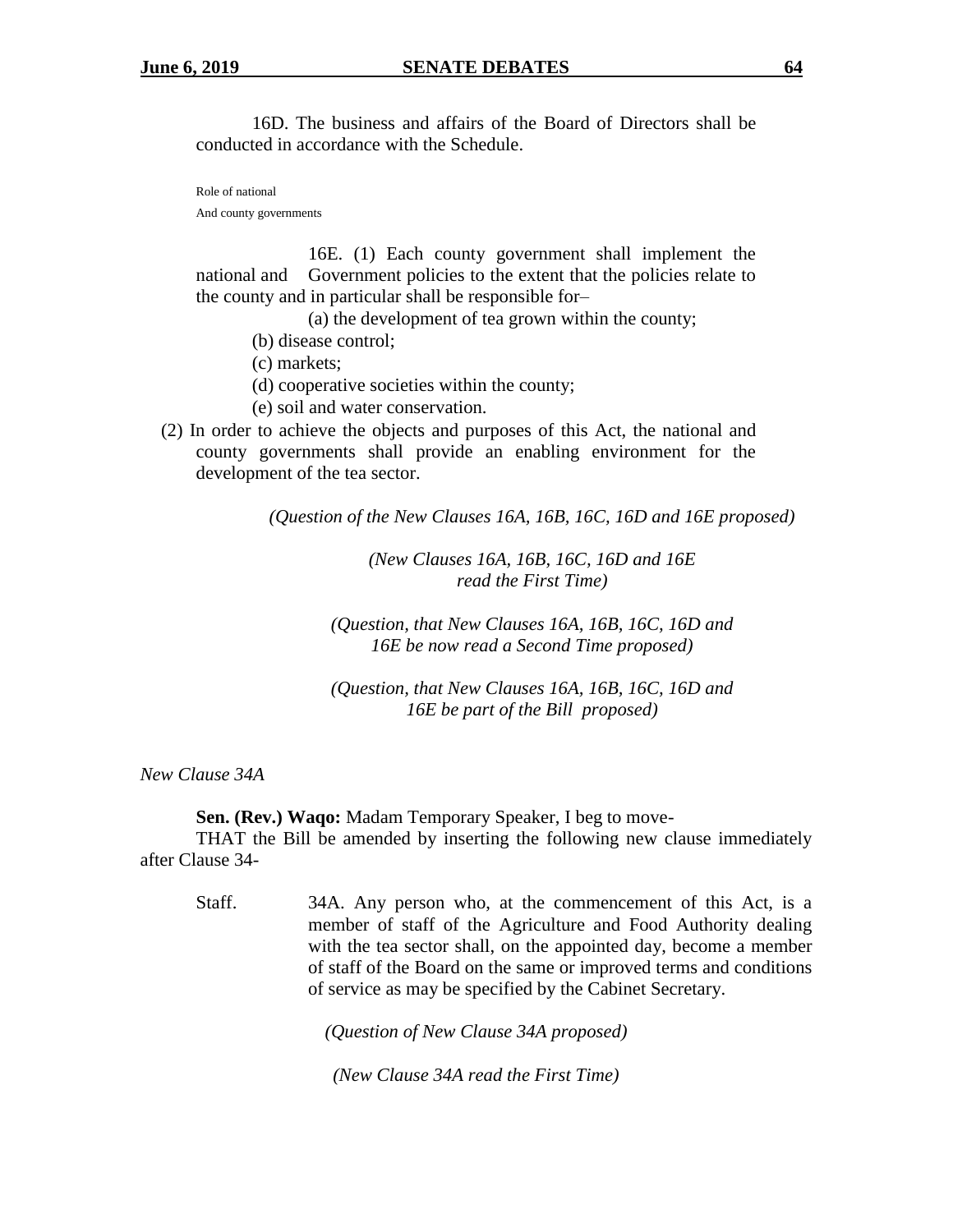16D. The business and affairs of the Board of Directors shall be conducted in accordance with the Schedule.

Role of national
And county governments

16E. (1) Each county government shall implement the national and Government policies to the extent that the policies relate to the county and in particular shall be responsible for–

(a) the development of tea grown within the county;

(b) disease control;

(c) markets;

(d) cooperative societies within the county;

(e) soil and water conservation.

(2) In order to achieve the objects and purposes of this Act, the national and county governments shall provide an enabling environment for the development of the tea sector.

*(Question of the New Clauses 16A, 16B, 16C, 16D and 16E proposed)*

*(New Clauses 16A, 16B, 16C, 16D and 16E read the First Time)*

*(Question, that New Clauses 16A, 16B, 16C, 16D and 16E be now read a Second Time proposed)*

*(Question, that New Clauses 16A, 16B, 16C, 16D and 16E be part of the Bill proposed)*

*New Clause 34A*

**Sen. (Rev.) Waqo:** Madam Temporary Speaker, I beg to move-

THAT the Bill be amended by inserting the following new clause immediately after Clause 34-

Staff. 34A. Any person who, at the commencement of this Act, is a member of staff of the Agriculture and Food Authority dealing with the tea sector shall, on the appointed day, become a member of staff of the Board on the same or improved terms and conditions of service as may be specified by the Cabinet Secretary.

*(Question of New Clause 34A proposed)*

*(New Clause 34A read the First Time)*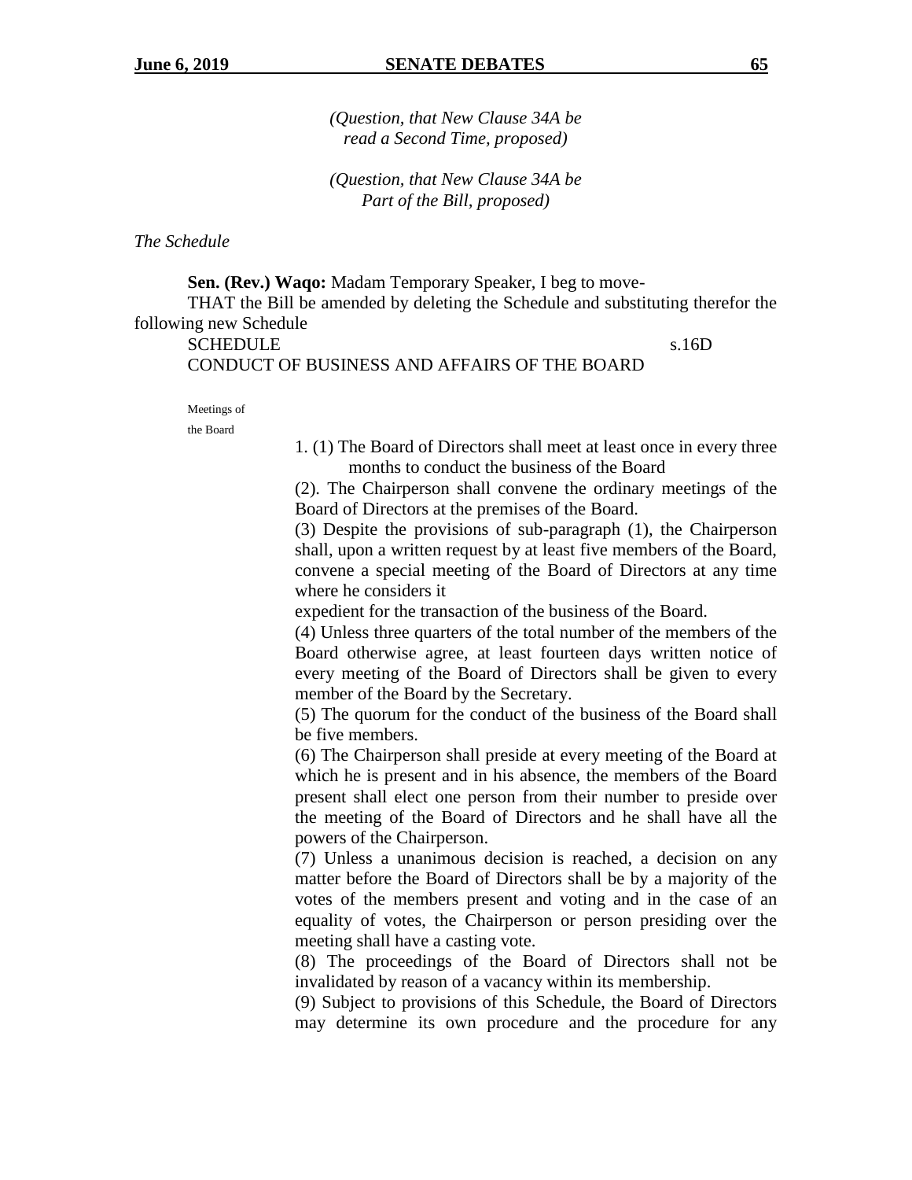*(Question, that New Clause 34A be read a Second Time, proposed)*

*(Question, that New Clause 34A be Part of the Bill, proposed)*

*The Schedule*

**Sen. (Rev.) Waqo:** Madam Temporary Speaker, I beg to move-

THAT the Bill be amended by deleting the Schedule and substituting therefor the following new Schedule

SCHEDULE s.16D

CONDUCT OF BUSINESS AND AFFAIRS OF THE BOARD

Meetings of the Board

1. (1) The Board of Directors shall meet at least once in every three months to conduct the business of the Board

(2). The Chairperson shall convene the ordinary meetings of the Board of Directors at the premises of the Board.

(3) Despite the provisions of sub-paragraph (1), the Chairperson shall, upon a written request by at least five members of the Board, convene a special meeting of the Board of Directors at any time where he considers it expedient for the transaction of the business of the Board.

(4) Unless three quarters of the total number of the members of the Board otherwise agree, at least fourteen days written notice of every meeting of the Board of Directors shall be given to every member of the Board by the Secretary.

(5) The quorum for the conduct of the business of the Board shall be five members.

(6) The Chairperson shall preside at every meeting of the Board at which he is present and in his absence, the members of the Board present shall elect one person from their number to preside over the meeting of the Board of Directors and he shall have all the powers of the Chairperson.

(7) Unless a unanimous decision is reached, a decision on any matter before the Board of Directors shall be by a majority of the votes of the members present and voting and in the case of an equality of votes, the Chairperson or person presiding over the meeting shall have a casting vote.

(8) The proceedings of the Board of Directors shall not be invalidated by reason of a vacancy within its membership.

(9) Subject to provisions of this Schedule, the Board of Directors may determine its own procedure and the procedure for any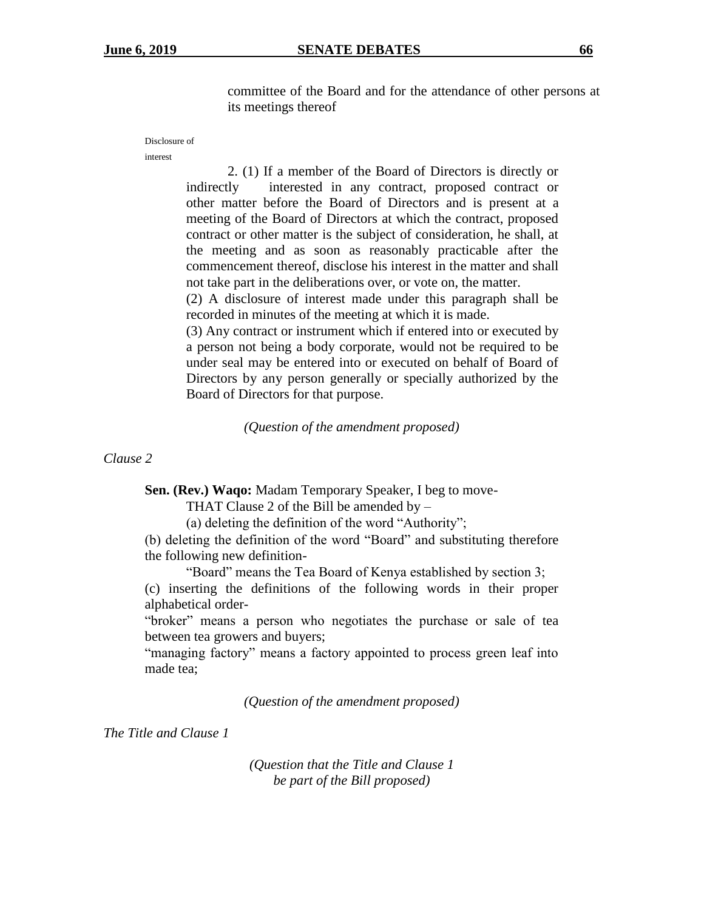committee of the Board and for the attendance of other persons at its meetings thereof

Disclosure of interest

2. (1) If a member of the Board of Directors is directly or indirectly interested in any contract, proposed contract or other matter before the Board of Directors and is present at a meeting of the Board of Directors at which the contract, proposed contract or other matter is the subject of consideration, he shall, at the meeting and as soon as reasonably practicable after the commencement thereof, disclose his interest in the matter and shall not take part in the deliberations over, or vote on, the matter.

(2) A disclosure of interest made under this paragraph shall be recorded in minutes of the meeting at which it is made.

(3) Any contract or instrument which if entered into or executed by a person not being a body corporate, would not be required to be under seal may be entered into or executed on behalf of Board of Directors by any person generally or specially authorized by the Board of Directors for that purpose.

*(Question of the amendment proposed)*

*Clause 2*

**Sen. (Rev.) Waqo:** Madam Temporary Speaker, I beg to move-

THAT Clause 2 of the Bill be amended by –

(a) deleting the definition of the word "Authority";

(b) deleting the definition of the word "Board" and substituting therefore the following new definition-

"Board" means the Tea Board of Kenya established by section 3;

(c) inserting the definitions of the following words in their proper alphabetical order-

"broker" means a person who negotiates the purchase or sale of tea between tea growers and buyers;

"managing factory" means a factory appointed to process green leaf into made tea;

*(Question of the amendment proposed)*

*The Title and Clause 1*

*(Question that the Title and Clause 1 be part of the Bill proposed)*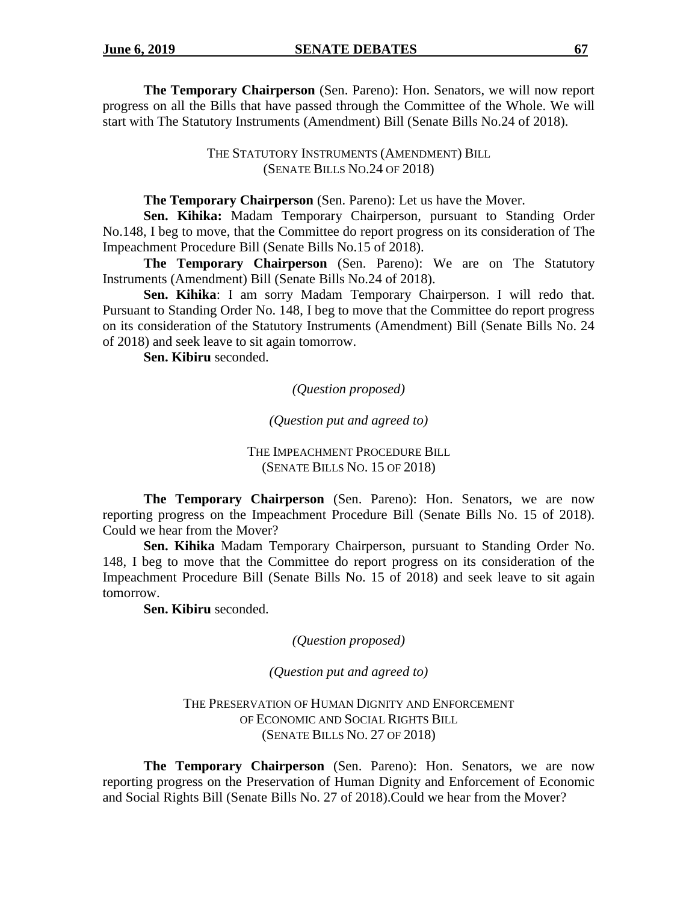**The Temporary Chairperson** (Sen. Pareno): Hon. Senators, we will now report progress on all the Bills that have passed through the Committee of the Whole. We will start with The Statutory Instruments (Amendment) Bill (Senate Bills No.24 of 2018).

THE STATUTORY INSTRUMENTS (AMENDMENT) BILL
(SENATE BILLS NO.24 OF 2018)

**The Temporary Chairperson** (Sen. Pareno): Let us have the Mover.

**Sen. Kihika:** Madam Temporary Chairperson, pursuant to Standing Order No.148, I beg to move, that the Committee do report progress on its consideration of The Impeachment Procedure Bill (Senate Bills No.15 of 2018).

**The Temporary Chairperson** (Sen. Pareno): We are on The Statutory Instruments (Amendment) Bill (Senate Bills No.24 of 2018).

**Sen. Kihika**: I am sorry Madam Temporary Chairperson. I will redo that. Pursuant to Standing Order No. 148, I beg to move that the Committee do report progress on its consideration of the Statutory Instruments (Amendment) Bill (Senate Bills No. 24 of 2018) and seek leave to sit again tomorrow.

**Sen. Kibiru** seconded.

*(Question proposed)*

*(Question put and agreed to)*

THE IMPEACHMENT PROCEDURE BILL
(SENATE BILLS NO. 15 OF 2018)

**The Temporary Chairperson** (Sen. Pareno): Hon. Senators, we are now reporting progress on the Impeachment Procedure Bill (Senate Bills No. 15 of 2018). Could we hear from the Mover?

**Sen. Kihika** Madam Temporary Chairperson, pursuant to Standing Order No. 148, I beg to move that the Committee do report progress on its consideration of the Impeachment Procedure Bill (Senate Bills No. 15 of 2018) and seek leave to sit again tomorrow.

**Sen. Kibiru** seconded.

*(Question proposed)*

*(Question put and agreed to)*

THE PRESERVATION OF HUMAN DIGNITY AND ENFORCEMENT
OF ECONOMIC AND SOCIAL RIGHTS BILL
(SENATE BILLS NO. 27 OF 2018)

**The Temporary Chairperson** (Sen. Pareno): Hon. Senators, we are now reporting progress on the Preservation of Human Dignity and Enforcement of Economic and Social Rights Bill (Senate Bills No. 27 of 2018).Could we hear from the Mover?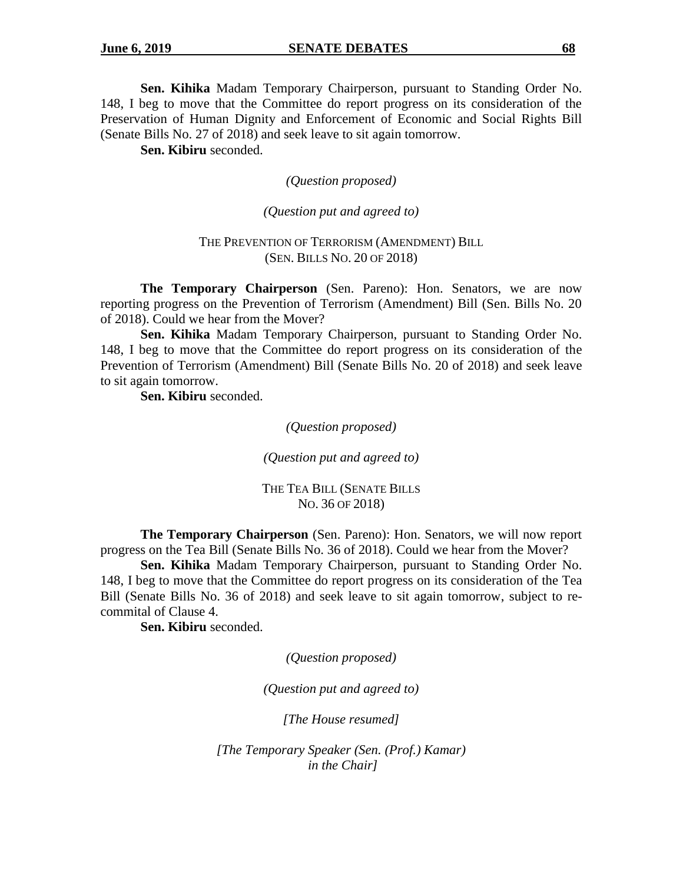**Sen. Kihika** Madam Temporary Chairperson, pursuant to Standing Order No. 148, I beg to move that the Committee do report progress on its consideration of the Preservation of Human Dignity and Enforcement of Economic and Social Rights Bill (Senate Bills No. 27 of 2018) and seek leave to sit again tomorrow.

**Sen. Kibiru** seconded.

*(Question proposed)*

*(Question put and agreed to)*

THE PREVENTION OF TERRORISM (AMENDMENT) BILL
(SEN. BILLS NO. 20 OF 2018)

**The Temporary Chairperson** (Sen. Pareno): Hon. Senators, we are now reporting progress on the Prevention of Terrorism (Amendment) Bill (Sen. Bills No. 20 of 2018). Could we hear from the Mover?

**Sen. Kihika** Madam Temporary Chairperson, pursuant to Standing Order No. 148, I beg to move that the Committee do report progress on its consideration of the Prevention of Terrorism (Amendment) Bill (Senate Bills No. 20 of 2018) and seek leave to sit again tomorrow.

**Sen. Kibiru** seconded.

*(Question proposed)*

*(Question put and agreed to)*

THE TEA BILL (SENATE BILLS
NO. 36 OF 2018)

**The Temporary Chairperson** (Sen. Pareno): Hon. Senators, we will now report progress on the Tea Bill (Senate Bills No. 36 of 2018). Could we hear from the Mover?

**Sen. Kihika** Madam Temporary Chairperson, pursuant to Standing Order No. 148, I beg to move that the Committee do report progress on its consideration of the Tea Bill (Senate Bills No. 36 of 2018) and seek leave to sit again tomorrow, subject to re-commital of Clause 4.

**Sen. Kibiru** seconded.

*(Question proposed)*

*(Question put and agreed to)*

*[The House resumed]*

*[The Temporary Speaker (Sen. (Prof.) Kamar) in the Chair]*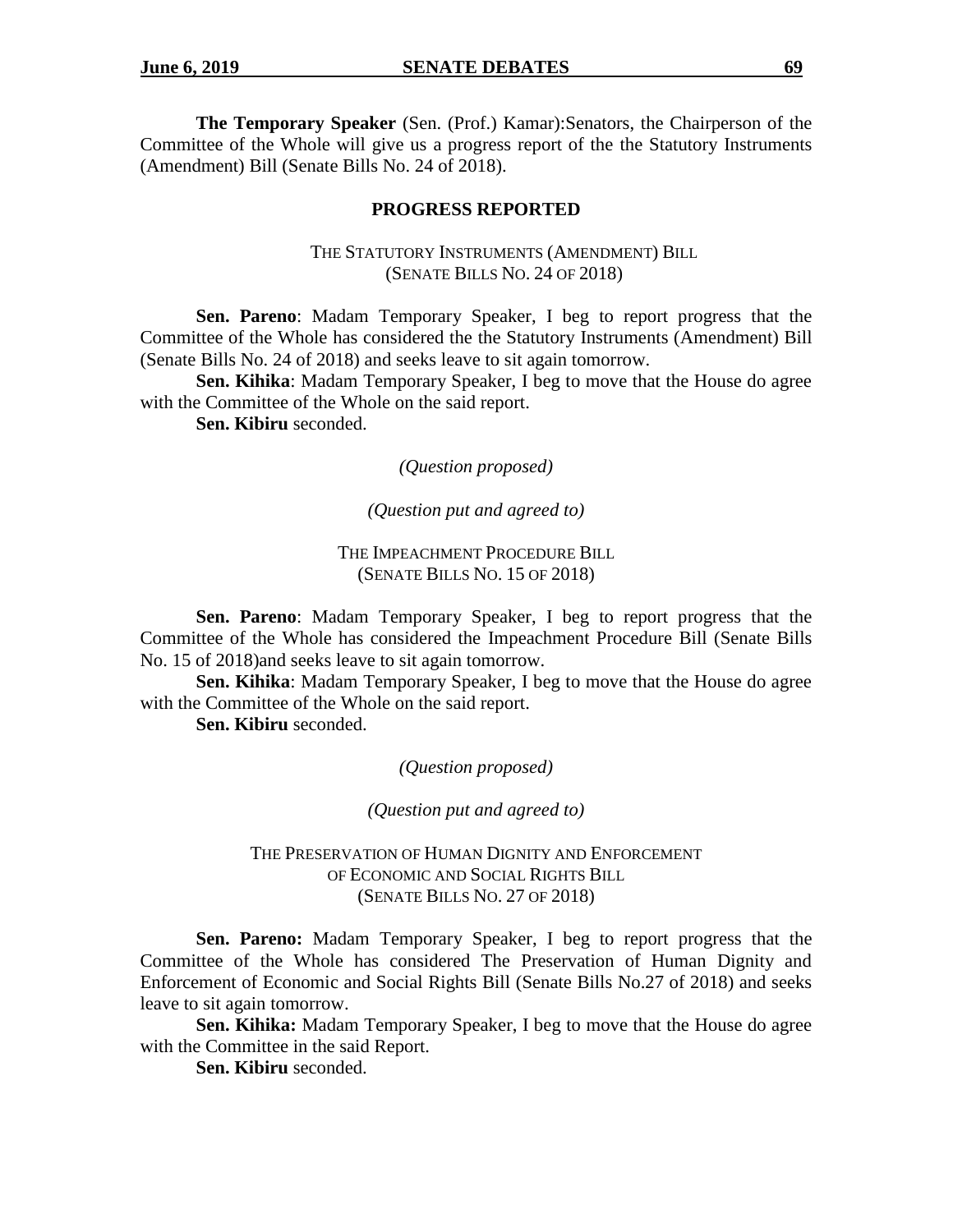**The Temporary Speaker** (Sen. (Prof.) Kamar):Senators, the Chairperson of the Committee of the Whole will give us a progress report of the the Statutory Instruments (Amendment) Bill (Senate Bills No. 24 of 2018).

## PROGRESS REPORTED

### THE STATUTORY INSTRUMENTS (AMENDMENT) BILL (SENATE BILLS NO. 24 OF 2018)

**Sen. Pareno**: Madam Temporary Speaker, I beg to report progress that the Committee of the Whole has considered the the Statutory Instruments (Amendment) Bill (Senate Bills No. 24 of 2018) and seeks leave to sit again tomorrow.

**Sen. Kihika**: Madam Temporary Speaker, I beg to move that the House do agree with the Committee of the Whole on the said report.

**Sen. Kibiru** seconded.

*(Question proposed)*

*(Question put and agreed to)*

### THE IMPEACHMENT PROCEDURE BILL (SENATE BILLS NO. 15 OF 2018)

**Sen. Pareno**: Madam Temporary Speaker, I beg to report progress that the Committee of the Whole has considered the Impeachment Procedure Bill (Senate Bills No. 15 of 2018)and seeks leave to sit again tomorrow.

**Sen. Kihika**: Madam Temporary Speaker, I beg to move that the House do agree with the Committee of the Whole on the said report.

**Sen. Kibiru** seconded.

*(Question proposed)*

*(Question put and agreed to)*

### THE PRESERVATION OF HUMAN DIGNITY AND ENFORCEMENT OF ECONOMIC AND SOCIAL RIGHTS BILL (SENATE BILLS NO. 27 OF 2018)

**Sen. Pareno:** Madam Temporary Speaker, I beg to report progress that the Committee of the Whole has considered The Preservation of Human Dignity and Enforcement of Economic and Social Rights Bill (Senate Bills No.27 of 2018) and seeks leave to sit again tomorrow.

**Sen. Kihika:** Madam Temporary Speaker, I beg to move that the House do agree with the Committee in the said Report.

**Sen. Kibiru** seconded.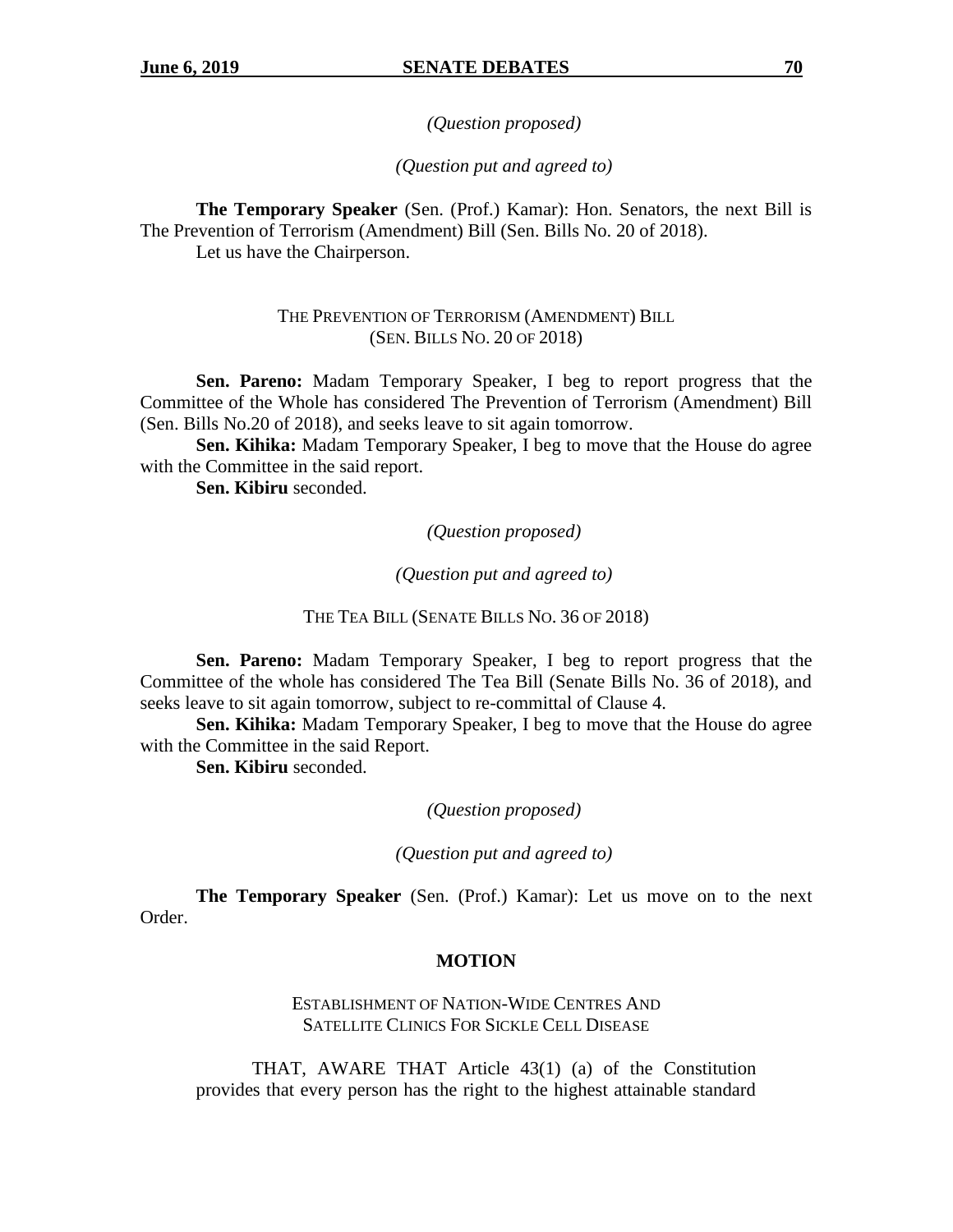*(Question proposed)*

*(Question put and agreed to)*

**The Temporary Speaker** (Sen. (Prof.) Kamar): Hon. Senators, the next Bill is The Prevention of Terrorism (Amendment) Bill (Sen. Bills No. 20 of 2018).

Let us have the Chairperson.

THE PREVENTION OF TERRORISM (AMENDMENT) BILL (SEN. BILLS NO. 20 OF 2018)

**Sen. Pareno:** Madam Temporary Speaker, I beg to report progress that the Committee of the Whole has considered The Prevention of Terrorism (Amendment) Bill (Sen. Bills No.20 of 2018), and seeks leave to sit again tomorrow.

**Sen. Kihika:** Madam Temporary Speaker, I beg to move that the House do agree with the Committee in the said report.

**Sen. Kibiru** seconded.

*(Question proposed)*

*(Question put and agreed to)*

THE TEA BILL (SENATE BILLS NO. 36 OF 2018)

**Sen. Pareno:** Madam Temporary Speaker, I beg to report progress that the Committee of the whole has considered The Tea Bill (Senate Bills No. 36 of 2018), and seeks leave to sit again tomorrow, subject to re-committal of Clause 4.

**Sen. Kihika:** Madam Temporary Speaker, I beg to move that the House do agree with the Committee in the said Report.

**Sen. Kibiru** seconded.

*(Question proposed)*

*(Question put and agreed to)*

**The Temporary Speaker** (Sen. (Prof.) Kamar): Let us move on to the next Order.

## MOTION

ESTABLISHMENT OF NATION-WIDE CENTRES AND SATELLITE CLINICS FOR SICKLE CELL DISEASE

THAT, AWARE THAT Article 43(1) (a) of the Constitution provides that every person has the right to the highest attainable standard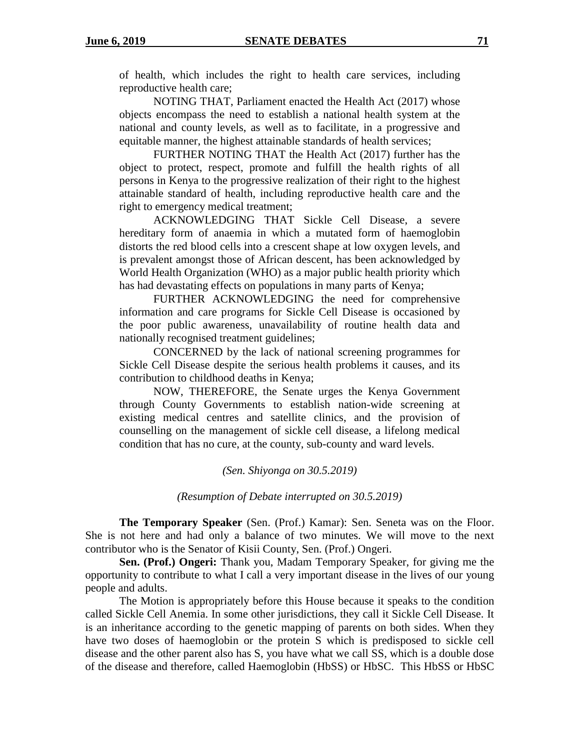of health, which includes the right to health care services, including reproductive health care;

NOTING THAT, Parliament enacted the Health Act (2017) whose objects encompass the need to establish a national health system at the national and county levels, as well as to facilitate, in a progressive and equitable manner, the highest attainable standards of health services;

FURTHER NOTING THAT the Health Act (2017) further has the object to protect, respect, promote and fulfill the health rights of all persons in Kenya to the progressive realization of their right to the highest attainable standard of health, including reproductive health care and the right to emergency medical treatment;

ACKNOWLEDGING THAT Sickle Cell Disease, a severe hereditary form of anaemia in which a mutated form of haemoglobin distorts the red blood cells into a crescent shape at low oxygen levels, and is prevalent amongst those of African descent, has been acknowledged by World Health Organization (WHO) as a major public health priority which has had devastating effects on populations in many parts of Kenya;

FURTHER ACKNOWLEDGING the need for comprehensive information and care programs for Sickle Cell Disease is occasioned by the poor public awareness, unavailability of routine health data and nationally recognised treatment guidelines;

CONCERNED by the lack of national screening programmes for Sickle Cell Disease despite the serious health problems it causes, and its contribution to childhood deaths in Kenya;

NOW, THEREFORE, the Senate urges the Kenya Government through County Governments to establish nation-wide screening at existing medical centres and satellite clinics, and the provision of counselling on the management of sickle cell disease, a lifelong medical condition that has no cure, at the county, sub-county and ward levels.

*(Sen. Shiyonga on 30.5.2019)*

*(Resumption of Debate interrupted on 30.5.2019)*

**The Temporary Speaker** (Sen. (Prof.) Kamar): Sen. Seneta was on the Floor. She is not here and had only a balance of two minutes. We will move to the next contributor who is the Senator of Kisii County, Sen. (Prof.) Ongeri.

**Sen. (Prof.) Ongeri:** Thank you, Madam Temporary Speaker, for giving me the opportunity to contribute to what I call a very important disease in the lives of our young people and adults.

The Motion is appropriately before this House because it speaks to the condition called Sickle Cell Anemia. In some other jurisdictions, they call it Sickle Cell Disease. It is an inheritance according to the genetic mapping of parents on both sides. When they have two doses of haemoglobin or the protein S which is predisposed to sickle cell disease and the other parent also has S, you have what we call SS, which is a double dose of the disease and therefore, called Haemoglobin (HbSS) or HbSC. This HbSS or HbSC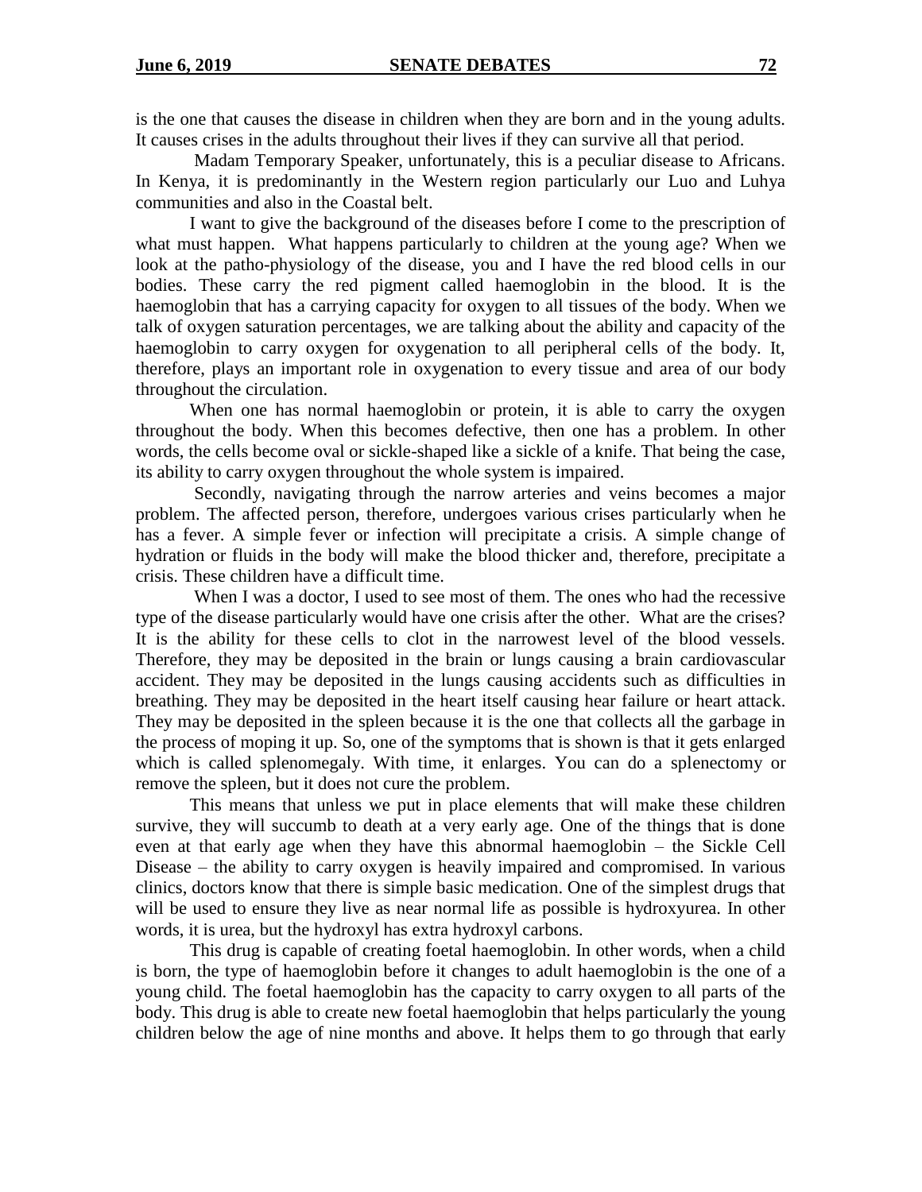is the one that causes the disease in children when they are born and in the young adults. It causes crises in the adults throughout their lives if they can survive all that period.

Madam Temporary Speaker, unfortunately, this is a peculiar disease to Africans. In Kenya, it is predominantly in the Western region particularly our Luo and Luhya communities and also in the Coastal belt.

I want to give the background of the diseases before I come to the prescription of what must happen. What happens particularly to children at the young age? When we look at the patho-physiology of the disease, you and I have the red blood cells in our bodies. These carry the red pigment called haemoglobin in the blood. It is the haemoglobin that has a carrying capacity for oxygen to all tissues of the body. When we talk of oxygen saturation percentages, we are talking about the ability and capacity of the haemoglobin to carry oxygen for oxygenation to all peripheral cells of the body. It, therefore, plays an important role in oxygenation to every tissue and area of our body throughout the circulation.

When one has normal haemoglobin or protein, it is able to carry the oxygen throughout the body. When this becomes defective, then one has a problem. In other words, the cells become oval or sickle-shaped like a sickle of a knife. That being the case, its ability to carry oxygen throughout the whole system is impaired.

Secondly, navigating through the narrow arteries and veins becomes a major problem. The affected person, therefore, undergoes various crises particularly when he has a fever. A simple fever or infection will precipitate a crisis. A simple change of hydration or fluids in the body will make the blood thicker and, therefore, precipitate a crisis. These children have a difficult time.

When I was a doctor, I used to see most of them. The ones who had the recessive type of the disease particularly would have one crisis after the other. What are the crises? It is the ability for these cells to clot in the narrowest level of the blood vessels. Therefore, they may be deposited in the brain or lungs causing a brain cardiovascular accident. They may be deposited in the lungs causing accidents such as difficulties in breathing. They may be deposited in the heart itself causing hear failure or heart attack. They may be deposited in the spleen because it is the one that collects all the garbage in the process of moping it up. So, one of the symptoms that is shown is that it gets enlarged which is called splenomegaly. With time, it enlarges. You can do a splenectomy or remove the spleen, but it does not cure the problem.

This means that unless we put in place elements that will make these children survive, they will succumb to death at a very early age. One of the things that is done even at that early age when they have this abnormal haemoglobin – the Sickle Cell Disease – the ability to carry oxygen is heavily impaired and compromised. In various clinics, doctors know that there is simple basic medication. One of the simplest drugs that will be used to ensure they live as near normal life as possible is hydroxyurea. In other words, it is urea, but the hydroxyl has extra hydroxyl carbons.

This drug is capable of creating foetal haemoglobin. In other words, when a child is born, the type of haemoglobin before it changes to adult haemoglobin is the one of a young child. The foetal haemoglobin has the capacity to carry oxygen to all parts of the body. This drug is able to create new foetal haemoglobin that helps particularly the young children below the age of nine months and above. It helps them to go through that early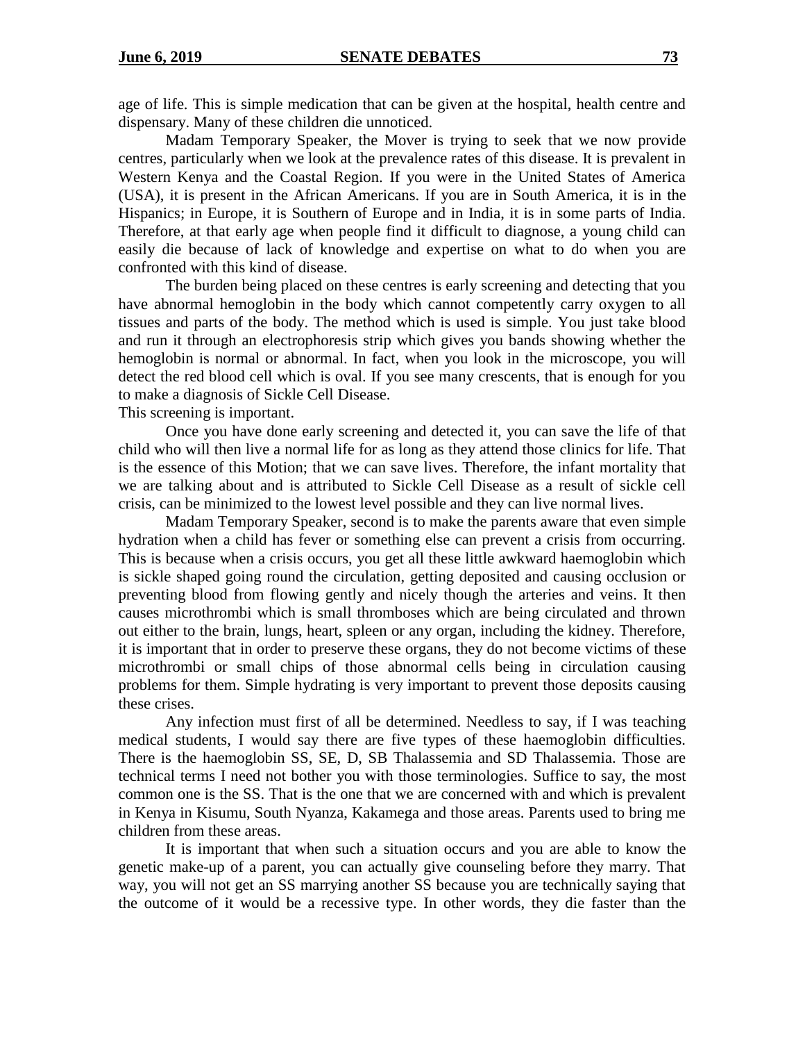age of life. This is simple medication that can be given at the hospital, health centre and dispensary. Many of these children die unnoticed.

Madam Temporary Speaker, the Mover is trying to seek that we now provide centres, particularly when we look at the prevalence rates of this disease. It is prevalent in Western Kenya and the Coastal Region. If you were in the United States of America (USA), it is present in the African Americans. If you are in South America, it is in the Hispanics; in Europe, it is Southern of Europe and in India, it is in some parts of India. Therefore, at that early age when people find it difficult to diagnose, a young child can easily die because of lack of knowledge and expertise on what to do when you are confronted with this kind of disease.

The burden being placed on these centres is early screening and detecting that you have abnormal hemoglobin in the body which cannot competently carry oxygen to all tissues and parts of the body. The method which is used is simple. You just take blood and run it through an electrophoresis strip which gives you bands showing whether the hemoglobin is normal or abnormal. In fact, when you look in the microscope, you will detect the red blood cell which is oval. If you see many crescents, that is enough for you to make a diagnosis of Sickle Cell Disease.

This screening is important.

Once you have done early screening and detected it, you can save the life of that child who will then live a normal life for as long as they attend those clinics for life. That is the essence of this Motion; that we can save lives. Therefore, the infant mortality that we are talking about and is attributed to Sickle Cell Disease as a result of sickle cell crisis, can be minimized to the lowest level possible and they can live normal lives.

Madam Temporary Speaker, second is to make the parents aware that even simple hydration when a child has fever or something else can prevent a crisis from occurring. This is because when a crisis occurs, you get all these little awkward haemoglobin which is sickle shaped going round the circulation, getting deposited and causing occlusion or preventing blood from flowing gently and nicely though the arteries and veins. It then causes microthrombi which is small thromboses which are being circulated and thrown out either to the brain, lungs, heart, spleen or any organ, including the kidney. Therefore, it is important that in order to preserve these organs, they do not become victims of these microthrombi or small chips of those abnormal cells being in circulation causing problems for them. Simple hydrating is very important to prevent those deposits causing these crises.

Any infection must first of all be determined. Needless to say, if I was teaching medical students, I would say there are five types of these haemoglobin difficulties. There is the haemoglobin SS, SE, D, SB Thalassemia and SD Thalassemia. Those are technical terms I need not bother you with those terminologies. Suffice to say, the most common one is the SS. That is the one that we are concerned with and which is prevalent in Kenya in Kisumu, South Nyanza, Kakamega and those areas. Parents used to bring me children from these areas.

It is important that when such a situation occurs and you are able to know the genetic make-up of a parent, you can actually give counseling before they marry. That way, you will not get an SS marrying another SS because you are technically saying that the outcome of it would be a recessive type. In other words, they die faster than the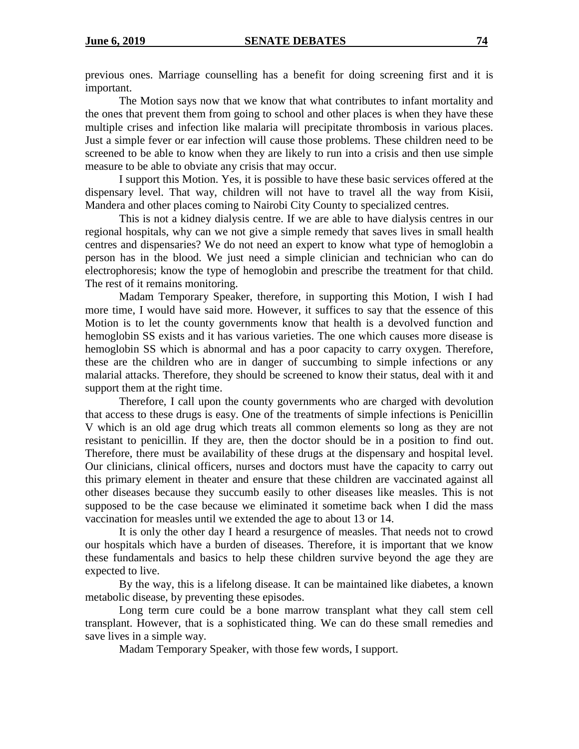previous ones. Marriage counselling has a benefit for doing screening first and it is important.

The Motion says now that we know that what contributes to infant mortality and the ones that prevent them from going to school and other places is when they have these multiple crises and infection like malaria will precipitate thrombosis in various places. Just a simple fever or ear infection will cause those problems. These children need to be screened to be able to know when they are likely to run into a crisis and then use simple measure to be able to obviate any crisis that may occur.

I support this Motion. Yes, it is possible to have these basic services offered at the dispensary level. That way, children will not have to travel all the way from Kisii, Mandera and other places coming to Nairobi City County to specialized centres.

This is not a kidney dialysis centre. If we are able to have dialysis centres in our regional hospitals, why can we not give a simple remedy that saves lives in small health centres and dispensaries? We do not need an expert to know what type of hemoglobin a person has in the blood. We just need a simple clinician and technician who can do electrophoresis; know the type of hemoglobin and prescribe the treatment for that child. The rest of it remains monitoring.

Madam Temporary Speaker, therefore, in supporting this Motion, I wish I had more time, I would have said more. However, it suffices to say that the essence of this Motion is to let the county governments know that health is a devolved function and hemoglobin SS exists and it has various varieties. The one which causes more disease is hemoglobin SS which is abnormal and has a poor capacity to carry oxygen. Therefore, these are the children who are in danger of succumbing to simple infections or any malarial attacks. Therefore, they should be screened to know their status, deal with it and support them at the right time.

Therefore, I call upon the county governments who are charged with devolution that access to these drugs is easy. One of the treatments of simple infections is Penicillin V which is an old age drug which treats all common elements so long as they are not resistant to penicillin. If they are, then the doctor should be in a position to find out. Therefore, there must be availability of these drugs at the dispensary and hospital level. Our clinicians, clinical officers, nurses and doctors must have the capacity to carry out this primary element in theater and ensure that these children are vaccinated against all other diseases because they succumb easily to other diseases like measles. This is not supposed to be the case because we eliminated it sometime back when I did the mass vaccination for measles until we extended the age to about 13 or 14.

It is only the other day I heard a resurgence of measles. That needs not to crowd our hospitals which have a burden of diseases. Therefore, it is important that we know these fundamentals and basics to help these children survive beyond the age they are expected to live.

By the way, this is a lifelong disease. It can be maintained like diabetes, a known metabolic disease, by preventing these episodes.

Long term cure could be a bone marrow transplant what they call stem cell transplant. However, that is a sophisticated thing. We can do these small remedies and save lives in a simple way.

Madam Temporary Speaker, with those few words, I support.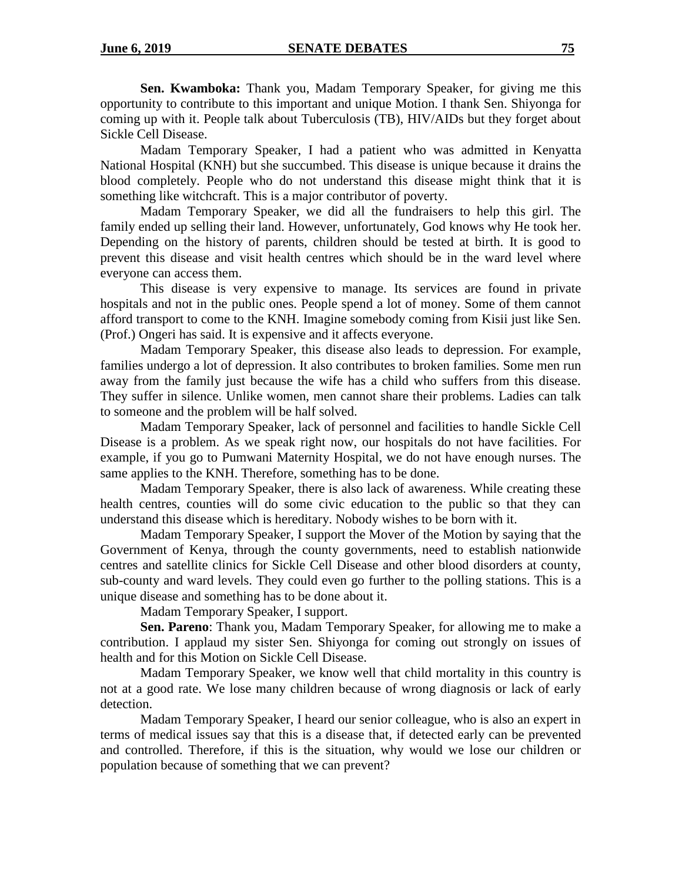**Sen. Kwamboka:** Thank you, Madam Temporary Speaker, for giving me this opportunity to contribute to this important and unique Motion. I thank Sen. Shiyonga for coming up with it. People talk about Tuberculosis (TB), HIV/AIDs but they forget about Sickle Cell Disease.

Madam Temporary Speaker, I had a patient who was admitted in Kenyatta National Hospital (KNH) but she succumbed. This disease is unique because it drains the blood completely. People who do not understand this disease might think that it is something like witchcraft. This is a major contributor of poverty.

Madam Temporary Speaker, we did all the fundraisers to help this girl. The family ended up selling their land. However, unfortunately, God knows why He took her. Depending on the history of parents, children should be tested at birth. It is good to prevent this disease and visit health centres which should be in the ward level where everyone can access them.

This disease is very expensive to manage. Its services are found in private hospitals and not in the public ones. People spend a lot of money. Some of them cannot afford transport to come to the KNH. Imagine somebody coming from Kisii just like Sen. (Prof.) Ongeri has said. It is expensive and it affects everyone.

Madam Temporary Speaker, this disease also leads to depression. For example, families undergo a lot of depression. It also contributes to broken families. Some men run away from the family just because the wife has a child who suffers from this disease. They suffer in silence. Unlike women, men cannot share their problems. Ladies can talk to someone and the problem will be half solved.

Madam Temporary Speaker, lack of personnel and facilities to handle Sickle Cell Disease is a problem. As we speak right now, our hospitals do not have facilities. For example, if you go to Pumwani Maternity Hospital, we do not have enough nurses. The same applies to the KNH. Therefore, something has to be done.

Madam Temporary Speaker, there is also lack of awareness. While creating these health centres, counties will do some civic education to the public so that they can understand this disease which is hereditary. Nobody wishes to be born with it.

Madam Temporary Speaker, I support the Mover of the Motion by saying that the Government of Kenya, through the county governments, need to establish nationwide centres and satellite clinics for Sickle Cell Disease and other blood disorders at county, sub-county and ward levels. They could even go further to the polling stations. This is a unique disease and something has to be done about it.

Madam Temporary Speaker, I support.

**Sen. Pareno**: Thank you, Madam Temporary Speaker, for allowing me to make a contribution. I applaud my sister Sen. Shiyonga for coming out strongly on issues of health and for this Motion on Sickle Cell Disease.

Madam Temporary Speaker, we know well that child mortality in this country is not at a good rate. We lose many children because of wrong diagnosis or lack of early detection.

Madam Temporary Speaker, I heard our senior colleague, who is also an expert in terms of medical issues say that this is a disease that, if detected early can be prevented and controlled. Therefore, if this is the situation, why would we lose our children or population because of something that we can prevent?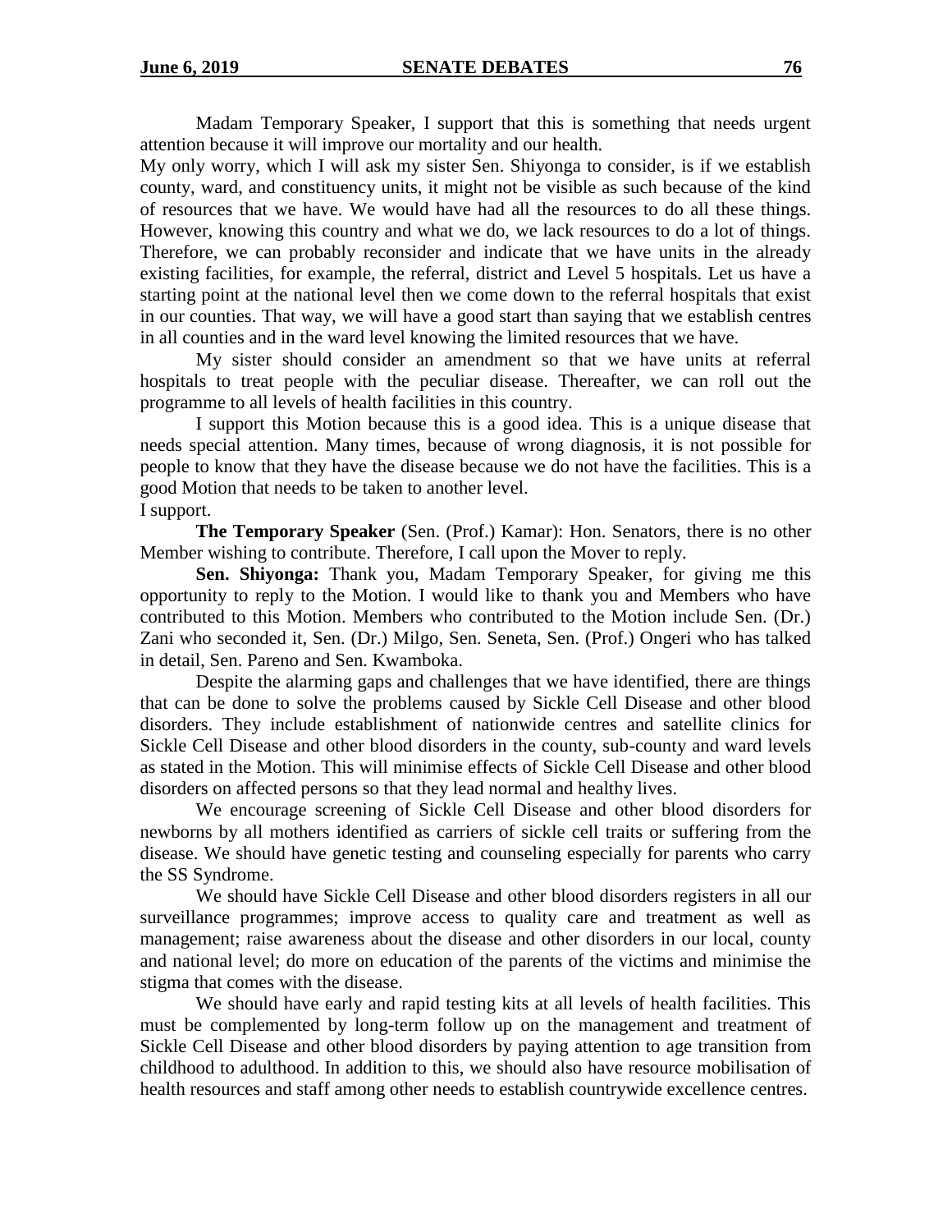Madam Temporary Speaker, I support that this is something that needs urgent attention because it will improve our mortality and our health.

My only worry, which I will ask my sister Sen. Shiyonga to consider, is if we establish county, ward, and constituency units, it might not be visible as such because of the kind of resources that we have. We would have had all the resources to do all these things. However, knowing this country and what we do, we lack resources to do a lot of things. Therefore, we can probably reconsider and indicate that we have units in the already existing facilities, for example, the referral, district and Level 5 hospitals. Let us have a starting point at the national level then we come down to the referral hospitals that exist in our counties. That way, we will have a good start than saying that we establish centres in all counties and in the ward level knowing the limited resources that we have.

My sister should consider an amendment so that we have units at referral hospitals to treat people with the peculiar disease. Thereafter, we can roll out the programme to all levels of health facilities in this country.

I support this Motion because this is a good idea. This is a unique disease that needs special attention. Many times, because of wrong diagnosis, it is not possible for people to know that they have the disease because we do not have the facilities. This is a good Motion that needs to be taken to another level.

I support.

**The Temporary Speaker** (Sen. (Prof.) Kamar): Hon. Senators, there is no other Member wishing to contribute. Therefore, I call upon the Mover to reply.

**Sen. Shiyonga:** Thank you, Madam Temporary Speaker, for giving me this opportunity to reply to the Motion. I would like to thank you and Members who have contributed to this Motion. Members who contributed to the Motion include Sen. (Dr.) Zani who seconded it, Sen. (Dr.) Milgo, Sen. Seneta, Sen. (Prof.) Ongeri who has talked in detail, Sen. Pareno and Sen. Kwamboka.

Despite the alarming gaps and challenges that we have identified, there are things that can be done to solve the problems caused by Sickle Cell Disease and other blood disorders. They include establishment of nationwide centres and satellite clinics for Sickle Cell Disease and other blood disorders in the county, sub-county and ward levels as stated in the Motion. This will minimise effects of Sickle Cell Disease and other blood disorders on affected persons so that they lead normal and healthy lives.

We encourage screening of Sickle Cell Disease and other blood disorders for newborns by all mothers identified as carriers of sickle cell traits or suffering from the disease. We should have genetic testing and counseling especially for parents who carry the SS Syndrome.

We should have Sickle Cell Disease and other blood disorders registers in all our surveillance programmes; improve access to quality care and treatment as well as management; raise awareness about the disease and other disorders in our local, county and national level; do more on education of the parents of the victims and minimise the stigma that comes with the disease.

We should have early and rapid testing kits at all levels of health facilities. This must be complemented by long-term follow up on the management and treatment of Sickle Cell Disease and other blood disorders by paying attention to age transition from childhood to adulthood. In addition to this, we should also have resource mobilisation of health resources and staff among other needs to establish countrywide excellence centres.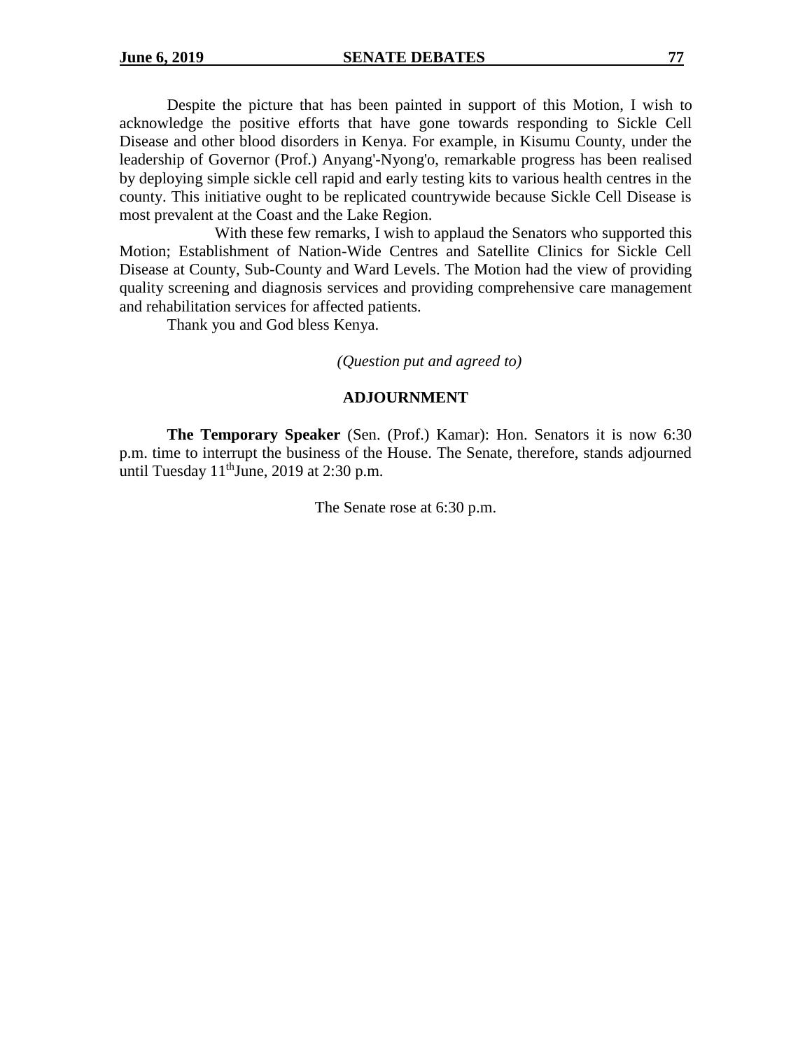Despite the picture that has been painted in support of this Motion, I wish to acknowledge the positive efforts that have gone towards responding to Sickle Cell Disease and other blood disorders in Kenya. For example, in Kisumu County, under the leadership of Governor (Prof.) Anyang'-Nyong'o, remarkable progress has been realised by deploying simple sickle cell rapid and early testing kits to various health centres in the county. This initiative ought to be replicated countrywide because Sickle Cell Disease is most prevalent at the Coast and the Lake Region.

With these few remarks, I wish to applaud the Senators who supported this Motion; Establishment of Nation-Wide Centres and Satellite Clinics for Sickle Cell Disease at County, Sub-County and Ward Levels. The Motion had the view of providing quality screening and diagnosis services and providing comprehensive care management and rehabilitation services for affected patients.

Thank you and God bless Kenya.

*(Question put and agreed to)*

## ADJOURNMENT

**The Temporary Speaker** (Sen. (Prof.) Kamar): Hon. Senators it is now 6:30 p.m. time to interrupt the business of the House. The Senate, therefore, stands adjourned until Tuesday 11th June, 2019 at 2:30 p.m.

The Senate rose at 6:30 p.m.